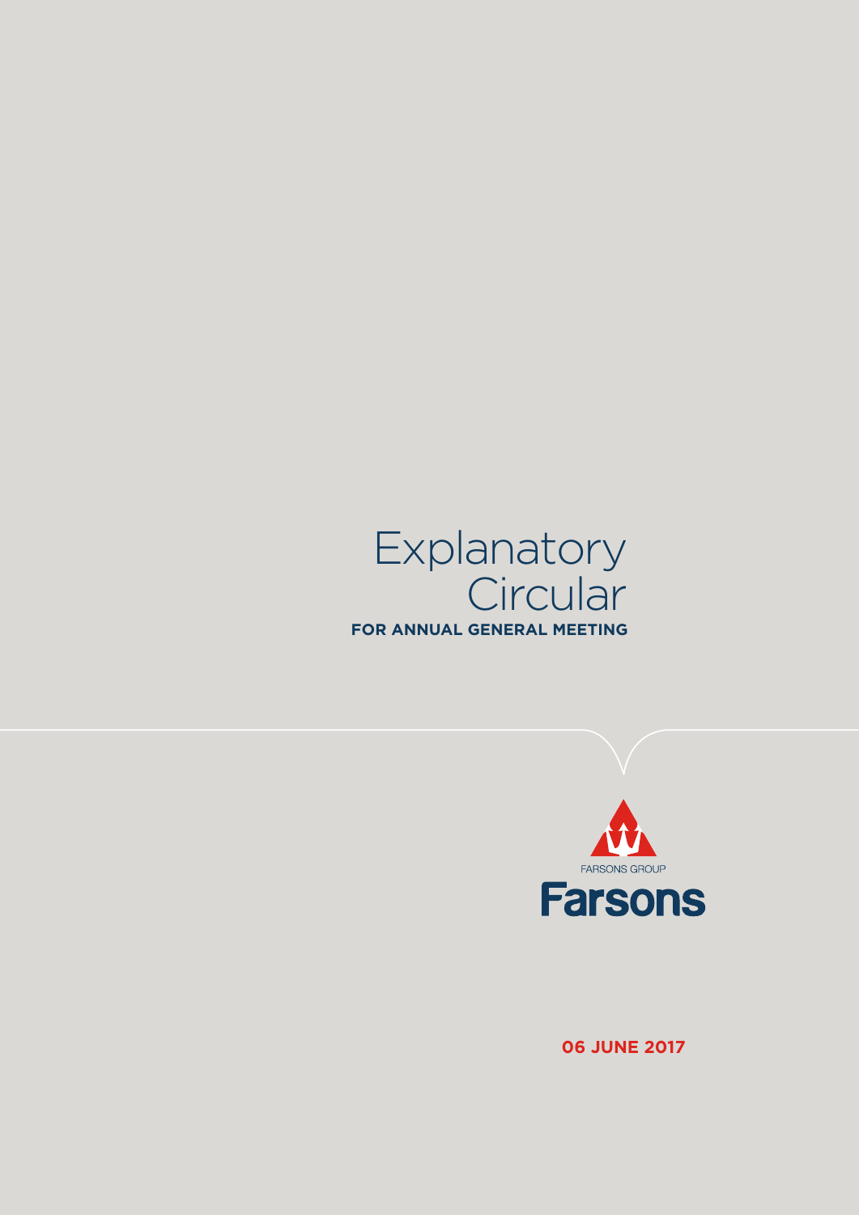# Explanatory Circular

**FOR ANNUAL GENERAL MEETING**

FARSONS GROUP

**Farsons**

**06 JUNE 2017**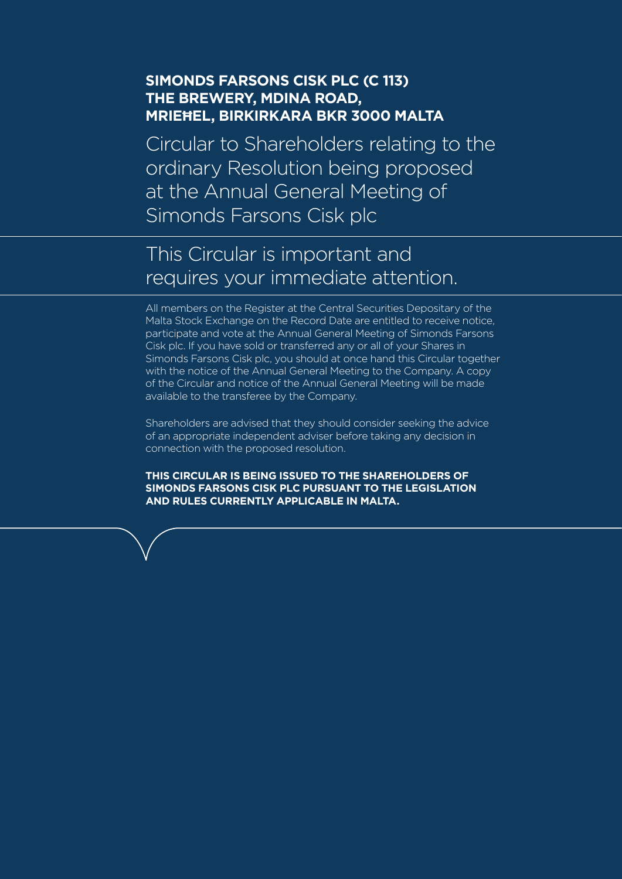**SIMONDS FARSONS CISK PLC (C 113)**
**THE BREWERY, MDINA ROAD,**
**MRIEĦEL, BIRKIRKARA BKR 3000 MALTA**

# Circular to Shareholders relating to the ordinary Resolution being proposed at the Annual General Meeting of Simonds Farsons Cisk plc

## This Circular is important and requires your immediate attention.

All members on the Register at the Central Securities Depositary of the Malta Stock Exchange on the Record Date are entitled to receive notice, participate and vote at the Annual General Meeting of Simonds Farsons Cisk plc. If you have sold or transferred any or all of your Shares in Simonds Farsons Cisk plc, you should at once hand this Circular together with the notice of the Annual General Meeting to the Company. A copy of the Circular and notice of the Annual General Meeting will be made available to the transferee by the Company.

Shareholders are advised that they should consider seeking the advice of an appropriate independent adviser before taking any decision in connection with the proposed resolution.

**THIS CIRCULAR IS BEING ISSUED TO THE SHAREHOLDERS OF SIMONDS FARSONS CISK PLC PURSUANT TO THE LEGISLATION AND RULES CURRENTLY APPLICABLE IN MALTA.**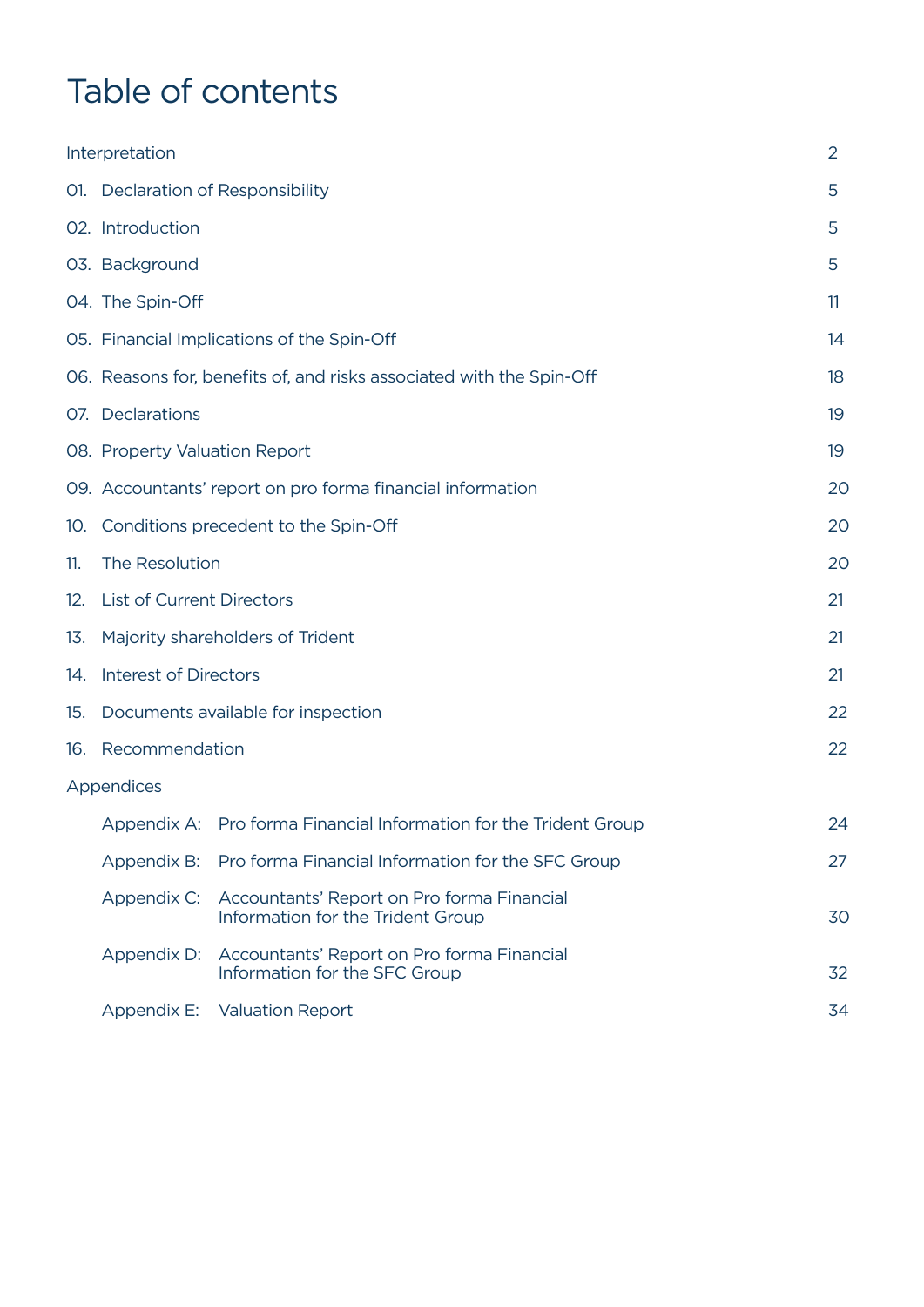# Table of contents

| | |
|---|---|
| Interpretation | 2 |
| 01. Declaration of Responsibility | 5 |
| 02. Introduction | 5 |
| 03. Background | 5 |
| 04. The Spin-Off | 11 |
| 05. Financial Implications of the Spin-Off | 14 |
| 06. Reasons for, benefits of, and risks associated with the Spin-Off | 18 |
| 07. Declarations | 19 |
| 08. Property Valuation Report | 19 |
| 09. Accountants' report on pro forma financial information | 20 |
| 10. Conditions precedent to the Spin-Off | 20 |
| 11. The Resolution | 20 |
| 12. List of Current Directors | 21 |
| 13. Majority shareholders of Trident | 21 |
| 14. Interest of Directors | 21 |
| 15. Documents available for inspection | 22 |
| 16. Recommendation | 22 |
| Appendices | |
| Appendix A: Pro forma Financial Information for the Trident Group | 24 |
| Appendix B: Pro forma Financial Information for the SFC Group | 27 |
| Appendix C: Accountants' Report on Pro forma Financial Information for the Trident Group | 30 |
| Appendix D: Accountants' Report on Pro forma Financial Information for the SFC Group | 32 |
| Appendix E: Valuation Report | 34 |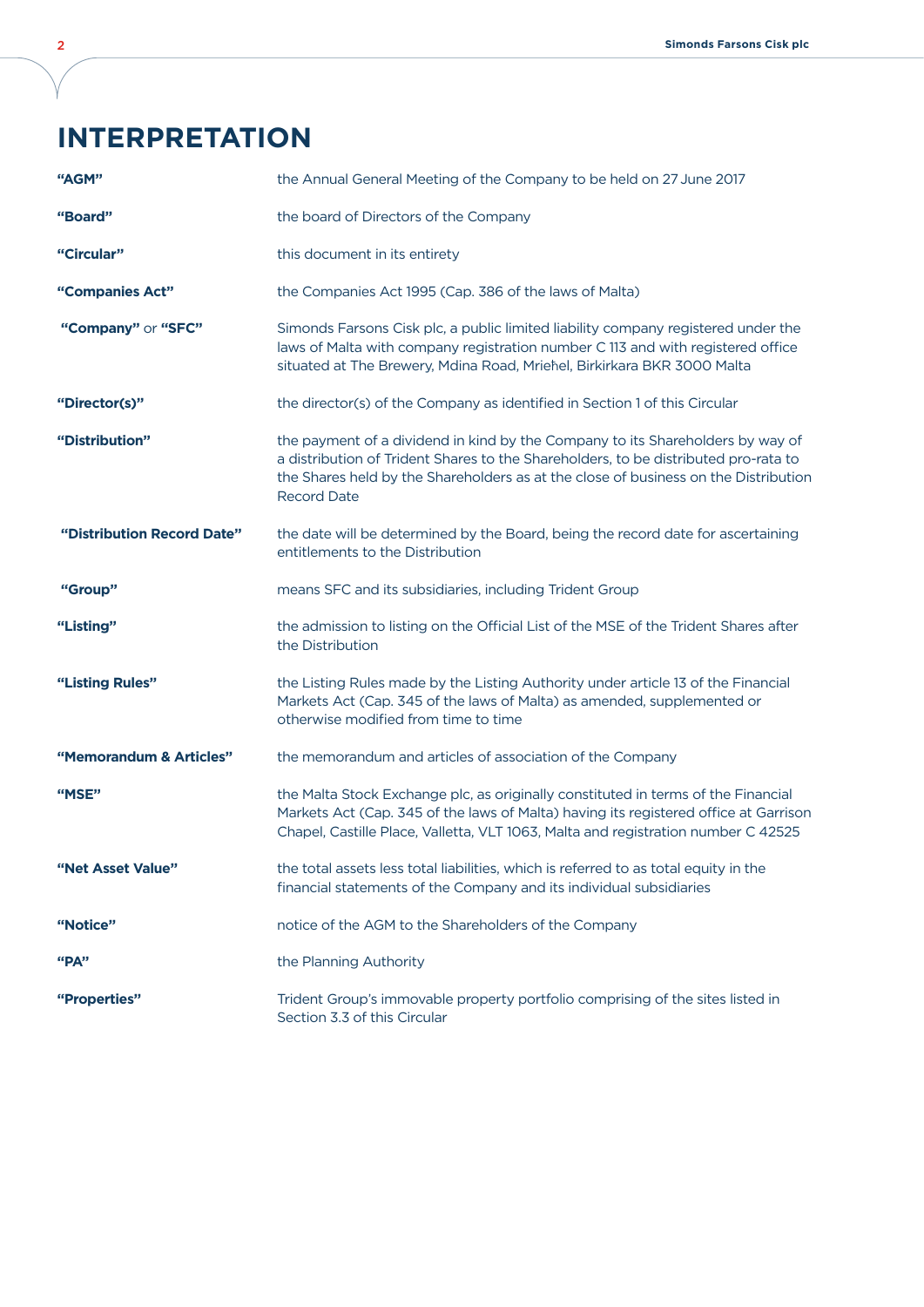# INTERPRETATION

| | |
|---|---|
| **"AGM"** | the Annual General Meeting of the Company to be held on 27 June 2017 |
| **"Board"** | the board of Directors of the Company |
| **"Circular"** | this document in its entirety |
| **"Companies Act"** | the Companies Act 1995 (Cap. 386 of the laws of Malta) |
| **"Company"** or **"SFC"** | Simonds Farsons Cisk plc, a public limited liability company registered under the laws of Malta with company registration number C 113 and with registered office situated at The Brewery, Mdina Road, Mrieħel, Birkirkara BKR 3000 Malta |
| **"Director(s)"** | the director(s) of the Company as identified in Section 1 of this Circular |
| **"Distribution"** | the payment of a dividend in kind by the Company to its Shareholders by way of a distribution of Trident Shares to the Shareholders, to be distributed pro-rata to the Shares held by the Shareholders as at the close of business on the Distribution Record Date |
| **"Distribution Record Date"** | the date will be determined by the Board, being the record date for ascertaining entitlements to the Distribution |
| **"Group"** | means SFC and its subsidiaries, including Trident Group |
| **"Listing"** | the admission to listing on the Official List of the MSE of the Trident Shares after the Distribution |
| **"Listing Rules"** | the Listing Rules made by the Listing Authority under article 13 of the Financial Markets Act (Cap. 345 of the laws of Malta) as amended, supplemented or otherwise modified from time to time |
| **"Memorandum & Articles"** | the memorandum and articles of association of the Company |
| **"MSE"** | the Malta Stock Exchange plc, as originally constituted in terms of the Financial Markets Act (Cap. 345 of the laws of Malta) having its registered office at Garrison Chapel, Castille Place, Valletta, VLT 1063, Malta and registration number C 42525 |
| **"Net Asset Value"** | the total assets less total liabilities, which is referred to as total equity in the financial statements of the Company and its individual subsidiaries |
| **"Notice"** | notice of the AGM to the Shareholders of the Company |
| **"PA"** | the Planning Authority |
| **"Properties"** | Trident Group's immovable property portfolio comprising of the sites listed in Section 3.3 of this Circular |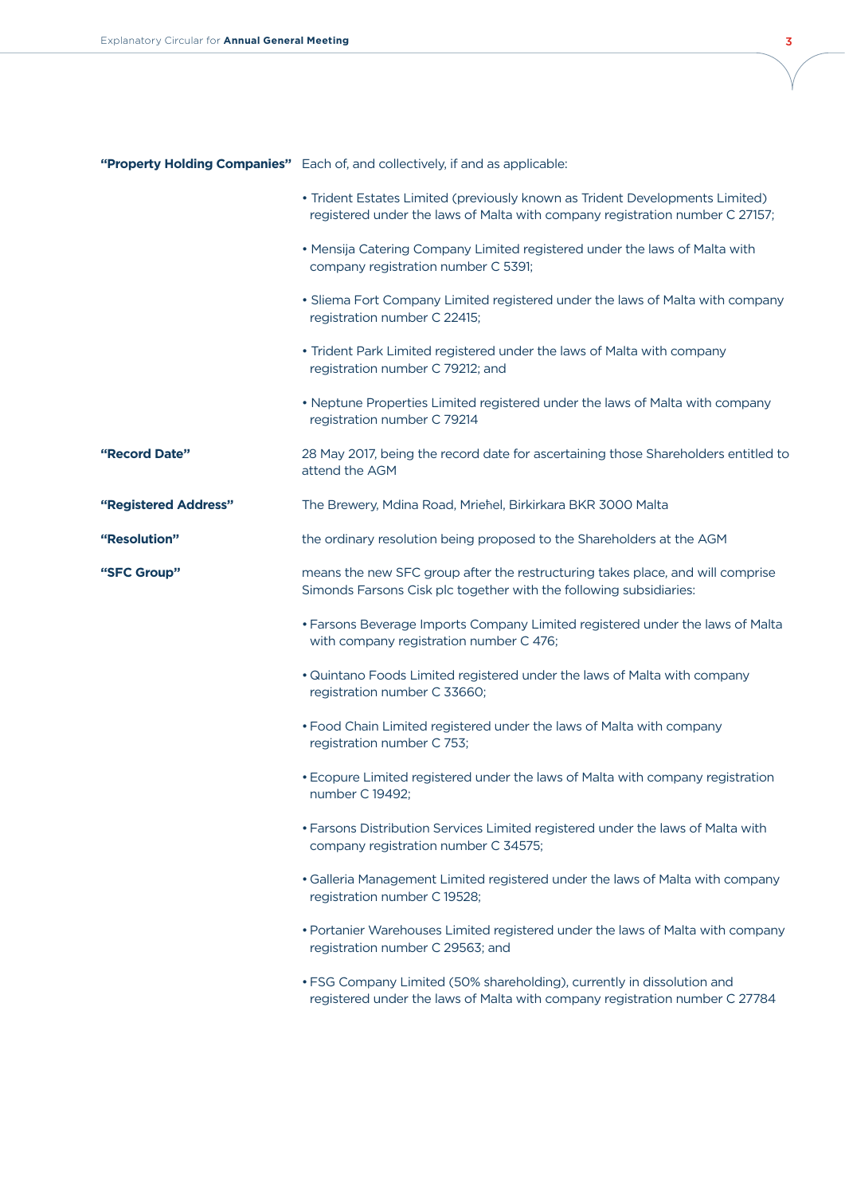**"Property Holding Companies"** Each of, and collectively, if and as applicable:

- Trident Estates Limited (previously known as Trident Developments Limited) registered under the laws of Malta with company registration number C 27157;
- Mensija Catering Company Limited registered under the laws of Malta with company registration number C 5391;
- Sliema Fort Company Limited registered under the laws of Malta with company registration number C 22415;
- Trident Park Limited registered under the laws of Malta with company registration number C 79212; and
- Neptune Properties Limited registered under the laws of Malta with company registration number C 79214

**"Record Date"** 28 May 2017, being the record date for ascertaining those Shareholders entitled to attend the AGM

**"Registered Address"** The Brewery, Mdina Road, Mrieħel, Birkirkara BKR 3000 Malta

**"Resolution"** the ordinary resolution being proposed to the Shareholders at the AGM

**"SFC Group"** means the new SFC group after the restructuring takes place, and will comprise Simonds Farsons Cisk plc together with the following subsidiaries:

- Farsons Beverage Imports Company Limited registered under the laws of Malta with company registration number C 476;
- Quintano Foods Limited registered under the laws of Malta with company registration number C 33660;
- Food Chain Limited registered under the laws of Malta with company registration number C 753;
- Ecopure Limited registered under the laws of Malta with company registration number C 19492;
- Farsons Distribution Services Limited registered under the laws of Malta with company registration number C 34575;
- Galleria Management Limited registered under the laws of Malta with company registration number C 19528;
- Portanier Warehouses Limited registered under the laws of Malta with company registration number C 29563; and
- FSG Company Limited (50% shareholding), currently in dissolution and registered under the laws of Malta with company registration number C 27784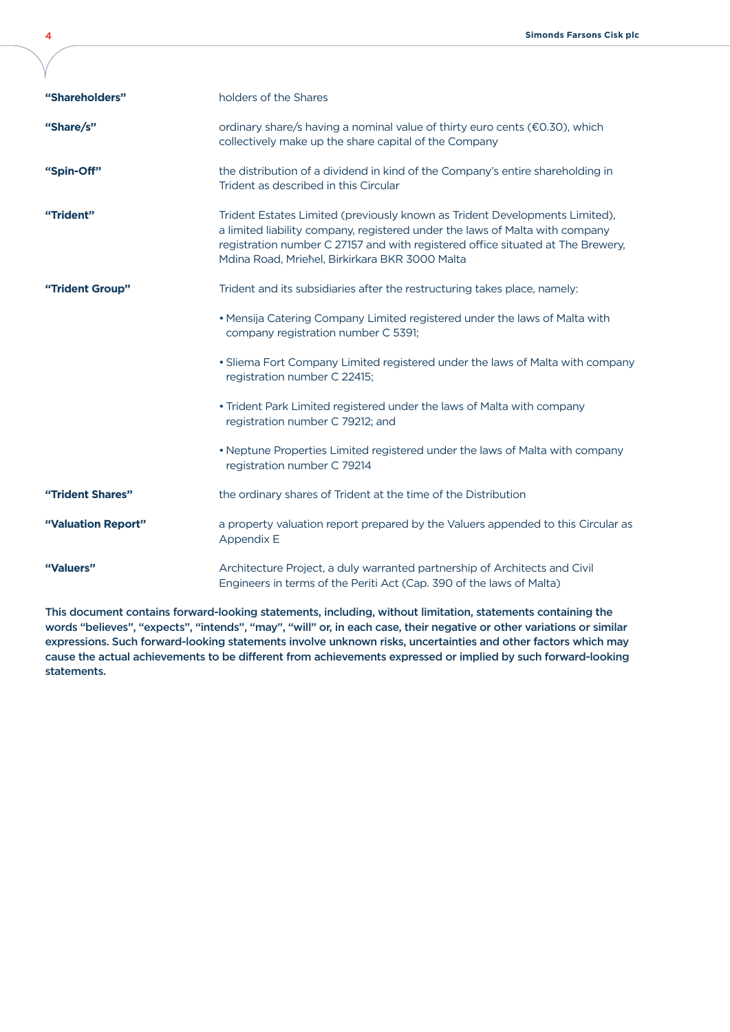| | |
|---|---|
| **"Shareholders"** | holders of the Shares |
| **"Share/s"** | ordinary share/s having a nominal value of thirty euro cents (€0.30), which collectively make up the share capital of the Company |
| **"Spin-Off"** | the distribution of a dividend in kind of the Company's entire shareholding in Trident as described in this Circular |
| **"Trident"** | Trident Estates Limited (previously known as Trident Developments Limited), a limited liability company, registered under the laws of Malta with company registration number C 27157 and with registered office situated at The Brewery, Mdina Road, Mrieħel, Birkirkara BKR 3000 Malta |
| **"Trident Group"** | Trident and its subsidiaries after the restructuring takes place, namely:<br>• Mensija Catering Company Limited registered under the laws of Malta with company registration number C 5391;<br>• Sliema Fort Company Limited registered under the laws of Malta with company registration number C 22415;<br>• Trident Park Limited registered under the laws of Malta with company registration number C 79212; and<br>• Neptune Properties Limited registered under the laws of Malta with company registration number C 79214 |
| **"Trident Shares"** | the ordinary shares of Trident at the time of the Distribution |
| **"Valuation Report"** | a property valuation report prepared by the Valuers appended to this Circular as Appendix E |
| **"Valuers"** | Architecture Project, a duly warranted partnership of Architects and Civil Engineers in terms of the Periti Act (Cap. 390 of the laws of Malta) |

**This document contains forward-looking statements, including, without limitation, statements containing the words "believes", "expects", "intends", "may", "will" or, in each case, their negative or other variations or similar expressions. Such forward-looking statements involve unknown risks, uncertainties and other factors which may cause the actual achievements to be different from achievements expressed or implied by such forward-looking statements.**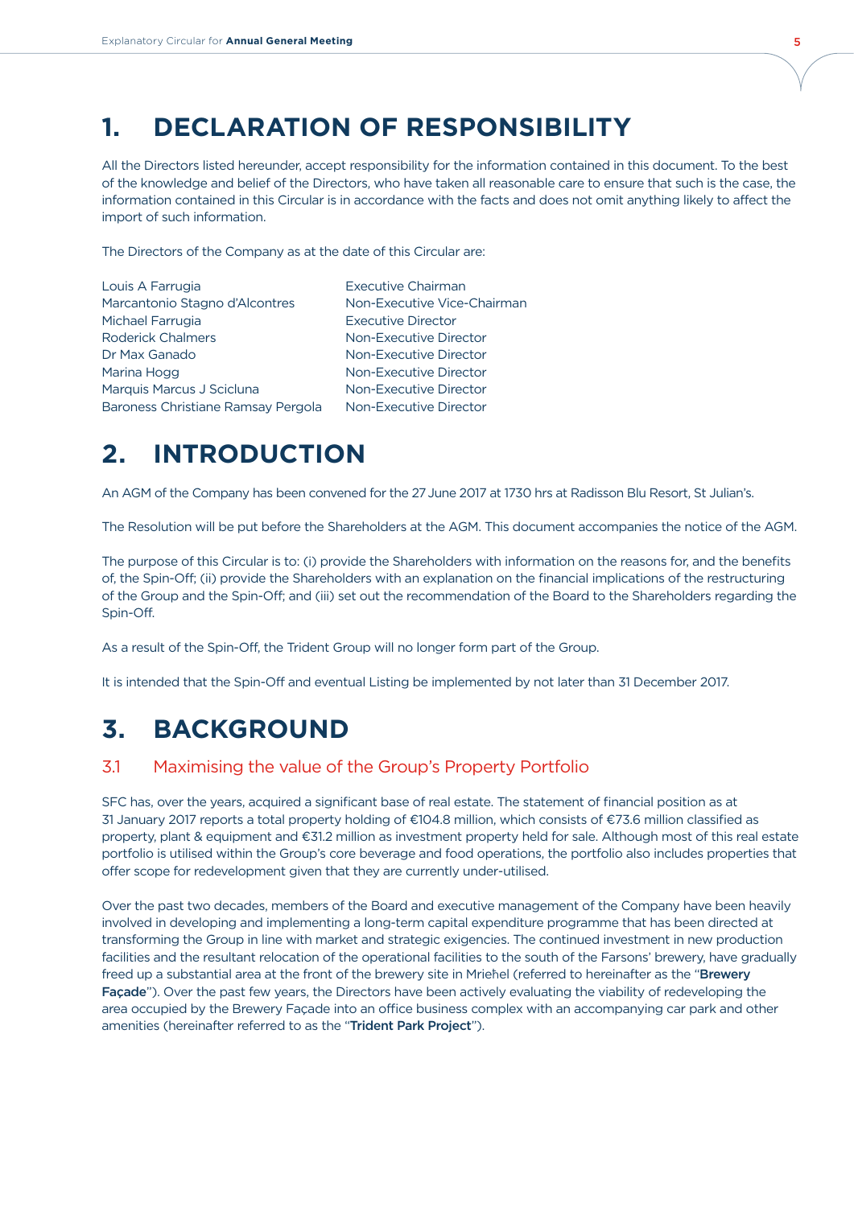# 1. DECLARATION OF RESPONSIBILITY

All the Directors listed hereunder, accept responsibility for the information contained in this document. To the best of the knowledge and belief of the Directors, who have taken all reasonable care to ensure that such is the case, the information contained in this Circular is in accordance with the facts and does not omit anything likely to affect the import of such information.

The Directors of the Company as at the date of this Circular are:

| | |
|---|---|
| Louis A Farrugia | Executive Chairman |
| Marcantonio Stagno d'Alcontres | Non-Executive Vice-Chairman |
| Michael Farrugia | Executive Director |
| Roderick Chalmers | Non-Executive Director |
| Dr Max Ganado | Non-Executive Director |
| Marina Hogg | Non-Executive Director |
| Marquis Marcus J Scicluna | Non-Executive Director |
| Baroness Christiane Ramsay Pergola | Non-Executive Director |

# 2. INTRODUCTION

An AGM of the Company has been convened for the 27 June 2017 at 1730 hrs at Radisson Blu Resort, St Julian's.

The Resolution will be put before the Shareholders at the AGM. This document accompanies the notice of the AGM.

The purpose of this Circular is to: (i) provide the Shareholders with information on the reasons for, and the benefits of, the Spin-Off; (ii) provide the Shareholders with an explanation on the financial implications of the restructuring of the Group and the Spin-Off; and (iii) set out the recommendation of the Board to the Shareholders regarding the Spin-Off.

As a result of the Spin-Off, the Trident Group will no longer form part of the Group.

It is intended that the Spin-Off and eventual Listing be implemented by not later than 31 December 2017.

# 3. BACKGROUND

## 3.1 Maximising the value of the Group's Property Portfolio

SFC has, over the years, acquired a significant base of real estate. The statement of financial position as at 31 January 2017 reports a total property holding of €104.8 million, which consists of €73.6 million classified as property, plant & equipment and €31.2 million as investment property held for sale. Although most of this real estate portfolio is utilised within the Group's core beverage and food operations, the portfolio also includes properties that offer scope for redevelopment given that they are currently under-utilised.

Over the past two decades, members of the Board and executive management of the Company have been heavily involved in developing and implementing a long-term capital expenditure programme that has been directed at transforming the Group in line with market and strategic exigencies. The continued investment in new production facilities and the resultant relocation of the operational facilities to the south of the Farsons' brewery, have gradually freed up a substantial area at the front of the brewery site in Mrieħel (referred to hereinafter as the "**Brewery Façade**"). Over the past few years, the Directors have been actively evaluating the viability of redeveloping the area occupied by the Brewery Façade into an office business complex with an accompanying car park and other amenities (hereinafter referred to as the "**Trident Park Project**").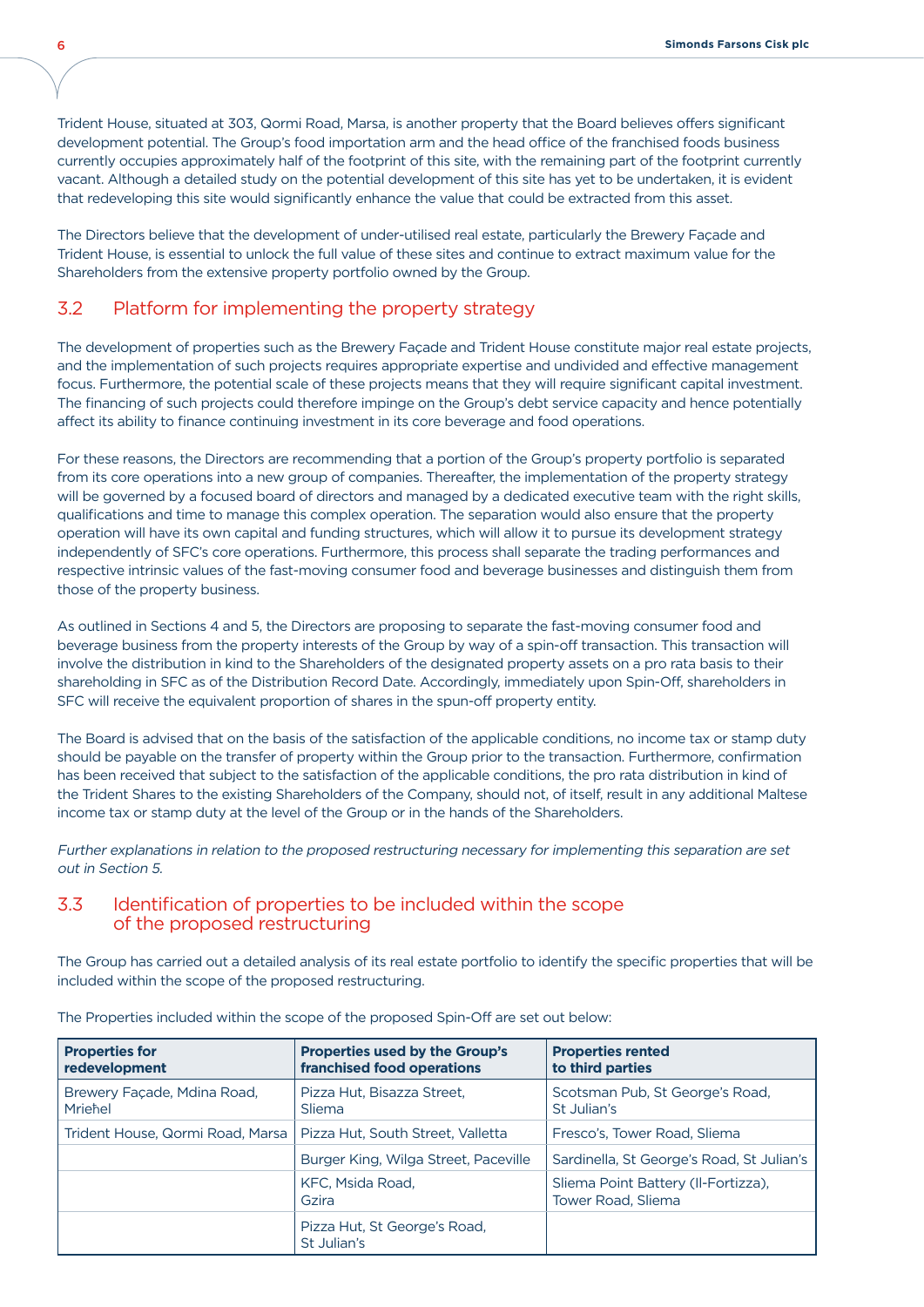Trident House, situated at 303, Qormi Road, Marsa, is another property that the Board believes offers significant development potential. The Group's food importation arm and the head office of the franchised foods business currently occupies approximately half of the footprint of this site, with the remaining part of the footprint currently vacant. Although a detailed study on the potential development of this site has yet to be undertaken, it is evident that redeveloping this site would significantly enhance the value that could be extracted from this asset.

The Directors believe that the development of under-utilised real estate, particularly the Brewery Façade and Trident House, is essential to unlock the full value of these sites and continue to extract maximum value for the Shareholders from the extensive property portfolio owned by the Group.

## 3.2 Platform for implementing the property strategy

The development of properties such as the Brewery Façade and Trident House constitute major real estate projects, and the implementation of such projects requires appropriate expertise and undivided and effective management focus. Furthermore, the potential scale of these projects means that they will require significant capital investment. The financing of such projects could therefore impinge on the Group's debt service capacity and hence potentially affect its ability to finance continuing investment in its core beverage and food operations.

For these reasons, the Directors are recommending that a portion of the Group's property portfolio is separated from its core operations into a new group of companies. Thereafter, the implementation of the property strategy will be governed by a focused board of directors and managed by a dedicated executive team with the right skills, qualifications and time to manage this complex operation. The separation would also ensure that the property operation will have its own capital and funding structures, which will allow it to pursue its development strategy independently of SFC's core operations. Furthermore, this process shall separate the trading performances and respective intrinsic values of the fast-moving consumer food and beverage businesses and distinguish them from those of the property business.

As outlined in Sections 4 and 5, the Directors are proposing to separate the fast-moving consumer food and beverage business from the property interests of the Group by way of a spin-off transaction. This transaction will involve the distribution in kind to the Shareholders of the designated property assets on a pro rata basis to their shareholding in SFC as of the Distribution Record Date. Accordingly, immediately upon Spin-Off, shareholders in SFC will receive the equivalent proportion of shares in the spun-off property entity.

The Board is advised that on the basis of the satisfaction of the applicable conditions, no income tax or stamp duty should be payable on the transfer of property within the Group prior to the transaction. Furthermore, confirmation has been received that subject to the satisfaction of the applicable conditions, the pro rata distribution in kind of the Trident Shares to the existing Shareholders of the Company, should not, of itself, result in any additional Maltese income tax or stamp duty at the level of the Group or in the hands of the Shareholders.

*Further explanations in relation to the proposed restructuring necessary for implementing this separation are set out in Section 5.*

## 3.3 Identification of properties to be included within the scope of the proposed restructuring

The Group has carried out a detailed analysis of its real estate portfolio to identify the specific properties that will be included within the scope of the proposed restructuring.

The Properties included within the scope of the proposed Spin-Off are set out below:

| Properties for redevelopment | Properties used by the Group's franchised food operations | Properties rented to third parties |
|---|---|---|
| Brewery Façade, Mdina Road, Mrieħel | Pizza Hut, Bisazza Street, Sliema | Scotsman Pub, St George's Road, St Julian's |
| Trident House, Qormi Road, Marsa | Pizza Hut, South Street, Valletta | Fresco's, Tower Road, Sliema |
| | Burger King, Wilga Street, Paceville | Sardinella, St George's Road, St Julian's |
| | KFC, Msida Road, Gzira | Sliema Point Battery (Il-Fortizza), Tower Road, Sliema |
| | Pizza Hut, St George's Road, St Julian's | |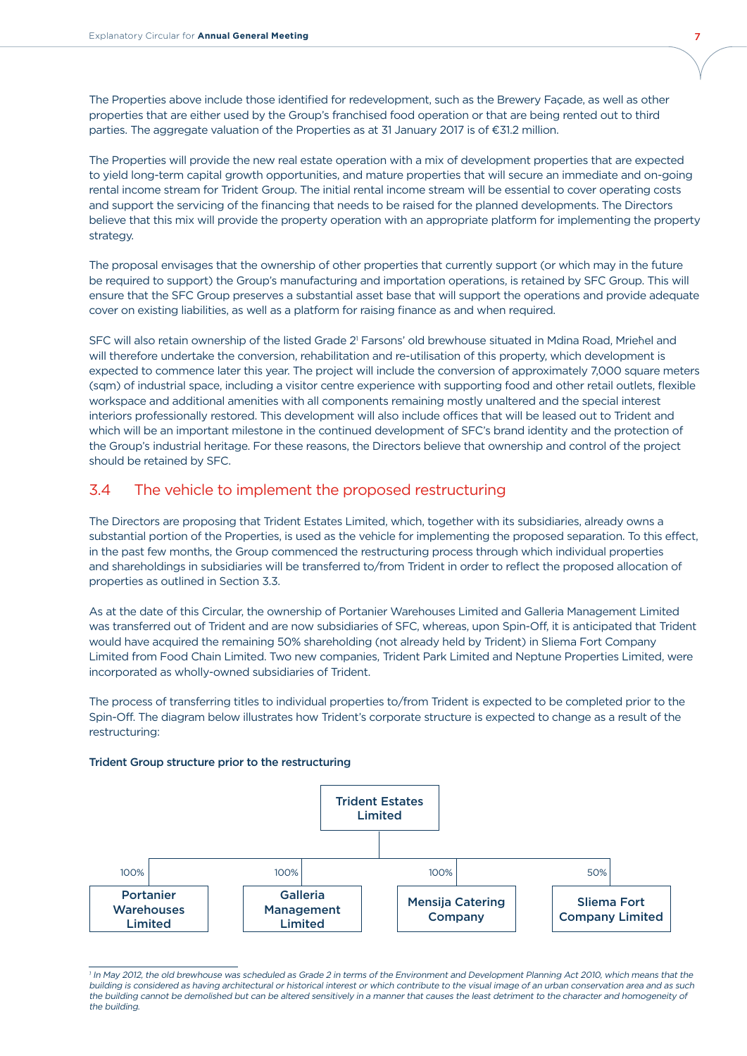The Properties above include those identified for redevelopment, such as the Brewery Façade, as well as other properties that are either used by the Group's franchised food operation or that are being rented out to third parties. The aggregate valuation of the Properties as at 31 January 2017 is of €31.2 million.

The Properties will provide the new real estate operation with a mix of development properties that are expected to yield long-term capital growth opportunities, and mature properties that will secure an immediate and on-going rental income stream for Trident Group. The initial rental income stream will be essential to cover operating costs and support the servicing of the financing that needs to be raised for the planned developments. The Directors believe that this mix will provide the property operation with an appropriate platform for implementing the property strategy.

The proposal envisages that the ownership of other properties that currently support (or which may in the future be required to support) the Group's manufacturing and importation operations, is retained by SFC Group. This will ensure that the SFC Group preserves a substantial asset base that will support the operations and provide adequate cover on existing liabilities, as well as a platform for raising finance as and when required.

SFC will also retain ownership of the listed Grade 2[1] Farsons' old brewhouse situated in Mdina Road, Mrieħel and will therefore undertake the conversion, rehabilitation and re-utilisation of this property, which development is expected to commence later this year. The project will include the conversion of approximately 7,000 square meters (sqm) of industrial space, including a visitor centre experience with supporting food and other retail outlets, flexible workspace and additional amenities with all components remaining mostly unaltered and the special interest interiors professionally restored. This development will also include offices that will be leased out to Trident and which will be an important milestone in the continued development of SFC's brand identity and the protection of the Group's industrial heritage. For these reasons, the Directors believe that ownership and control of the project should be retained by SFC.

## 3.4 The vehicle to implement the proposed restructuring

The Directors are proposing that Trident Estates Limited, which, together with its subsidiaries, already owns a substantial portion of the Properties, is used as the vehicle for implementing the proposed separation. To this effect, in the past few months, the Group commenced the restructuring process through which individual properties and shareholdings in subsidiaries will be transferred to/from Trident in order to reflect the proposed allocation of properties as outlined in Section 3.3.

As at the date of this Circular, the ownership of Portanier Warehouses Limited and Galleria Management Limited was transferred out of Trident and are now subsidiaries of SFC, whereas, upon Spin-Off, it is anticipated that Trident would have acquired the remaining 50% shareholding (not already held by Trident) in Sliema Fort Company Limited from Food Chain Limited. Two new companies, Trident Park Limited and Neptune Properties Limited, were incorporated as wholly-owned subsidiaries of Trident.

The process of transferring titles to individual properties to/from Trident is expected to be completed prior to the Spin-Off. The diagram below illustrates how Trident's corporate structure is expected to change as a result of the restructuring:

**Trident Group structure prior to the restructuring**

**Trident Estates Limited**
- 100% — **Portanier Warehouses Limited**
- 100% — **Galleria Management Limited**
- 100% — **Mensija Catering Company**
- 50% — **Sliema Fort Company Limited**

[1] *In May 2012, the old brewhouse was scheduled as Grade 2 in terms of the Environment and Development Planning Act 2010, which means that the building is considered as having architectural or historical interest or which contribute to the visual image of an urban conservation area and as such the building cannot be demolished but can be altered sensitively in a manner that causes the least detriment to the character and homogeneity of the building.*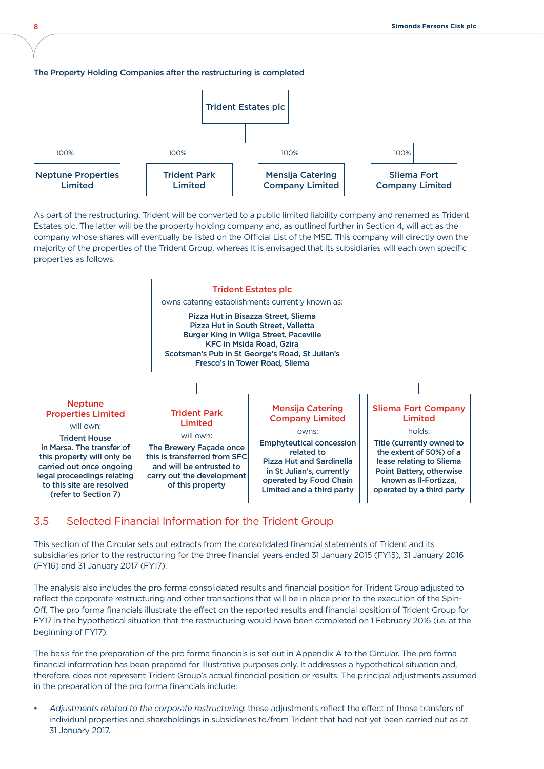**The Property Holding Companies after the restructuring is completed**

Trident Estates plc

- 100% Neptune Properties Limited
- 100% Trident Park Limited
- 100% Mensija Catering Company Limited
- 100% Sliema Fort Company Limited

As part of the restructuring, Trident will be converted to a public limited liability company and renamed as Trident Estates plc. The latter will be the property holding company and, as outlined further in Section 4, will act as the company whose shares will eventually be listed on the Official List of the MSE. This company will directly own the majority of the properties of the Trident Group, whereas it is envisaged that its subsidiaries will each own specific properties as follows:

**Trident Estates plc**
owns catering establishments currently known as:

**Pizza Hut in Bisazza Street, Sliema**
**Pizza Hut in South Street, Valletta**
**Burger King in Wilga Street, Paceville**
**KFC in Msida Road, Gzira**
**Scotsman's Pub in St George's Road, St Juilan's**
**Fresco's in Tower Road, Sliema**

**Neptune Properties Limited**
will own:
**Trident House in Marsa. The transfer of this property will only be carried out once ongoing legal proceedings relating to this site are resolved (refer to Section 7)**

**Trident Park Limited**
will own:
**The Brewery Façade once this is transferred from SFC and will be entrusted to carry out the development of this property**

**Mensija Catering Company Limited**
owns:
**Emphyteutical concession related to Pizza Hut and Sardinella in St Julian's, currently operated by Food Chain Limited and a third party**

**Sliema Fort Company Limited**
holds:
**Title (currently owned to the extent of 50%) of a lease relating to Sliema Point Battery, otherwise known as Il-Fortizza, operated by a third party**

## 3.5 Selected Financial Information for the Trident Group

This section of the Circular sets out extracts from the consolidated financial statements of Trident and its subsidiaries prior to the restructuring for the three financial years ended 31 January 2015 (FY15), 31 January 2016 (FY16) and 31 January 2017 (FY17).

The analysis also includes the pro forma consolidated results and financial position for Trident Group adjusted to reflect the corporate restructuring and other transactions that will be in place prior to the execution of the Spin-Off. The pro forma financials illustrate the effect on the reported results and financial position of Trident Group for FY17 in the hypothetical situation that the restructuring would have been completed on 1 February 2016 (i.e. at the beginning of FY17).

The basis for the preparation of the pro forma financials is set out in Appendix A to the Circular. The pro forma financial information has been prepared for illustrative purposes only. It addresses a hypothetical situation and, therefore, does not represent Trident Group's actual financial position or results. The principal adjustments assumed in the preparation of the pro forma financials include:

- *Adjustments related to the corporate restructuring*: these adjustments reflect the effect of those transfers of individual properties and shareholdings in subsidiaries to/from Trident that had not yet been carried out as at 31 January 2017.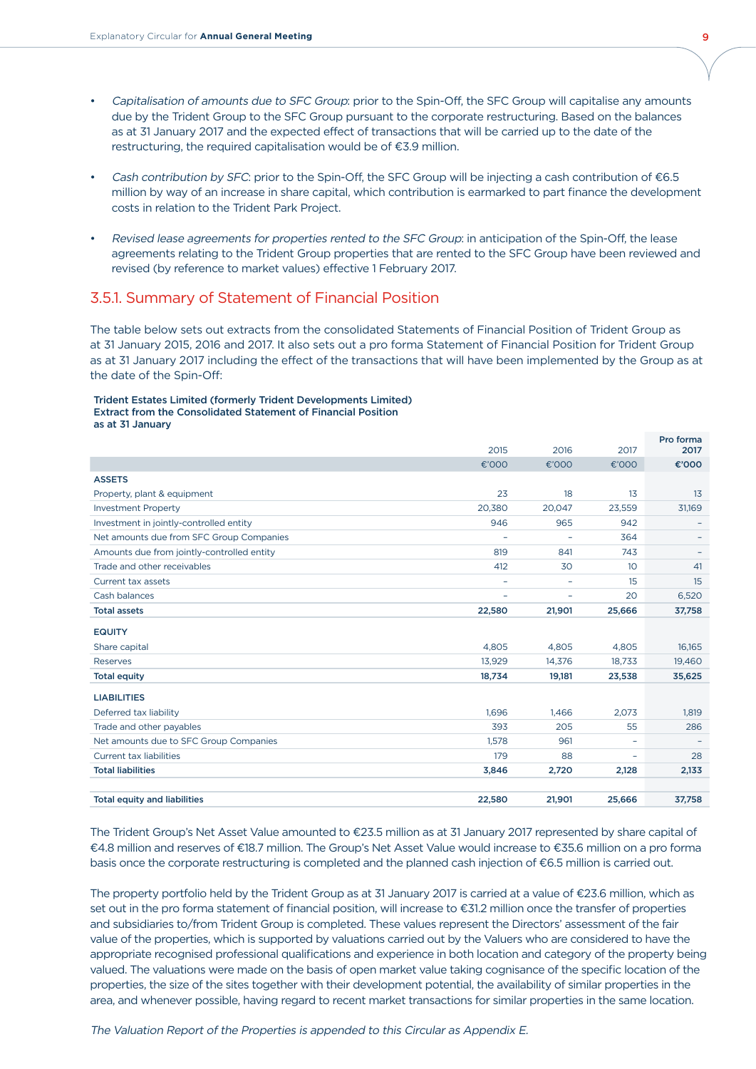- *Capitalisation of amounts due to SFC Group*: prior to the Spin-Off, the SFC Group will capitalise any amounts due by the Trident Group to the SFC Group pursuant to the corporate restructuring. Based on the balances as at 31 January 2017 and the expected effect of transactions that will be carried up to the date of the restructuring, the required capitalisation would be of €3.9 million.

- *Cash contribution by SFC*: prior to the Spin-Off, the SFC Group will be injecting a cash contribution of €6.5 million by way of an increase in share capital, which contribution is earmarked to part finance the development costs in relation to the Trident Park Project.

- *Revised lease agreements for properties rented to the SFC Group*: in anticipation of the Spin-Off, the lease agreements relating to the Trident Group properties that are rented to the SFC Group have been reviewed and revised (by reference to market values) effective 1 February 2017.

## 3.5.1. Summary of Statement of Financial Position

The table below sets out extracts from the consolidated Statements of Financial Position of Trident Group as at 31 January 2015, 2016 and 2017. It also sets out a pro forma Statement of Financial Position for Trident Group as at 31 January 2017 including the effect of the transactions that will have been implemented by the Group as at the date of the Spin-Off:

**Trident Estates Limited (formerly Trident Developments Limited)**
**Extract from the Consolidated Statement of Financial Position**
**as at 31 January**

| | 2015 | 2016 | 2017 | **Pro forma 2017** |
|---|---|---|---|---|
| | €'000 | €'000 | €'000 | **€'000** |
| **ASSETS** | | | | |
| Property, plant & equipment | 23 | 18 | 13 | 13 |
| Investment Property | 20,380 | 20,047 | 23,559 | 31,169 |
| Investment in jointly-controlled entity | 946 | 965 | 942 | – |
| Net amounts due from SFC Group Companies | – | – | 364 | – |
| Amounts due from jointly-controlled entity | 819 | 841 | 743 | – |
| Trade and other receivables | 412 | 30 | 10 | 41 |
| Current tax assets | – | – | 15 | 15 |
| Cash balances | – | – | 20 | 6,520 |
| **Total assets** | **22,580** | **21,901** | **25,666** | **37,758** |
| **EQUITY** | | | | |
| Share capital | 4,805 | 4,805 | 4,805 | 16,165 |
| Reserves | 13,929 | 14,376 | 18,733 | 19,460 |
| **Total equity** | **18,734** | **19,181** | **23,538** | **35,625** |
| **LIABILITIES** | | | | |
| Deferred tax liability | 1,696 | 1,466 | 2,073 | 1,819 |
| Trade and other payables | 393 | 205 | 55 | 286 |
| Net amounts due to SFC Group Companies | 1,578 | 961 | – | – |
| Current tax liabilities | 179 | 88 | – | 28 |
| **Total liabilities** | **3,846** | **2,720** | **2,128** | **2,133** |
| | | | | |
| **Total equity and liabilities** | **22,580** | **21,901** | **25,666** | **37,758** |

The Trident Group's Net Asset Value amounted to €23.5 million as at 31 January 2017 represented by share capital of €4.8 million and reserves of €18.7 million. The Group's Net Asset Value would increase to €35.6 million on a pro forma basis once the corporate restructuring is completed and the planned cash injection of €6.5 million is carried out.

The property portfolio held by the Trident Group as at 31 January 2017 is carried at a value of €23.6 million, which as set out in the pro forma statement of financial position, will increase to €31.2 million once the transfer of properties and subsidiaries to/from Trident Group is completed. These values represent the Directors' assessment of the fair value of the properties, which is supported by valuations carried out by the Valuers who are considered to have the appropriate recognised professional qualifications and experience in both location and category of the property being valued. The valuations were made on the basis of open market value taking cognisance of the specific location of the properties, the size of the sites together with their development potential, the availability of similar properties in the area, and whenever possible, having regard to recent market transactions for similar properties in the same location.

*The Valuation Report of the Properties is appended to this Circular as Appendix E.*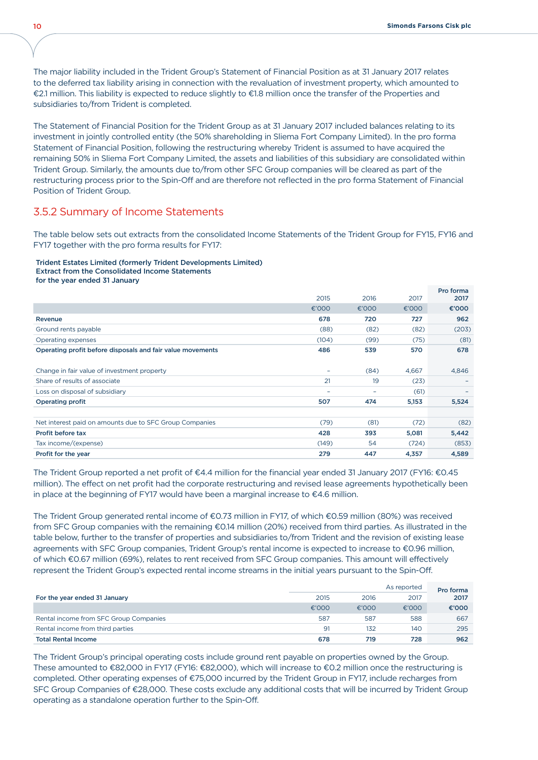The major liability included in the Trident Group's Statement of Financial Position as at 31 January 2017 relates to the deferred tax liability arising in connection with the revaluation of investment property, which amounted to €2.1 million. This liability is expected to reduce slightly to €1.8 million once the transfer of the Properties and subsidiaries to/from Trident is completed.

The Statement of Financial Position for the Trident Group as at 31 January 2017 included balances relating to its investment in jointly controlled entity (the 50% shareholding in Sliema Fort Company Limited). In the pro forma Statement of Financial Position, following the restructuring whereby Trident is assumed to have acquired the remaining 50% in Sliema Fort Company Limited, the assets and liabilities of this subsidiary are consolidated within Trident Group. Similarly, the amounts due to/from other SFC Group companies will be cleared as part of the restructuring process prior to the Spin-Off and are therefore not reflected in the pro forma Statement of Financial Position of Trident Group.

## 3.5.2 Summary of Income Statements

The table below sets out extracts from the consolidated Income Statements of the Trident Group for FY15, FY16 and FY17 together with the pro forma results for FY17:

**Trident Estates Limited (formerly Trident Developments Limited)**
**Extract from the Consolidated Income Statements**
**for the year ended 31 January**

| | 2015 | 2016 | 2017 | **Pro forma 2017** |
|---|---|---|---|---|
| | €'000 | €'000 | €'000 | **€'000** |
| **Revenue** | **678** | **720** | **727** | **962** |
| Ground rents payable | (88) | (82) | (82) | (203) |
| Operating expenses | (104) | (99) | (75) | (81) |
| **Operating profit before disposals and fair value movements** | **486** | **539** | **570** | **678** |
| | | | | |
| Change in fair value of investment property | – | (84) | 4,667 | 4,846 |
| Share of results of associate | 21 | 19 | (23) | – |
| Loss on disposal of subsidiary | – | – | (61) | – |
| **Operating profit** | **507** | **474** | **5,153** | **5,524** |
| | | | | |
| Net interest paid on amounts due to SFC Group Companies | (79) | (81) | (72) | (82) |
| **Profit before tax** | **428** | **393** | **5,081** | **5,442** |
| Tax income/(expense) | (149) | 54 | (724) | (853) |
| **Profit for the year** | **279** | **447** | **4,357** | **4,589** |

The Trident Group reported a net profit of €4.4 million for the financial year ended 31 January 2017 (FY16: €0.45 million). The effect on net profit had the corporate restructuring and revised lease agreements hypothetically been in place at the beginning of FY17 would have been a marginal increase to €4.6 million.

The Trident Group generated rental income of €0.73 million in FY17, of which €0.59 million (80%) was received from SFC Group companies with the remaining €0.14 million (20%) received from third parties. As illustrated in the table below, further to the transfer of properties and subsidiaries to/from Trident and the revision of existing lease agreements with SFC Group companies, Trident Group's rental income is expected to increase to €0.96 million, of which €0.67 million (69%), relates to rent received from SFC Group companies. This amount will effectively represent the Trident Group's expected rental income streams in the initial years pursuant to the Spin-Off.

| | As reported | | | Pro forma |
|---|---|---|---|---|
| **For the year ended 31 January** | 2015 | 2016 | 2017 | **2017** |
| | €'000 | €'000 | €'000 | **€'000** |
| Rental income from SFC Group Companies | 587 | 587 | 588 | 667 |
| Rental income from third parties | 91 | 132 | 140 | 295 |
| **Total Rental Income** | **678** | **719** | **728** | **962** |

The Trident Group's principal operating costs include ground rent payable on properties owned by the Group. These amounted to €82,000 in FY17 (FY16: €82,000), which will increase to €0.2 million once the restructuring is completed. Other operating expenses of €75,000 incurred by the Trident Group in FY17, include recharges from SFC Group Companies of €28,000. These costs exclude any additional costs that will be incurred by Trident Group operating as a standalone operation further to the Spin-Off.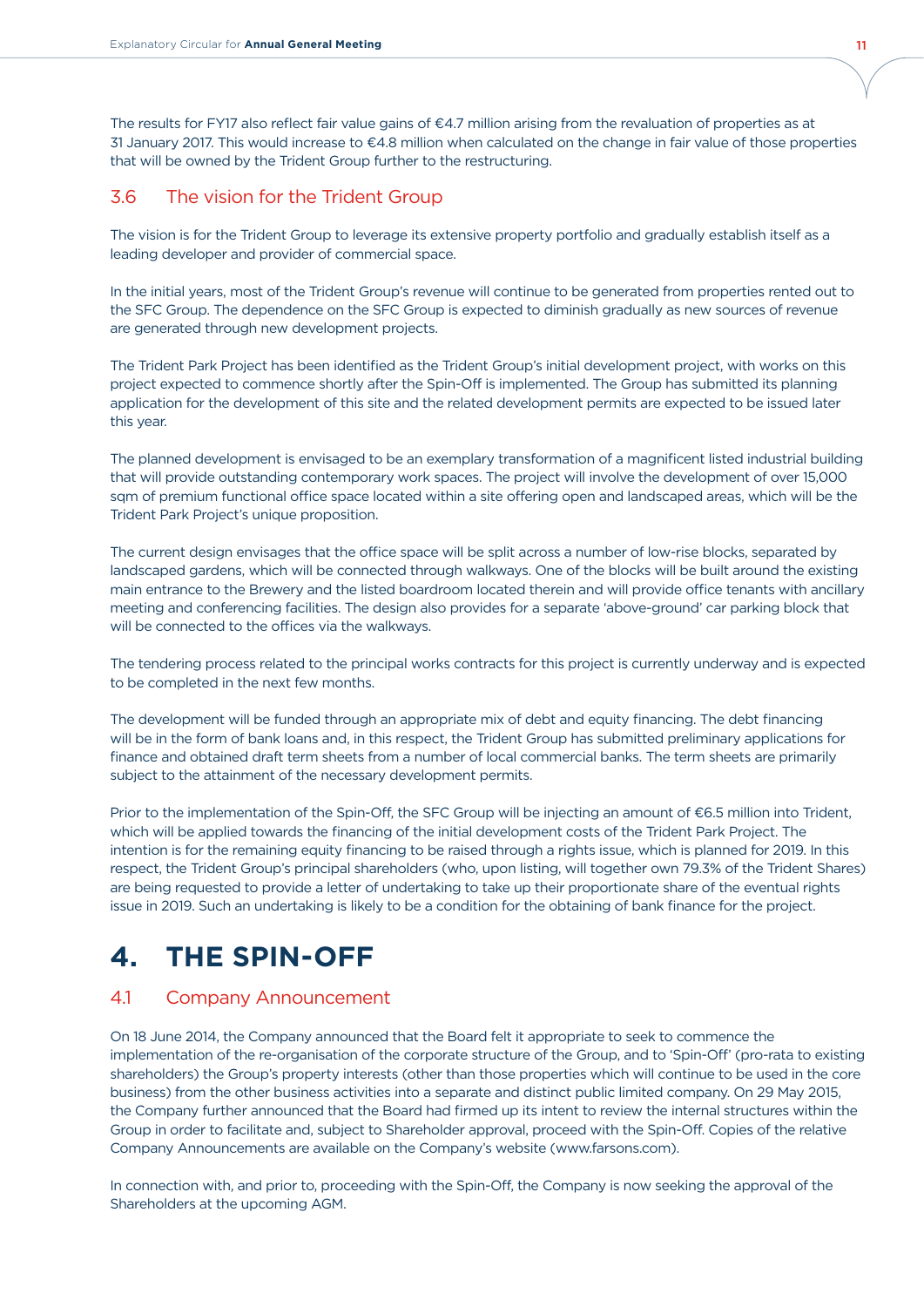The results for FY17 also reflect fair value gains of €4.7 million arising from the revaluation of properties as at 31 January 2017. This would increase to €4.8 million when calculated on the change in fair value of those properties that will be owned by the Trident Group further to the restructuring.

### 3.6 The vision for the Trident Group

The vision is for the Trident Group to leverage its extensive property portfolio and gradually establish itself as a leading developer and provider of commercial space.

In the initial years, most of the Trident Group's revenue will continue to be generated from properties rented out to the SFC Group. The dependence on the SFC Group is expected to diminish gradually as new sources of revenue are generated through new development projects.

The Trident Park Project has been identified as the Trident Group's initial development project, with works on this project expected to commence shortly after the Spin-Off is implemented. The Group has submitted its planning application for the development of this site and the related development permits are expected to be issued later this year.

The planned development is envisaged to be an exemplary transformation of a magnificent listed industrial building that will provide outstanding contemporary work spaces. The project will involve the development of over 15,000 sqm of premium functional office space located within a site offering open and landscaped areas, which will be the Trident Park Project's unique proposition.

The current design envisages that the office space will be split across a number of low-rise blocks, separated by landscaped gardens, which will be connected through walkways. One of the blocks will be built around the existing main entrance to the Brewery and the listed boardroom located therein and will provide office tenants with ancillary meeting and conferencing facilities. The design also provides for a separate 'above-ground' car parking block that will be connected to the offices via the walkways.

The tendering process related to the principal works contracts for this project is currently underway and is expected to be completed in the next few months.

The development will be funded through an appropriate mix of debt and equity financing. The debt financing will be in the form of bank loans and, in this respect, the Trident Group has submitted preliminary applications for finance and obtained draft term sheets from a number of local commercial banks. The term sheets are primarily subject to the attainment of the necessary development permits.

Prior to the implementation of the Spin-Off, the SFC Group will be injecting an amount of €6.5 million into Trident, which will be applied towards the financing of the initial development costs of the Trident Park Project. The intention is for the remaining equity financing to be raised through a rights issue, which is planned for 2019. In this respect, the Trident Group's principal shareholders (who, upon listing, will together own 79.3% of the Trident Shares) are being requested to provide a letter of undertaking to take up their proportionate share of the eventual rights issue in 2019. Such an undertaking is likely to be a condition for the obtaining of bank finance for the project.

## 4. THE SPIN-OFF

### 4.1 Company Announcement

On 18 June 2014, the Company announced that the Board felt it appropriate to seek to commence the implementation of the re-organisation of the corporate structure of the Group, and to 'Spin-Off' (pro-rata to existing shareholders) the Group's property interests (other than those properties which will continue to be used in the core business) from the other business activities into a separate and distinct public limited company. On 29 May 2015, the Company further announced that the Board had firmed up its intent to review the internal structures within the Group in order to facilitate and, subject to Shareholder approval, proceed with the Spin-Off. Copies of the relative Company Announcements are available on the Company's website (www.farsons.com).

In connection with, and prior to, proceeding with the Spin-Off, the Company is now seeking the approval of the Shareholders at the upcoming AGM.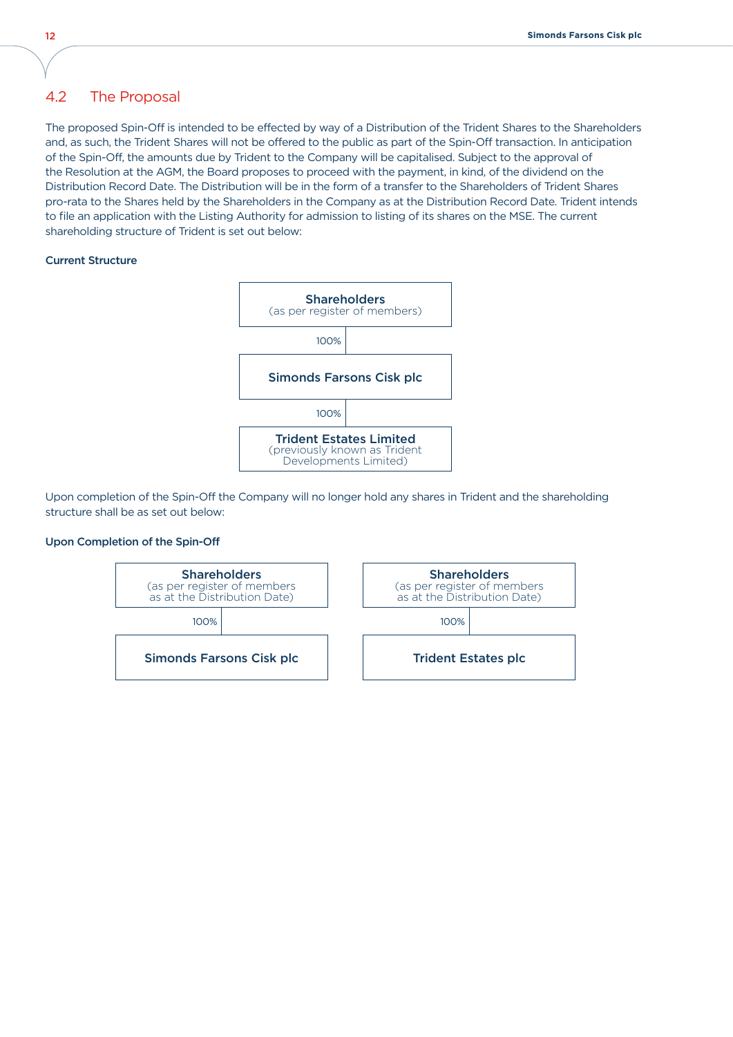## 4.2 The Proposal

The proposed Spin-Off is intended to be effected by way of a Distribution of the Trident Shares to the Shareholders and, as such, the Trident Shares will not be offered to the public as part of the Spin-Off transaction. In anticipation of the Spin-Off, the amounts due by Trident to the Company will be capitalised. Subject to the approval of the Resolution at the AGM, the Board proposes to proceed with the payment, in kind, of the dividend on the Distribution Record Date. The Distribution will be in the form of a transfer to the Shareholders of Trident Shares pro-rata to the Shares held by the Shareholders in the Company as at the Distribution Record Date. Trident intends to file an application with the Listing Authority for admission to listing of its shares on the MSE. The current shareholding structure of Trident is set out below:

**Current Structure**

**Shareholders**
(as per register of members)

100%

**Simonds Farsons Cisk plc**

100%

**Trident Estates Limited**
(previously known as Trident Developments Limited)

Upon completion of the Spin-Off the Company will no longer hold any shares in Trident and the shareholding structure shall be as set out below:

**Upon Completion of the Spin-Off**

**Shareholders**
(as per register of members as at the Distribution Date)

100%

**Simonds Farsons Cisk plc**

**Shareholders**
(as per register of members as at the Distribution Date)

100%

**Trident Estates plc**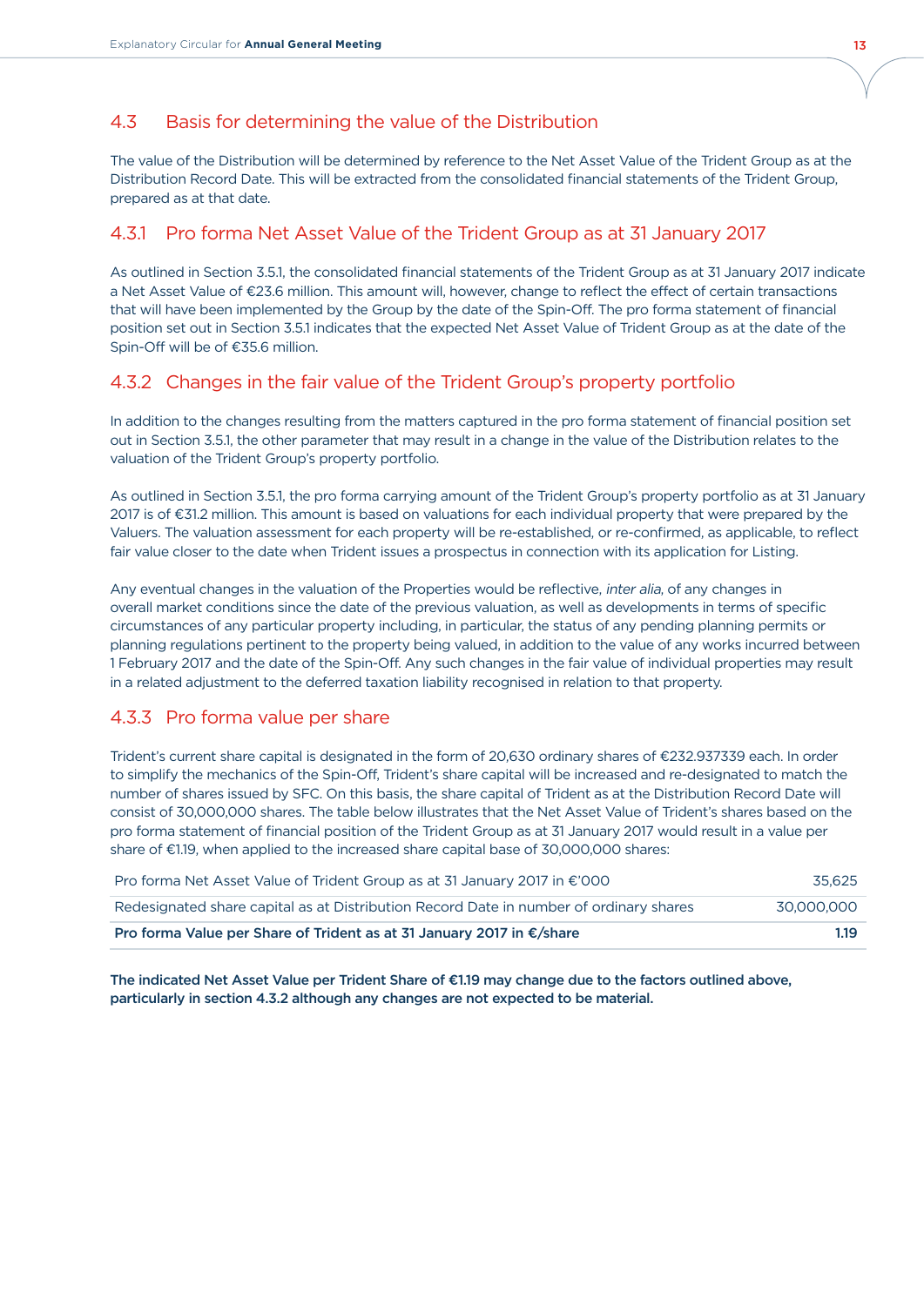## 4.3 Basis for determining the value of the Distribution

The value of the Distribution will be determined by reference to the Net Asset Value of the Trident Group as at the Distribution Record Date. This will be extracted from the consolidated financial statements of the Trident Group, prepared as at that date.

### 4.3.1 Pro forma Net Asset Value of the Trident Group as at 31 January 2017

As outlined in Section 3.5.1, the consolidated financial statements of the Trident Group as at 31 January 2017 indicate a Net Asset Value of €23.6 million. This amount will, however, change to reflect the effect of certain transactions that will have been implemented by the Group by the date of the Spin-Off. The pro forma statement of financial position set out in Section 3.5.1 indicates that the expected Net Asset Value of Trident Group as at the date of the Spin-Off will be of €35.6 million.

### 4.3.2 Changes in the fair value of the Trident Group's property portfolio

In addition to the changes resulting from the matters captured in the pro forma statement of financial position set out in Section 3.5.1, the other parameter that may result in a change in the value of the Distribution relates to the valuation of the Trident Group's property portfolio.

As outlined in Section 3.5.1, the pro forma carrying amount of the Trident Group's property portfolio as at 31 January 2017 is of €31.2 million. This amount is based on valuations for each individual property that were prepared by the Valuers. The valuation assessment for each property will be re-established, or re-confirmed, as applicable, to reflect fair value closer to the date when Trident issues a prospectus in connection with its application for Listing.

Any eventual changes in the valuation of the Properties would be reflective, *inter alia*, of any changes in overall market conditions since the date of the previous valuation, as well as developments in terms of specific circumstances of any particular property including, in particular, the status of any pending planning permits or planning regulations pertinent to the property being valued, in addition to the value of any works incurred between 1 February 2017 and the date of the Spin-Off. Any such changes in the fair value of individual properties may result in a related adjustment to the deferred taxation liability recognised in relation to that property.

### 4.3.3 Pro forma value per share

Trident's current share capital is designated in the form of 20,630 ordinary shares of €232.937339 each. In order to simplify the mechanics of the Spin-Off, Trident's share capital will be increased and re-designated to match the number of shares issued by SFC. On this basis, the share capital of Trident as at the Distribution Record Date will consist of 30,000,000 shares. The table below illustrates that the Net Asset Value of Trident's shares based on the pro forma statement of financial position of the Trident Group as at 31 January 2017 would result in a value per share of €1.19, when applied to the increased share capital base of 30,000,000 shares:

| | |
|---|---|
| Pro forma Net Asset Value of Trident Group as at 31 January 2017 in €'000 | 35,625 |
| Redesignated share capital as at Distribution Record Date in number of ordinary shares | 30,000,000 |
| **Pro forma Value per Share of Trident as at 31 January 2017 in €/share** | **1.19** |

**The indicated Net Asset Value per Trident Share of €1.19 may change due to the factors outlined above, particularly in section 4.3.2 although any changes are not expected to be material.**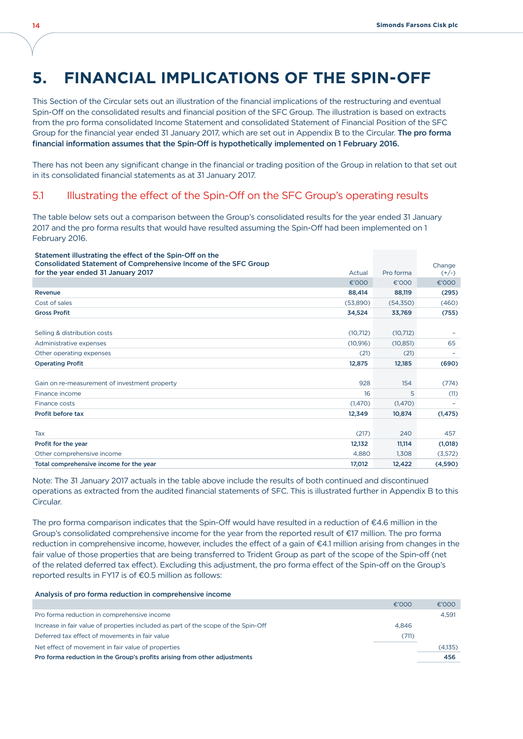# 5. FINANCIAL IMPLICATIONS OF THE SPIN-OFF

This Section of the Circular sets out an illustration of the financial implications of the restructuring and eventual Spin-Off on the consolidated results and financial position of the SFC Group. The illustration is based on extracts from the pro forma consolidated Income Statement and consolidated Statement of Financial Position of the SFC Group for the financial year ended 31 January 2017, which are set out in Appendix B to the Circular. **The pro forma financial information assumes that the Spin-Off is hypothetically implemented on 1 February 2016.**

There has not been any significant change in the financial or trading position of the Group in relation to that set out in its consolidated financial statements as at 31 January 2017.

## 5.1 Illustrating the effect of the Spin-Off on the SFC Group's operating results

The table below sets out a comparison between the Group's consolidated results for the year ended 31 January 2017 and the pro forma results that would have resulted assuming the Spin-Off had been implemented on 1 February 2016.

| **Statement illustrating the effect of the Spin-Off on the Consolidated Statement of Comprehensive Income of the SFC Group for the year ended 31 January 2017** | Actual | Pro forma | Change (+/-) |
|---|---|---|---|
| | €'000 | €'000 | €'000 |
| **Revenue** | **88,414** | **88,119** | **(295)** |
| Cost of sales | (53,890) | (54,350) | (460) |
| **Gross Profit** | **34,524** | **33,769** | **(755)** |
| | | | |
| Selling & distribution costs | (10,712) | (10,712) | – |
| Administrative expenses | (10,916) | (10,851) | 65 |
| Other operating expenses | (21) | (21) | – |
| **Operating Profit** | **12,875** | **12,185** | **(690)** |
| | | | |
| Gain on re-measurement of investment property | 928 | 154 | (774) |
| Finance income | 16 | 5 | (11) |
| Finance costs | (1,470) | (1,470) | – |
| **Profit before tax** | **12,349** | **10,874** | **(1,475)** |
| | | | |
| Tax | (217) | 240 | 457 |
| **Profit for the year** | **12,132** | **11,114** | **(1,018)** |
| Other comprehensive income | 4,880 | 1,308 | (3,572) |
| **Total comprehensive income for the year** | **17,012** | **12,422** | **(4,590)** |

Note: The 31 January 2017 actuals in the table above include the results of both continued and discontinued operations as extracted from the audited financial statements of SFC. This is illustrated further in Appendix B to this Circular.

The pro forma comparison indicates that the Spin-Off would have resulted in a reduction of €4.6 million in the Group's consolidated comprehensive income for the year from the reported result of €17 million. The pro forma reduction in comprehensive income, however, includes the effect of a gain of €4.1 million arising from changes in the fair value of those properties that are being transferred to Trident Group as part of the scope of the Spin-off (net of the related deferred tax effect). Excluding this adjustment, the pro forma effect of the Spin-off on the Group's reported results in FY17 is of €0.5 million as follows:

| **Analysis of pro forma reduction in comprehensive income** | | |
|---|---|---|
| | €'000 | €'000 |
| Pro forma reduction in comprehensive income | | 4,591 |
| Increase in fair value of properties included as part of the scope of the Spin-Off | 4,846 | |
| Deferred tax effect of movements in fair value | (711) | |
| Net effect of movement in fair value of properties | | (4,135) |
| **Pro forma reduction in the Group's profits arising from other adjustments** | | **456** |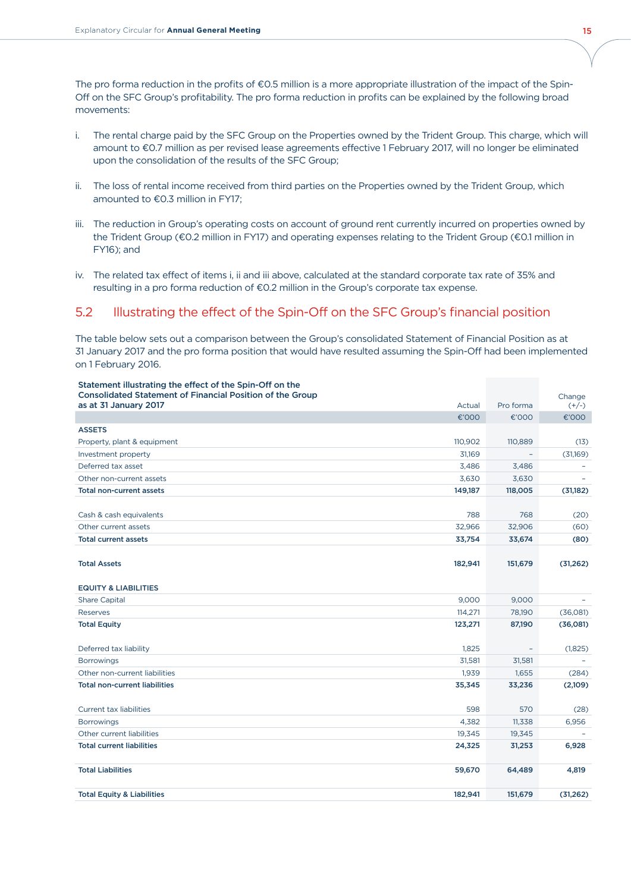The pro forma reduction in the profits of €0.5 million is a more appropriate illustration of the impact of the Spin-Off on the SFC Group's profitability. The pro forma reduction in profits can be explained by the following broad movements:

i. The rental charge paid by the SFC Group on the Properties owned by the Trident Group. This charge, which will amount to €0.7 million as per revised lease agreements effective 1 February 2017, will no longer be eliminated upon the consolidation of the results of the SFC Group;

ii. The loss of rental income received from third parties on the Properties owned by the Trident Group, which amounted to €0.3 million in FY17;

iii. The reduction in Group's operating costs on account of ground rent currently incurred on properties owned by the Trident Group (€0.2 million in FY17) and operating expenses relating to the Trident Group (€0.1 million in FY16); and

iv. The related tax effect of items i, ii and iii above, calculated at the standard corporate tax rate of 35% and resulting in a pro forma reduction of €0.2 million in the Group's corporate tax expense.

## 5.2 Illustrating the effect of the Spin-Off on the SFC Group's financial position

The table below sets out a comparison between the Group's consolidated Statement of Financial Position as at 31 January 2017 and the pro forma position that would have resulted assuming the Spin-Off had been implemented on 1 February 2016.

| **Statement illustrating the effect of the Spin-Off on the Consolidated Statement of Financial Position of the Group as at 31 January 2017** | Actual | Pro forma | Change (+/-) |
|---|---|---|---|
| | €'000 | €'000 | €'000 |
| **ASSETS** | | | |
| Property, plant & equipment | 110,902 | 110,889 | (13) |
| Investment property | 31,169 | – | (31,169) |
| Deferred tax asset | 3,486 | 3,486 | – |
| Other non-current assets | 3,630 | 3,630 | – |
| **Total non-current assets** | **149,187** | **118,005** | **(31,182)** |
| | | | |
| Cash & cash equivalents | 788 | 768 | (20) |
| Other current assets | 32,966 | 32,906 | (60) |
| **Total current assets** | **33,754** | **33,674** | **(80)** |
| | | | |
| **Total Assets** | **182,941** | **151,679** | **(31,262)** |
| | | | |
| **EQUITY & LIABILITIES** | | | |
| Share Capital | 9,000 | 9,000 | – |
| Reserves | 114,271 | 78,190 | (36,081) |
| **Total Equity** | **123,271** | **87,190** | **(36,081)** |
| | | | |
| Deferred tax liability | 1,825 | – | (1,825) |
| Borrowings | 31,581 | 31,581 | – |
| Other non-current liabilities | 1,939 | 1,655 | (284) |
| **Total non-current liabilities** | **35,345** | **33,236** | **(2,109)** |
| | | | |
| Current tax liabilities | 598 | 570 | (28) |
| Borrowings | 4,382 | 11,338 | 6,956 |
| Other current liabilities | 19,345 | 19,345 | – |
| **Total current liabilities** | **24,325** | **31,253** | **6,928** |
| | | | |
| **Total Liabilities** | **59,670** | **64,489** | **4,819** |
| | | | |
| **Total Equity & Liabilities** | **182,941** | **151,679** | **(31,262)** |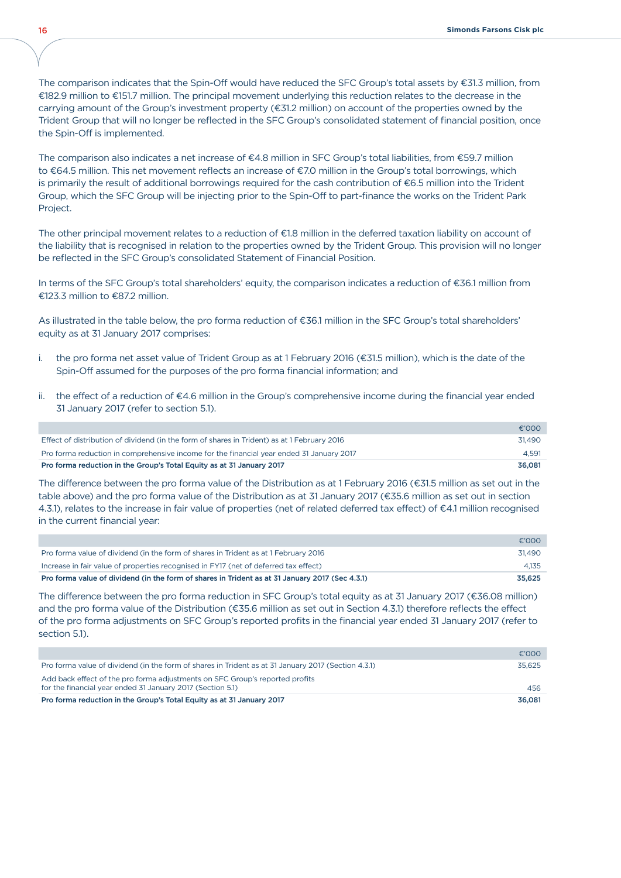The comparison indicates that the Spin-Off would have reduced the SFC Group's total assets by €31.3 million, from €182.9 million to €151.7 million. The principal movement underlying this reduction relates to the decrease in the carrying amount of the Group's investment property (€31.2 million) on account of the properties owned by the Trident Group that will no longer be reflected in the SFC Group's consolidated statement of financial position, once the Spin-Off is implemented.

The comparison also indicates a net increase of €4.8 million in SFC Group's total liabilities, from €59.7 million to €64.5 million. This net movement reflects an increase of €7.0 million in the Group's total borrowings, which is primarily the result of additional borrowings required for the cash contribution of €6.5 million into the Trident Group, which the SFC Group will be injecting prior to the Spin-Off to part-finance the works on the Trident Park Project.

The other principal movement relates to a reduction of €1.8 million in the deferred taxation liability on account of the liability that is recognised in relation to the properties owned by the Trident Group. This provision will no longer be reflected in the SFC Group's consolidated Statement of Financial Position.

In terms of the SFC Group's total shareholders' equity, the comparison indicates a reduction of €36.1 million from €123.3 million to €87.2 million.

As illustrated in the table below, the pro forma reduction of €36.1 million in the SFC Group's total shareholders' equity as at 31 January 2017 comprises:

i. the pro forma net asset value of Trident Group as at 1 February 2016 (€31.5 million), which is the date of the Spin-Off assumed for the purposes of the pro forma financial information; and

ii. the effect of a reduction of €4.6 million in the Group's comprehensive income during the financial year ended 31 January 2017 (refer to section 5.1).

| | €'000 |
|---|---|
| Effect of distribution of dividend (in the form of shares in Trident) as at 1 February 2016 | 31,490 |
| Pro forma reduction in comprehensive income for the financial year ended 31 January 2017 | 4,591 |
| **Pro forma reduction in the Group's Total Equity as at 31 January 2017** | **36,081** |

The difference between the pro forma value of the Distribution as at 1 February 2016 (€31.5 million as set out in the table above) and the pro forma value of the Distribution as at 31 January 2017 (€35.6 million as set out in section 4.3.1), relates to the increase in fair value of properties (net of related deferred tax effect) of €4.1 million recognised in the current financial year:

| | €'000 |
|---|---|
| Pro forma value of dividend (in the form of shares in Trident as at 1 February 2016 | 31,490 |
| Increase in fair value of properties recognised in FY17 (net of deferred tax effect) | 4,135 |
| **Pro forma value of dividend (in the form of shares in Trident as at 31 January 2017 (Sec 4.3.1)** | **35,625** |

The difference between the pro forma reduction in SFC Group's total equity as at 31 January 2017 (€36.08 million) and the pro forma value of the Distribution (€35.6 million as set out in Section 4.3.1) therefore reflects the effect of the pro forma adjustments on SFC Group's reported profits in the financial year ended 31 January 2017 (refer to section 5.1).

| | €'000 |
|---|---|
| Pro forma value of dividend (in the form of shares in Trident as at 31 January 2017 (Section 4.3.1) | 35,625 |
| Add back effect of the pro forma adjustments on SFC Group's reported profits for the financial year ended 31 January 2017 (Section 5.1) | 456 |
| **Pro forma reduction in the Group's Total Equity as at 31 January 2017** | **36,081** |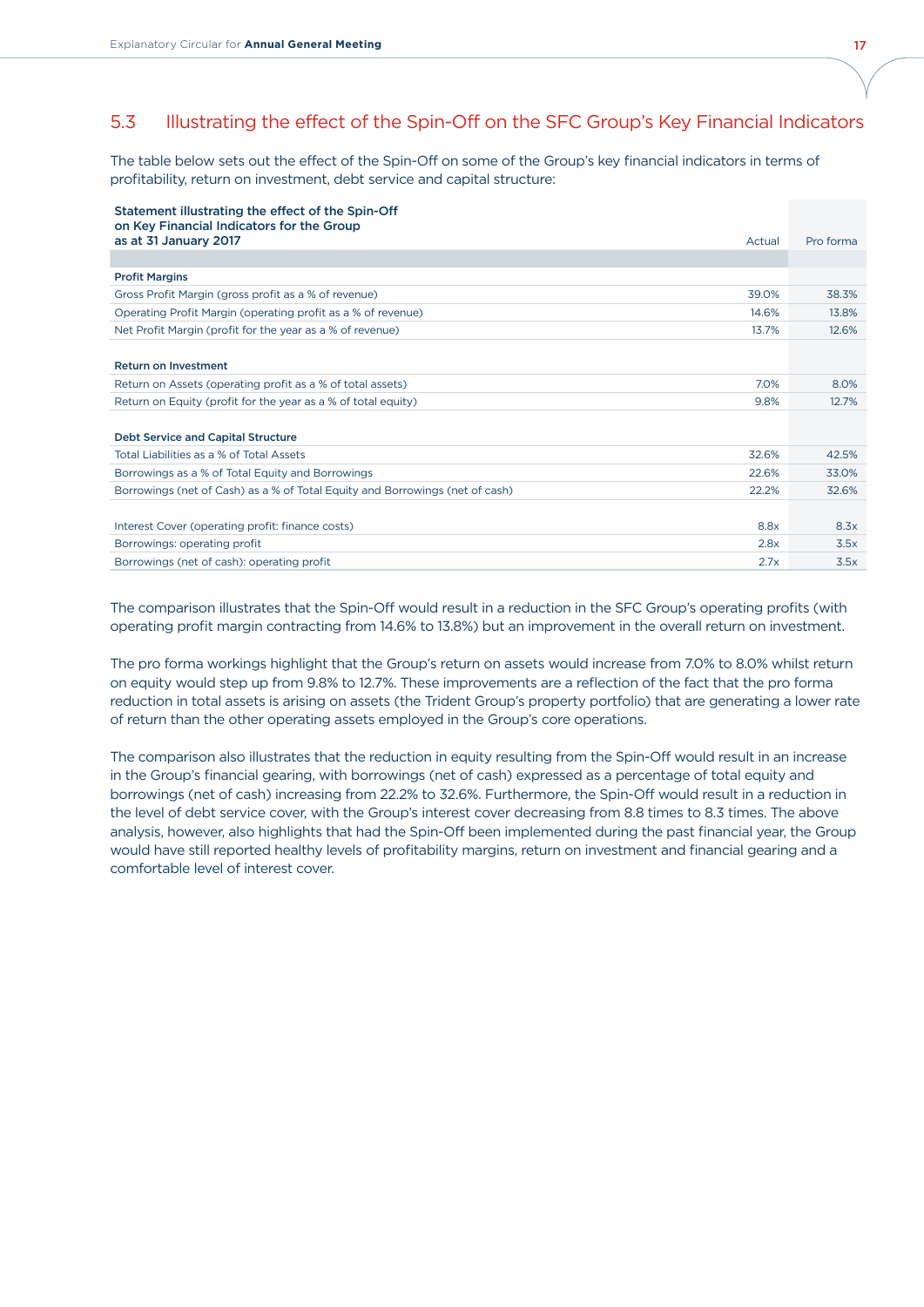## 5.3 Illustrating the effect of the Spin-Off on the SFC Group's Key Financial Indicators

The table below sets out the effect of the Spin-Off on some of the Group's key financial indicators in terms of profitability, return on investment, debt service and capital structure:

| Statement illustrating the effect of the Spin-Off on Key Financial Indicators for the Group as at 31 January 2017 | Actual | Pro forma |
|---|---|---|
| **Profit Margins** | | |
| Gross Profit Margin (gross profit as a % of revenue) | 39.0% | 38.3% |
| Operating Profit Margin (operating profit as a % of revenue) | 14.6% | 13.8% |
| Net Profit Margin (profit for the year as a % of revenue) | 13.7% | 12.6% |
| **Return on Investment** | | |
| Return on Assets (operating profit as a % of total assets) | 7.0% | 8.0% |
| Return on Equity (profit for the year as a % of total equity) | 9.8% | 12.7% |
| **Debt Service and Capital Structure** | | |
| Total Liabilities as a % of Total Assets | 32.6% | 42.5% |
| Borrowings as a % of Total Equity and Borrowings | 22.6% | 33.0% |
| Borrowings (net of Cash) as a % of Total Equity and Borrowings (net of cash) | 22.2% | 32.6% |
| | | |
| Interest Cover (operating profit: finance costs) | 8.8x | 8.3x |
| Borrowings: operating profit | 2.8x | 3.5x |
| Borrowings (net of cash): operating profit | 2.7x | 3.5x |

The comparison illustrates that the Spin-Off would result in a reduction in the SFC Group's operating profits (with operating profit margin contracting from 14.6% to 13.8%) but an improvement in the overall return on investment.

The pro forma workings highlight that the Group's return on assets would increase from 7.0% to 8.0% whilst return on equity would step up from 9.8% to 12.7%. These improvements are a reflection of the fact that the pro forma reduction in total assets is arising on assets (the Trident Group's property portfolio) that are generating a lower rate of return than the other operating assets employed in the Group's core operations.

The comparison also illustrates that the reduction in equity resulting from the Spin-Off would result in an increase in the Group's financial gearing, with borrowings (net of cash) expressed as a percentage of total equity and borrowings (net of cash) increasing from 22.2% to 32.6%. Furthermore, the Spin-Off would result in a reduction in the level of debt service cover, with the Group's interest cover decreasing from 8.8 times to 8.3 times. The above analysis, however, also highlights that had the Spin-Off been implemented during the past financial year, the Group would have still reported healthy levels of profitability margins, return on investment and financial gearing and a comfortable level of interest cover.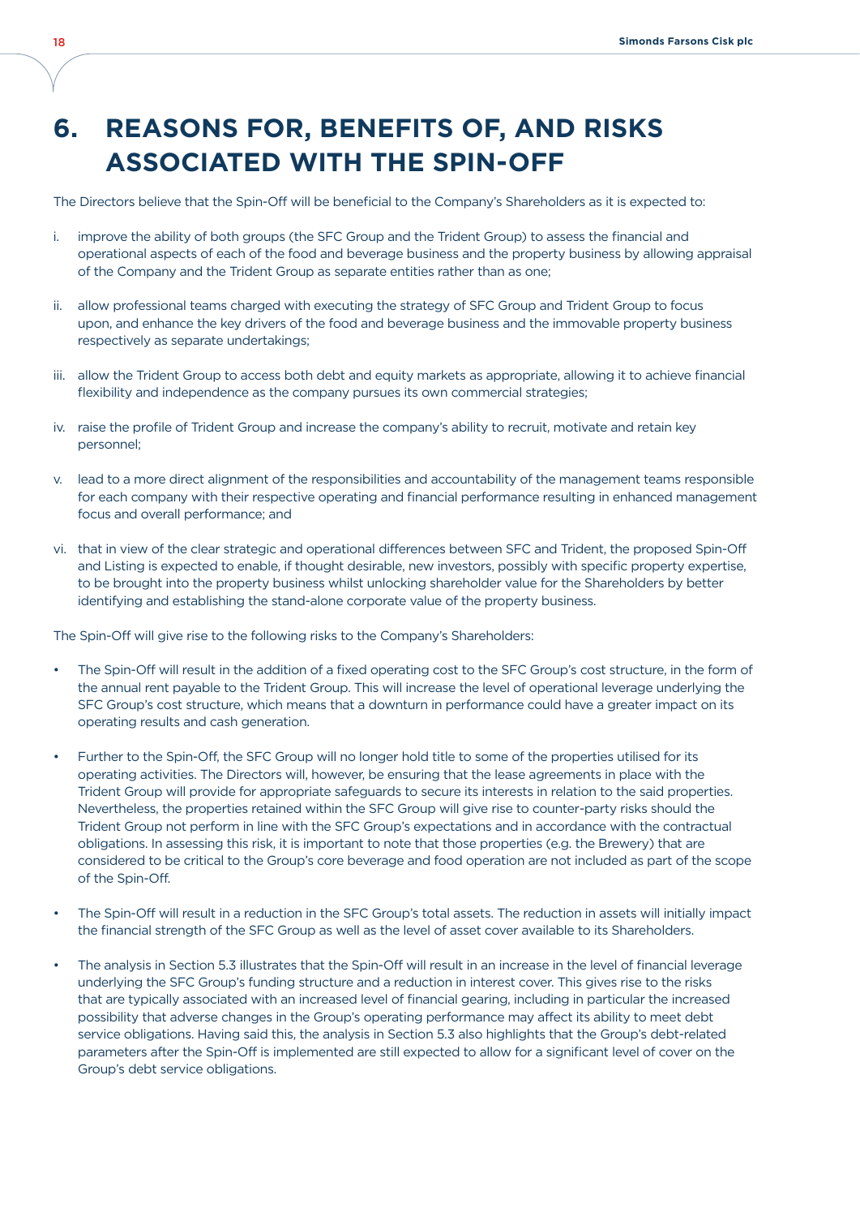# 6. REASONS FOR, BENEFITS OF, AND RISKS ASSOCIATED WITH THE SPIN-OFF

The Directors believe that the Spin-Off will be beneficial to the Company's Shareholders as it is expected to:

i. improve the ability of both groups (the SFC Group and the Trident Group) to assess the financial and operational aspects of each of the food and beverage business and the property business by allowing appraisal of the Company and the Trident Group as separate entities rather than as one;

ii. allow professional teams charged with executing the strategy of SFC Group and Trident Group to focus upon, and enhance the key drivers of the food and beverage business and the immovable property business respectively as separate undertakings;

iii. allow the Trident Group to access both debt and equity markets as appropriate, allowing it to achieve financial flexibility and independence as the company pursues its own commercial strategies;

iv. raise the profile of Trident Group and increase the company's ability to recruit, motivate and retain key personnel;

v. lead to a more direct alignment of the responsibilities and accountability of the management teams responsible for each company with their respective operating and financial performance resulting in enhanced management focus and overall performance; and

vi. that in view of the clear strategic and operational differences between SFC and Trident, the proposed Spin-Off and Listing is expected to enable, if thought desirable, new investors, possibly with specific property expertise, to be brought into the property business whilst unlocking shareholder value for the Shareholders by better identifying and establishing the stand-alone corporate value of the property business.

The Spin-Off will give rise to the following risks to the Company's Shareholders:

- The Spin-Off will result in the addition of a fixed operating cost to the SFC Group's cost structure, in the form of the annual rent payable to the Trident Group. This will increase the level of operational leverage underlying the SFC Group's cost structure, which means that a downturn in performance could have a greater impact on its operating results and cash generation.

- Further to the Spin-Off, the SFC Group will no longer hold title to some of the properties utilised for its operating activities. The Directors will, however, be ensuring that the lease agreements in place with the Trident Group will provide for appropriate safeguards to secure its interests in relation to the said properties. Nevertheless, the properties retained within the SFC Group will give rise to counter-party risks should the Trident Group not perform in line with the SFC Group's expectations and in accordance with the contractual obligations. In assessing this risk, it is important to note that those properties (e.g. the Brewery) that are considered to be critical to the Group's core beverage and food operation are not included as part of the scope of the Spin-Off.

- The Spin-Off will result in a reduction in the SFC Group's total assets. The reduction in assets will initially impact the financial strength of the SFC Group as well as the level of asset cover available to its Shareholders.

- The analysis in Section 5.3 illustrates that the Spin-Off will result in an increase in the level of financial leverage underlying the SFC Group's funding structure and a reduction in interest cover. This gives rise to the risks that are typically associated with an increased level of financial gearing, including in particular the increased possibility that adverse changes in the Group's operating performance may affect its ability to meet debt service obligations. Having said this, the analysis in Section 5.3 also highlights that the Group's debt-related parameters after the Spin-Off is implemented are still expected to allow for a significant level of cover on the Group's debt service obligations.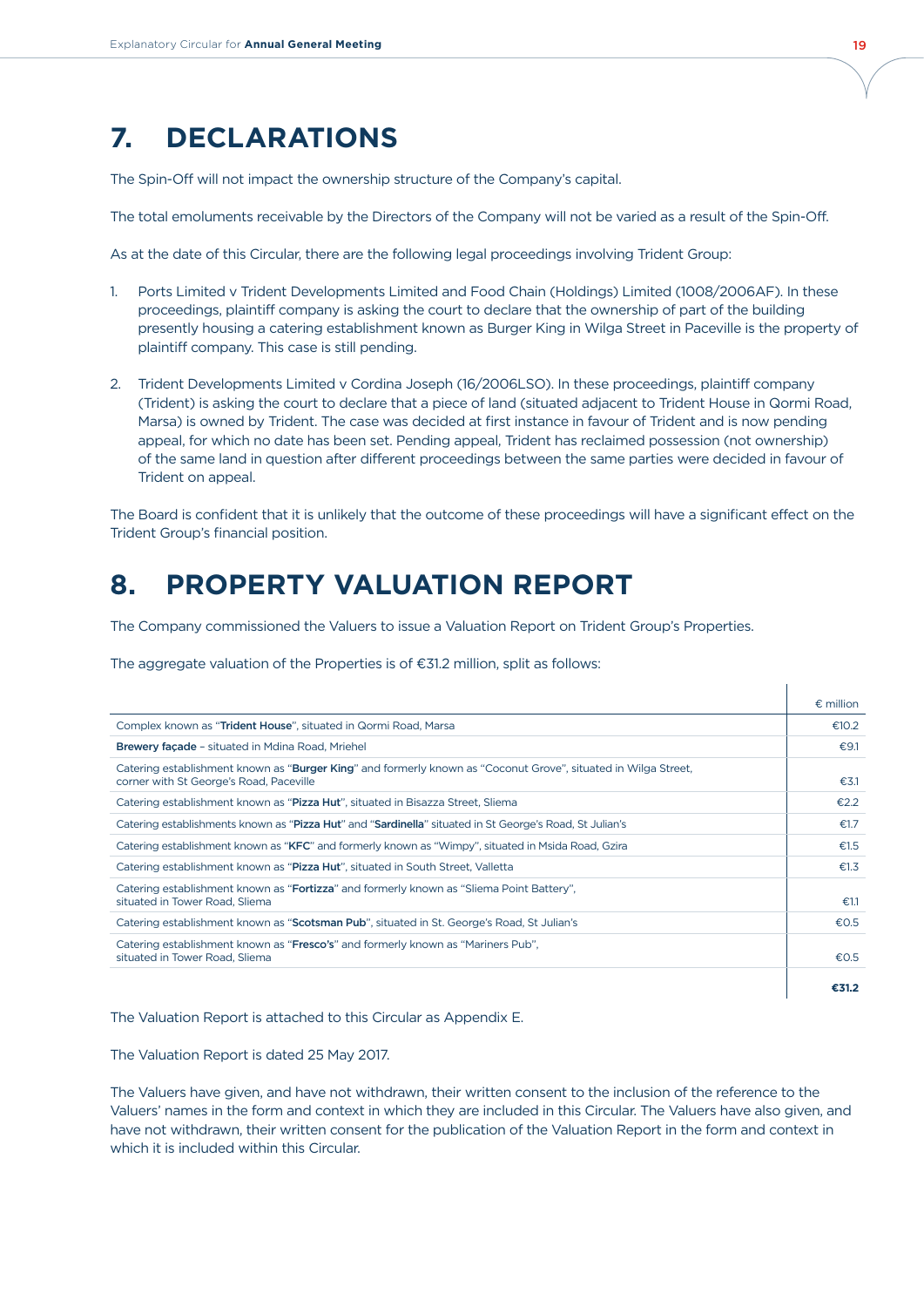# 7. DECLARATIONS

The Spin-Off will not impact the ownership structure of the Company's capital.

The total emoluments receivable by the Directors of the Company will not be varied as a result of the Spin-Off.

As at the date of this Circular, there are the following legal proceedings involving Trident Group:

1. Ports Limited v Trident Developments Limited and Food Chain (Holdings) Limited (1008/2006AF). In these proceedings, plaintiff company is asking the court to declare that the ownership of part of the building presently housing a catering establishment known as Burger King in Wilga Street in Paceville is the property of plaintiff company. This case is still pending.

2. Trident Developments Limited v Cordina Joseph (16/2006LSO). In these proceedings, plaintiff company (Trident) is asking the court to declare that a piece of land (situated adjacent to Trident House in Qormi Road, Marsa) is owned by Trident. The case was decided at first instance in favour of Trident and is now pending appeal, for which no date has been set. Pending appeal, Trident has reclaimed possession (not ownership) of the same land in question after different proceedings between the same parties were decided in favour of Trident on appeal.

The Board is confident that it is unlikely that the outcome of these proceedings will have a significant effect on the Trident Group's financial position.

# 8. PROPERTY VALUATION REPORT

The Company commissioned the Valuers to issue a Valuation Report on Trident Group's Properties.

The aggregate valuation of the Properties is of €31.2 million, split as follows:

| | € million |
|---|---|
| Complex known as "**Trident House**", situated in Qormi Road, Marsa | €10.2 |
| **Brewery façade** – situated in Mdina Road, Mriehel | €9.1 |
| Catering establishment known as "**Burger King**" and formerly known as "Coconut Grove", situated in Wilga Street, corner with St George's Road, Paceville | €3.1 |
| Catering establishment known as "**Pizza Hut**", situated in Bisazza Street, Sliema | €2.2 |
| Catering establishments known as "**Pizza Hut**" and "**Sardinella**" situated in St George's Road, St Julian's | €1.7 |
| Catering establishment known as "**KFC**" and formerly known as "Wimpy", situated in Msida Road, Gzira | €1.5 |
| Catering establishment known as "**Pizza Hut**", situated in South Street, Valletta | €1.3 |
| Catering establishment known as "**Fortizza**" and formerly known as "Sliema Point Battery", situated in Tower Road, Sliema | €1.1 |
| Catering establishment known as "**Scotsman Pub**", situated in St. George's Road, St Julian's | €0.5 |
| Catering establishment known as "**Fresco's**" and formerly known as "Mariners Pub", situated in Tower Road, Sliema | €0.5 |
| | **€31.2** |

The Valuation Report is attached to this Circular as Appendix E.

The Valuation Report is dated 25 May 2017.

The Valuers have given, and have not withdrawn, their written consent to the inclusion of the reference to the Valuers' names in the form and context in which they are included in this Circular. The Valuers have also given, and have not withdrawn, their written consent for the publication of the Valuation Report in the form and context in which it is included within this Circular.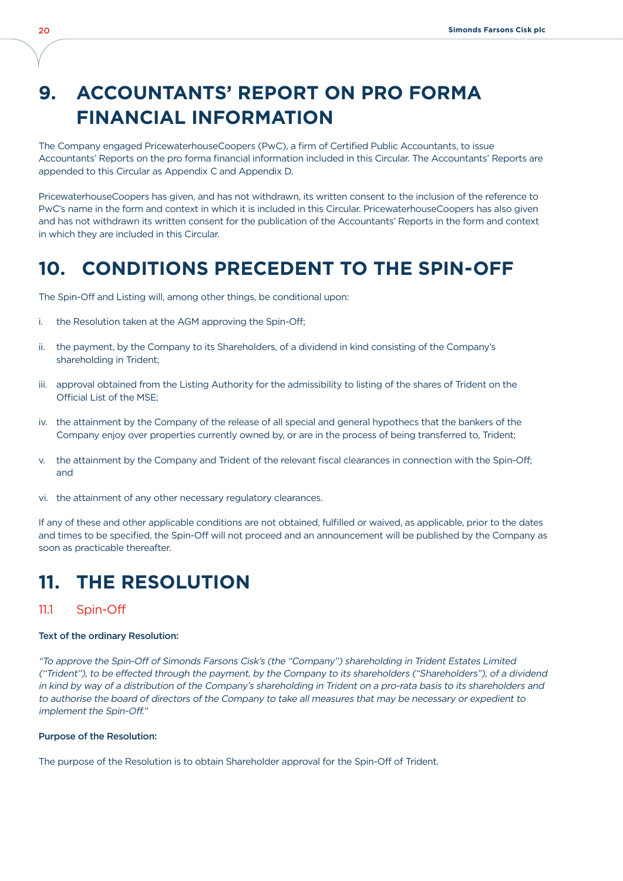# 9. ACCOUNTANTS' REPORT ON PRO FORMA FINANCIAL INFORMATION

The Company engaged PricewaterhouseCoopers (PwC), a firm of Certified Public Accountants, to issue Accountants' Reports on the pro forma financial information included in this Circular. The Accountants' Reports are appended to this Circular as Appendix C and Appendix D.

PricewaterhouseCoopers has given, and has not withdrawn, its written consent to the inclusion of the reference to PwC's name in the form and context in which it is included in this Circular. PricewaterhouseCoopers has also given and has not withdrawn its written consent for the publication of the Accountants' Reports in the form and context in which they are included in this Circular.

# 10. CONDITIONS PRECEDENT TO THE SPIN-OFF

The Spin-Off and Listing will, among other things, be conditional upon:

i. the Resolution taken at the AGM approving the Spin-Off;

ii. the payment, by the Company to its Shareholders, of a dividend in kind consisting of the Company's shareholding in Trident;

iii. approval obtained from the Listing Authority for the admissibility to listing of the shares of Trident on the Official List of the MSE;

iv. the attainment by the Company of the release of all special and general hypothecs that the bankers of the Company enjoy over properties currently owned by, or are in the process of being transferred to, Trident;

v. the attainment by the Company and Trident of the relevant fiscal clearances in connection with the Spin-Off; and

vi. the attainment of any other necessary regulatory clearances.

If any of these and other applicable conditions are not obtained, fulfilled or waived, as applicable, prior to the dates and times to be specified, the Spin-Off will not proceed and an announcement will be published by the Company as soon as practicable thereafter.

# 11. THE RESOLUTION

## 11.1 Spin-Off

**Text of the ordinary Resolution:**

*"To approve the Spin-Off of Simonds Farsons Cisk's (the "Company") shareholding in Trident Estates Limited ("Trident"), to be effected through the payment, by the Company to its shareholders ("Shareholders"), of a dividend in kind by way of a distribution of the Company's shareholding in Trident on a pro-rata basis to its shareholders and to authorise the board of directors of the Company to take all measures that may be necessary or expedient to implement the Spin-Off."*

**Purpose of the Resolution:**

The purpose of the Resolution is to obtain Shareholder approval for the Spin-Off of Trident.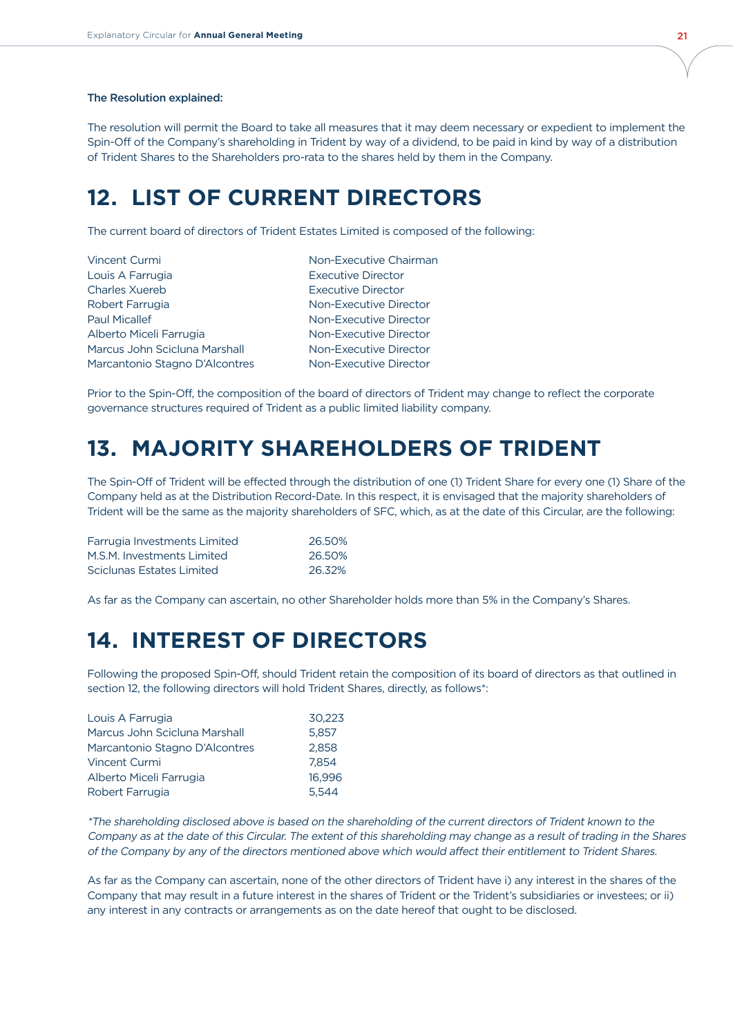**The Resolution explained:**

The resolution will permit the Board to take all measures that it may deem necessary or expedient to implement the Spin-Off of the Company's shareholding in Trident by way of a dividend, to be paid in kind by way of a distribution of Trident Shares to the Shareholders pro-rata to the shares held by them in the Company.

# 12. LIST OF CURRENT DIRECTORS

The current board of directors of Trident Estates Limited is composed of the following:

| | |
|---|---|
| Vincent Curmi | Non-Executive Chairman |
| Louis A Farrugia | Executive Director |
| Charles Xuereb | Executive Director |
| Robert Farrugia | Non-Executive Director |
| Paul Micallef | Non-Executive Director |
| Alberto Miceli Farrugia | Non-Executive Director |
| Marcus John Scicluna Marshall | Non-Executive Director |
| Marcantonio Stagno D'Alcontres | Non-Executive Director |

Prior to the Spin-Off, the composition of the board of directors of Trident may change to reflect the corporate governance structures required of Trident as a public limited liability company.

# 13. MAJORITY SHAREHOLDERS OF TRIDENT

The Spin-Off of Trident will be effected through the distribution of one (1) Trident Share for every one (1) Share of the Company held as at the Distribution Record-Date. In this respect, it is envisaged that the majority shareholders of Trident will be the same as the majority shareholders of SFC, which, as at the date of this Circular, are the following:

| | |
|---|---|
| Farrugia Investments Limited | 26.50% |
| M.S.M. Investments Limited | 26.50% |
| Sciclunas Estates Limited | 26.32% |

As far as the Company can ascertain, no other Shareholder holds more than 5% in the Company's Shares.

# 14. INTEREST OF DIRECTORS

Following the proposed Spin-Off, should Trident retain the composition of its board of directors as that outlined in section 12, the following directors will hold Trident Shares, directly, as follows*:

| | |
|---|---|
| Louis A Farrugia | 30,223 |
| Marcus John Scicluna Marshall | 5,857 |
| Marcantonio Stagno D'Alcontres | 2,858 |
| Vincent Curmi | 7,854 |
| Alberto Miceli Farrugia | 16,996 |
| Robert Farrugia | 5,544 |

*\*The shareholding disclosed above is based on the shareholding of the current directors of Trident known to the Company as at the date of this Circular. The extent of this shareholding may change as a result of trading in the Shares of the Company by any of the directors mentioned above which would affect their entitlement to Trident Shares.*

As far as the Company can ascertain, none of the other directors of Trident have i) any interest in the shares of the Company that may result in a future interest in the shares of Trident or the Trident's subsidiaries or investees; or ii) any interest in any contracts or arrangements as on the date hereof that ought to be disclosed.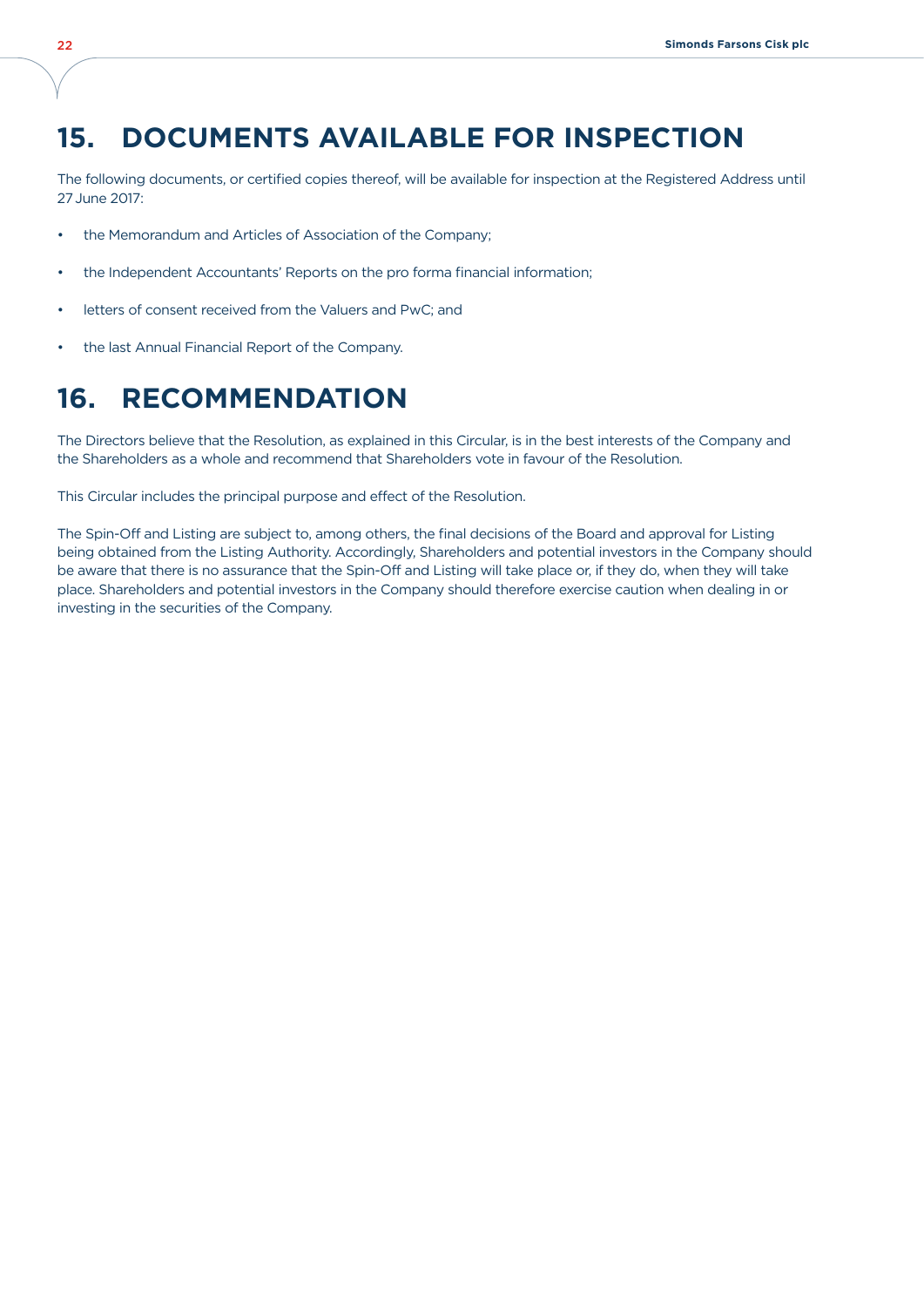# 15. DOCUMENTS AVAILABLE FOR INSPECTION

The following documents, or certified copies thereof, will be available for inspection at the Registered Address until 27 June 2017:

- the Memorandum and Articles of Association of the Company;
- the Independent Accountants' Reports on the pro forma financial information;
- letters of consent received from the Valuers and PwC; and
- the last Annual Financial Report of the Company.

# 16. RECOMMENDATION

The Directors believe that the Resolution, as explained in this Circular, is in the best interests of the Company and the Shareholders as a whole and recommend that Shareholders vote in favour of the Resolution.

This Circular includes the principal purpose and effect of the Resolution.

The Spin-Off and Listing are subject to, among others, the final decisions of the Board and approval for Listing being obtained from the Listing Authority. Accordingly, Shareholders and potential investors in the Company should be aware that there is no assurance that the Spin-Off and Listing will take place or, if they do, when they will take place. Shareholders and potential investors in the Company should therefore exercise caution when dealing in or investing in the securities of the Company.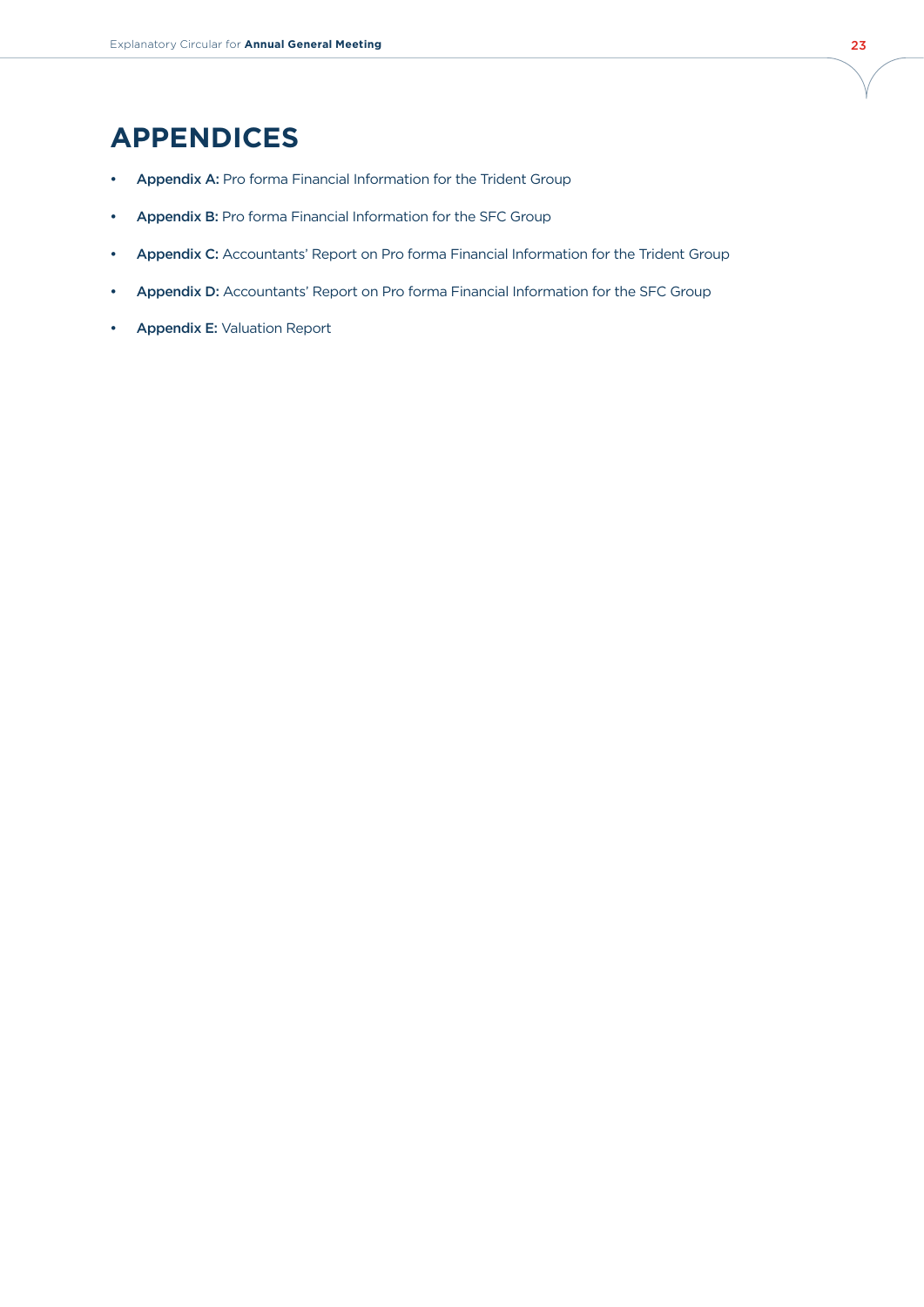# APPENDICES

- **Appendix A:** Pro forma Financial Information for the Trident Group
- **Appendix B:** Pro forma Financial Information for the SFC Group
- **Appendix C:** Accountants' Report on Pro forma Financial Information for the Trident Group
- **Appendix D:** Accountants' Report on Pro forma Financial Information for the SFC Group
- **Appendix E:** Valuation Report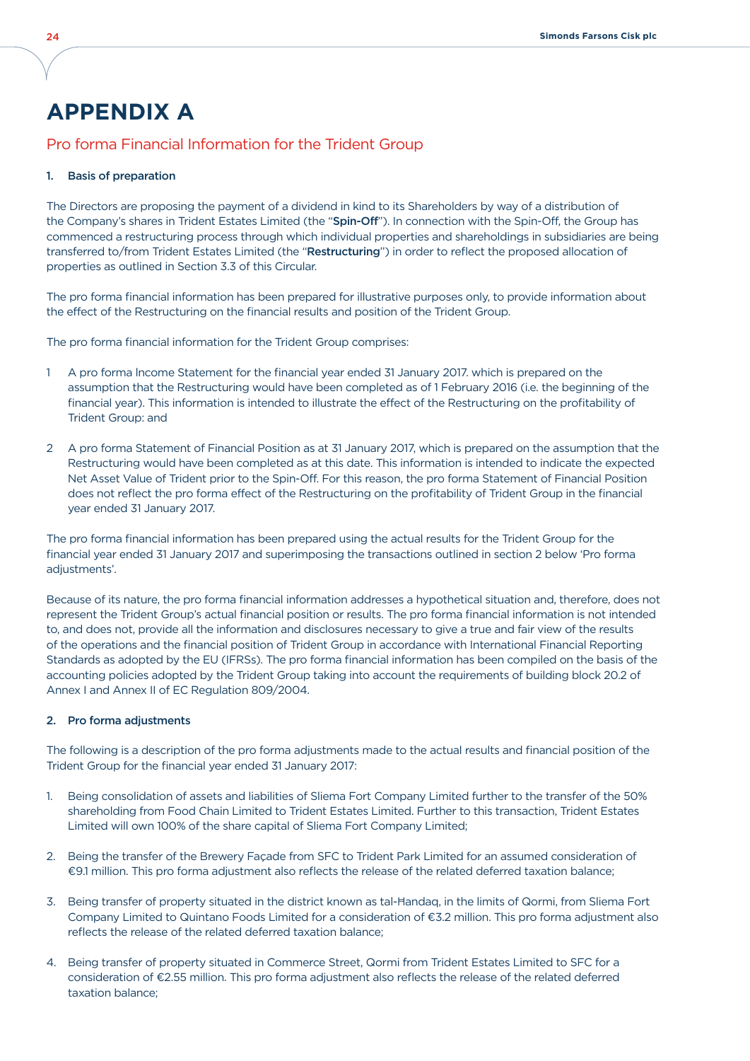# APPENDIX A

## Pro forma Financial Information for the Trident Group

### 1. Basis of preparation

The Directors are proposing the payment of a dividend in kind to its Shareholders by way of a distribution of the Company's shares in Trident Estates Limited (the "**Spin-Off**"). In connection with the Spin-Off, the Group has commenced a restructuring process through which individual properties and shareholdings in subsidiaries are being transferred to/from Trident Estates Limited (the "**Restructuring**") in order to reflect the proposed allocation of properties as outlined in Section 3.3 of this Circular.

The pro forma financial information has been prepared for illustrative purposes only, to provide information about the effect of the Restructuring on the financial results and position of the Trident Group.

The pro forma financial information for the Trident Group comprises:

1 A pro forma Income Statement for the financial year ended 31 January 2017. which is prepared on the assumption that the Restructuring would have been completed as of 1 February 2016 (i.e. the beginning of the financial year). This information is intended to illustrate the effect of the Restructuring on the profitability of Trident Group: and

2 A pro forma Statement of Financial Position as at 31 January 2017, which is prepared on the assumption that the Restructuring would have been completed as at this date. This information is intended to indicate the expected Net Asset Value of Trident prior to the Spin-Off. For this reason, the pro forma Statement of Financial Position does not reflect the pro forma effect of the Restructuring on the profitability of Trident Group in the financial year ended 31 January 2017.

The pro forma financial information has been prepared using the actual results for the Trident Group for the financial year ended 31 January 2017 and superimposing the transactions outlined in section 2 below 'Pro forma adjustments'.

Because of its nature, the pro forma financial information addresses a hypothetical situation and, therefore, does not represent the Trident Group's actual financial position or results. The pro forma financial information is not intended to, and does not, provide all the information and disclosures necessary to give a true and fair view of the results of the operations and the financial position of Trident Group in accordance with International Financial Reporting Standards as adopted by the EU (IFRSs). The pro forma financial information has been compiled on the basis of the accounting policies adopted by the Trident Group taking into account the requirements of building block 20.2 of Annex I and Annex II of EC Regulation 809/2004.

### 2. Pro forma adjustments

The following is a description of the pro forma adjustments made to the actual results and financial position of the Trident Group for the financial year ended 31 January 2017:

1. Being consolidation of assets and liabilities of Sliema Fort Company Limited further to the transfer of the 50% shareholding from Food Chain Limited to Trident Estates Limited. Further to this transaction, Trident Estates Limited will own 100% of the share capital of Sliema Fort Company Limited;

2. Being the transfer of the Brewery Façade from SFC to Trident Park Limited for an assumed consideration of €9.1 million. This pro forma adjustment also reflects the release of the related deferred taxation balance;

3. Being transfer of property situated in the district known as tal-Ħandaq, in the limits of Qormi, from Sliema Fort Company Limited to Quintano Foods Limited for a consideration of €3.2 million. This pro forma adjustment also reflects the release of the related deferred taxation balance;

4. Being transfer of property situated in Commerce Street, Qormi from Trident Estates Limited to SFC for a consideration of €2.55 million. This pro forma adjustment also reflects the release of the related deferred taxation balance;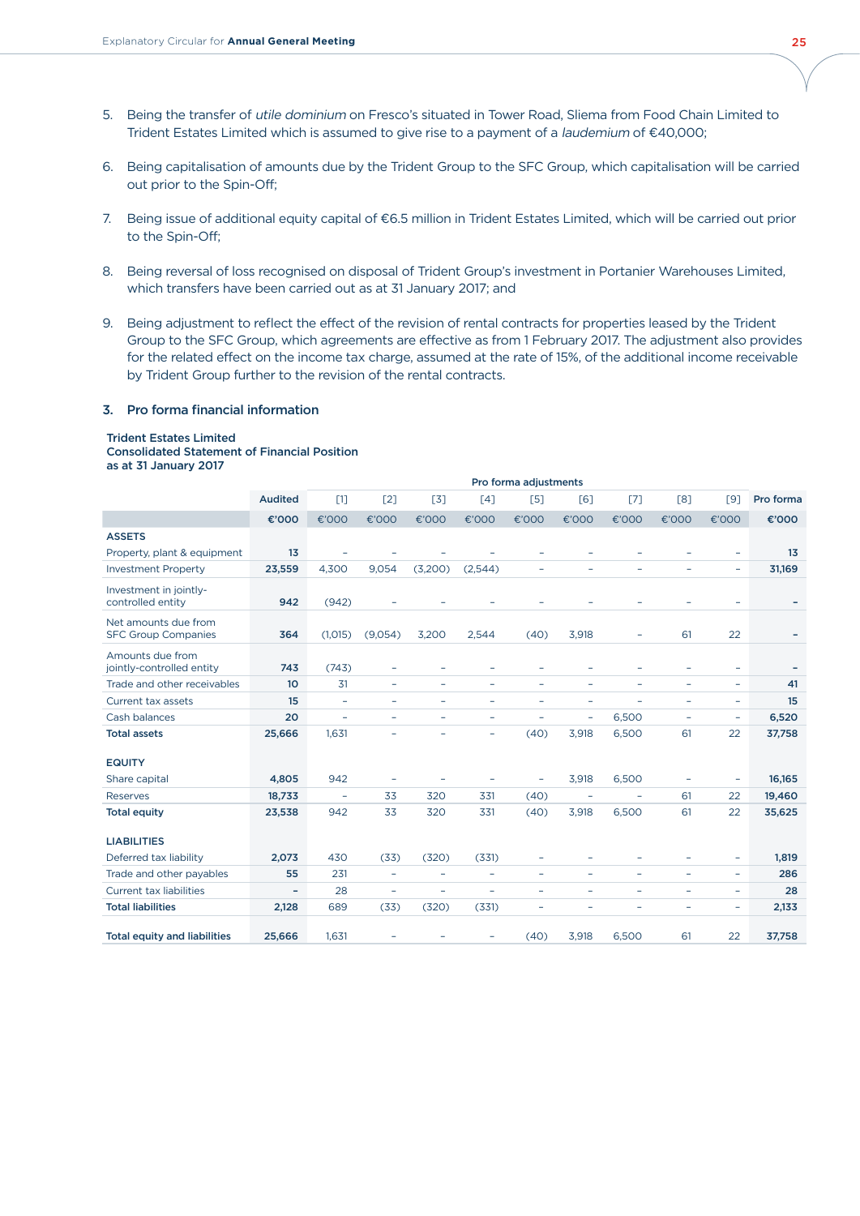5. Being the transfer of *utile dominium* on Fresco's situated in Tower Road, Sliema from Food Chain Limited to Trident Estates Limited which is assumed to give rise to a payment of a *laudemium* of €40,000;

6. Being capitalisation of amounts due by the Trident Group to the SFC Group, which capitalisation will be carried out prior to the Spin-Off;

7. Being issue of additional equity capital of €6.5 million in Trident Estates Limited, which will be carried out prior to the Spin-Off;

8. Being reversal of loss recognised on disposal of Trident Group's investment in Portanier Warehouses Limited, which transfers have been carried out as at 31 January 2017; and

9. Being adjustment to reflect the effect of the revision of rental contracts for properties leased by the Trident Group to the SFC Group, which agreements are effective as from 1 February 2017. The adjustment also provides for the related effect on the income tax charge, assumed at the rate of 15%, of the additional income receivable by Trident Group further to the revision of the rental contracts.

## 3. Pro forma financial information

**Trident Estates Limited**
**Consolidated Statement of Financial Position**
**as at 31 January 2017**

| | | Pro forma adjustments | | | | | | | | | |
|---|---|---|---|---|---|---|---|---|---|---|---|
| | **Audited** | [1] | [2] | [3] | [4] | [5] | [6] | [7] | [8] | [9] | **Pro forma** |
| | **€'000** | €'000 | €'000 | €'000 | €'000 | €'000 | €'000 | €'000 | €'000 | €'000 | **€'000** |
| **ASSETS** | | | | | | | | | | | |
| Property, plant & equipment | **13** | – | – | – | – | – | – | – | – | – | **13** |
| Investment Property | **23,559** | 4,300 | 9,054 | (3,200) | (2,544) | – | – | – | – | – | **31,169** |
| Investment in jointly-controlled entity | **942** | (942) | – | – | – | – | – | – | – | – | **–** |
| Net amounts due from SFC Group Companies | **364** | (1,015) | (9,054) | 3,200 | 2,544 | (40) | 3,918 | – | 61 | 22 | **–** |
| Amounts due from jointly-controlled entity | **743** | (743) | – | – | – | – | – | – | – | – | **–** |
| Trade and other receivables | **10** | 31 | – | – | – | – | – | – | – | – | **41** |
| Current tax assets | **15** | – | – | – | – | – | – | – | – | – | **15** |
| Cash balances | **20** | – | – | – | – | – | – | 6,500 | – | – | **6,520** |
| **Total assets** | **25,666** | 1,631 | – | – | – | (40) | 3,918 | 6,500 | 61 | 22 | **37,758** |
| **EQUITY** | | | | | | | | | | | |
| Share capital | **4,805** | 942 | – | – | – | – | 3,918 | 6,500 | – | – | **16,165** |
| Reserves | **18,733** | – | 33 | 320 | 331 | (40) | – | – | 61 | 22 | **19,460** |
| **Total equity** | **23,538** | 942 | 33 | 320 | 331 | (40) | 3,918 | 6,500 | 61 | 22 | **35,625** |
| **LIABILITIES** | | | | | | | | | | | |
| Deferred tax liability | **2,073** | 430 | (33) | (320) | (331) | – | – | – | – | – | **1,819** |
| Trade and other payables | **55** | 231 | – | – | – | – | – | – | – | – | **286** |
| Current tax liabilities | **–** | 28 | – | – | – | – | – | – | – | – | **28** |
| **Total liabilities** | **2,128** | 689 | (33) | (320) | (331) | – | – | – | – | – | **2,133** |
| **Total equity and liabilities** | **25,666** | 1,631 | – | – | – | (40) | 3,918 | 6,500 | 61 | 22 | **37,758** |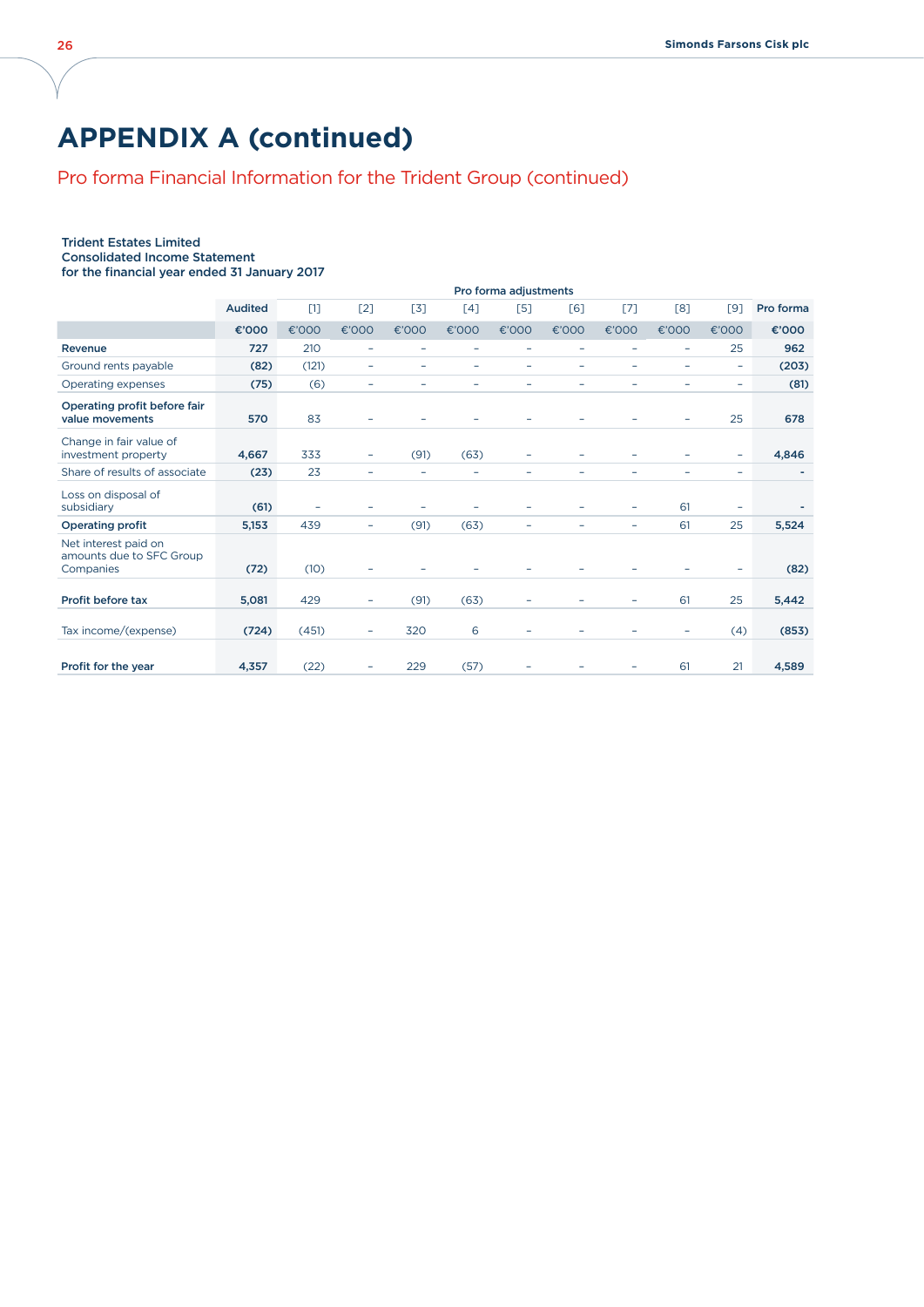# APPENDIX A (continued)

## Pro forma Financial Information for the Trident Group (continued)

**Trident Estates Limited**
**Consolidated Income Statement**
**for the financial year ended 31 January 2017**

| | Audited | Pro forma adjustments | | | | | | | | | Pro forma |
|---|---|---|---|---|---|---|---|---|---|---|---|
| | | [1] | [2] | [3] | [4] | [5] | [6] | [7] | [8] | [9] | |
| | **€'000** | €'000 | €'000 | €'000 | €'000 | €'000 | €'000 | €'000 | €'000 | €'000 | **€'000** |
| **Revenue** | **727** | 210 | – | – | – | – | – | – | – | 25 | **962** |
| Ground rents payable | **(82)** | (121) | – | – | – | – | – | – | – | – | **(203)** |
| Operating expenses | **(75)** | (6) | – | – | – | – | – | – | – | – | **(81)** |
| **Operating profit before fair value movements** | **570** | 83 | – | – | – | – | – | – | – | 25 | **678** |
| Change in fair value of investment property | **4,667** | 333 | – | (91) | (63) | – | – | – | – | – | **4,846** |
| Share of results of associate | **(23)** | 23 | – | – | – | – | – | – | – | – | **-** |
| Loss on disposal of subsidiary | **(61)** | – | – | – | – | – | – | – | 61 | – | **-** |
| **Operating profit** | **5,153** | 439 | – | (91) | (63) | – | – | – | 61 | 25 | **5,524** |
| Net interest paid on amounts due to SFC Group Companies | **(72)** | (10) | – | – | – | – | – | – | – | – | **(82)** |
| **Profit before tax** | **5,081** | 429 | – | (91) | (63) | – | – | – | 61 | 25 | **5,442** |
| Tax income/(expense) | **(724)** | (451) | – | 320 | 6 | – | – | – | – | (4) | **(853)** |
| **Profit for the year** | **4,357** | (22) | – | 229 | (57) | – | – | – | 61 | 21 | **4,589** |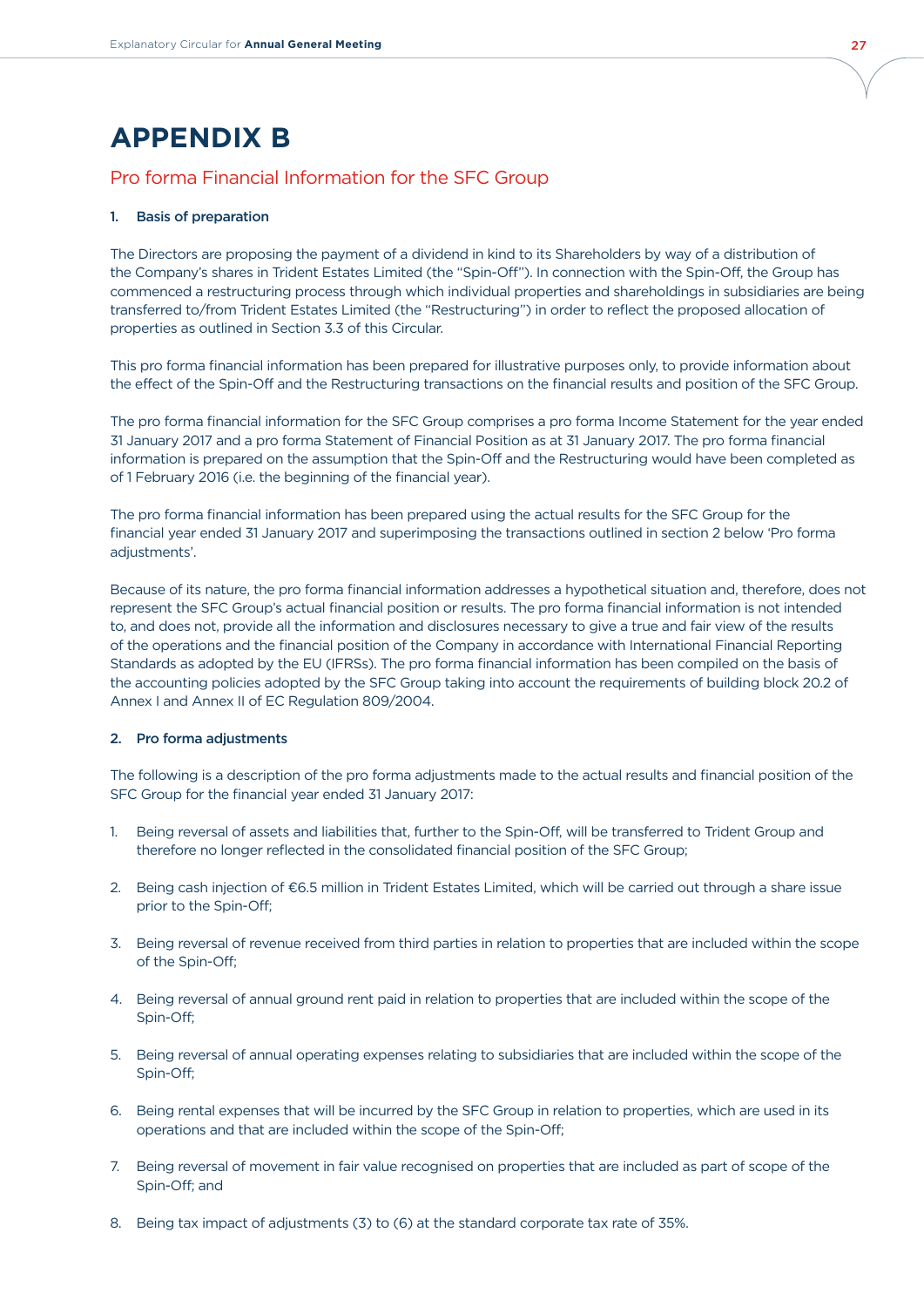# APPENDIX B

## Pro forma Financial Information for the SFC Group

### 1. Basis of preparation

The Directors are proposing the payment of a dividend in kind to its Shareholders by way of a distribution of the Company's shares in Trident Estates Limited (the "Spin-Off"). In connection with the Spin-Off, the Group has commenced a restructuring process through which individual properties and shareholdings in subsidiaries are being transferred to/from Trident Estates Limited (the "Restructuring") in order to reflect the proposed allocation of properties as outlined in Section 3.3 of this Circular.

This pro forma financial information has been prepared for illustrative purposes only, to provide information about the effect of the Spin-Off and the Restructuring transactions on the financial results and position of the SFC Group.

The pro forma financial information for the SFC Group comprises a pro forma Income Statement for the year ended 31 January 2017 and a pro forma Statement of Financial Position as at 31 January 2017. The pro forma financial information is prepared on the assumption that the Spin-Off and the Restructuring would have been completed as of 1 February 2016 (i.e. the beginning of the financial year).

The pro forma financial information has been prepared using the actual results for the SFC Group for the financial year ended 31 January 2017 and superimposing the transactions outlined in section 2 below 'Pro forma adjustments'.

Because of its nature, the pro forma financial information addresses a hypothetical situation and, therefore, does not represent the SFC Group's actual financial position or results. The pro forma financial information is not intended to, and does not, provide all the information and disclosures necessary to give a true and fair view of the results of the operations and the financial position of the Company in accordance with International Financial Reporting Standards as adopted by the EU (IFRSs). The pro forma financial information has been compiled on the basis of the accounting policies adopted by the SFC Group taking into account the requirements of building block 20.2 of Annex I and Annex II of EC Regulation 809/2004.

### 2. Pro forma adjustments

The following is a description of the pro forma adjustments made to the actual results and financial position of the SFC Group for the financial year ended 31 January 2017:

1. Being reversal of assets and liabilities that, further to the Spin-Off, will be transferred to Trident Group and therefore no longer reflected in the consolidated financial position of the SFC Group;
2. Being cash injection of €6.5 million in Trident Estates Limited, which will be carried out through a share issue prior to the Spin-Off;
3. Being reversal of revenue received from third parties in relation to properties that are included within the scope of the Spin-Off;
4. Being reversal of annual ground rent paid in relation to properties that are included within the scope of the Spin-Off;
5. Being reversal of annual operating expenses relating to subsidiaries that are included within the scope of the Spin-Off;
6. Being rental expenses that will be incurred by the SFC Group in relation to properties, which are used in its operations and that are included within the scope of the Spin-Off;
7. Being reversal of movement in fair value recognised on properties that are included as part of scope of the Spin-Off; and
8. Being tax impact of adjustments (3) to (6) at the standard corporate tax rate of 35%.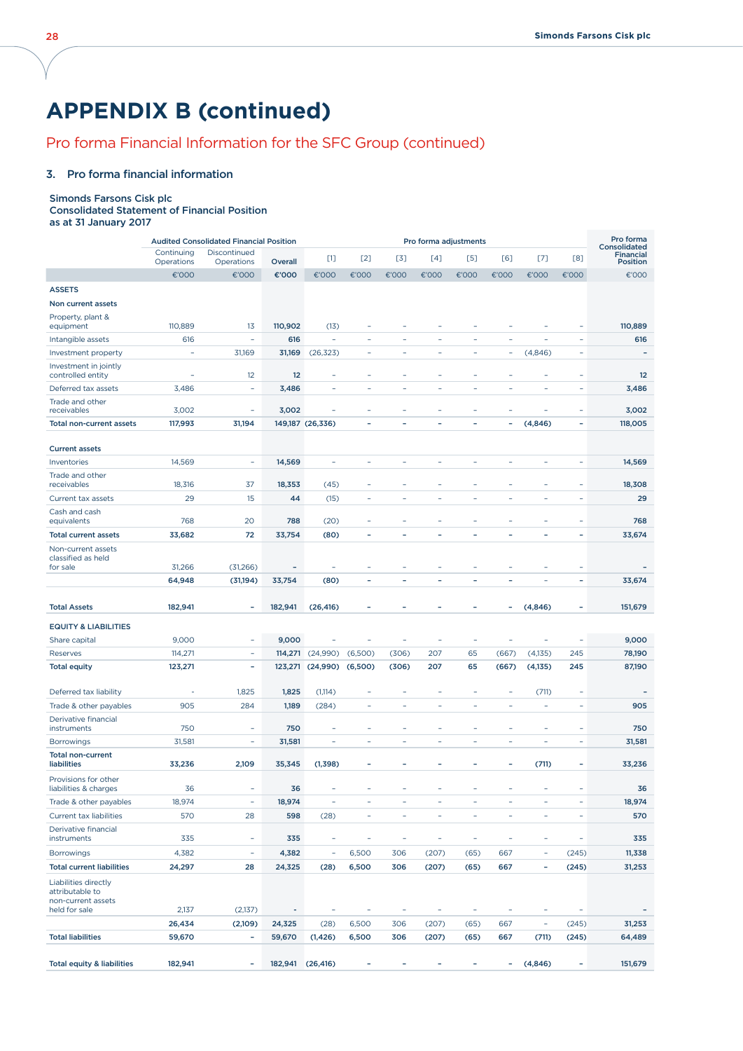# APPENDIX B (continued)

## Pro forma Financial Information for the SFC Group (continued)

### 3. Pro forma financial information

**Simonds Farsons Cisk plc**
**Consolidated Statement of Financial Position**
**as at 31 January 2017**

| | Audited Consolidated Financial Position | | | Pro forma adjustments | | | | | | | | Pro forma Consolidated Financial Position |
|---|---|---|---|---|---|---|---|---|---|---|---|---|
| | Continuing Operations | Discontinued Operations | Overall | [1] | [2] | [3] | [4] | [5] | [6] | [7] | [8] | |
| | €'000 | €'000 | €'000 | €'000 | €'000 | €'000 | €'000 | €'000 | €'000 | €'000 | €'000 | €'000 |
| **ASSETS** | | | | | | | | | | | | |
| **Non current assets** | | | | | | | | | | | | |
| Property, plant & equipment | 110,889 | 13 | 110,902 | (13) | – | – | – | – | – | – | – | 110,889 |
| Intangible assets | 616 | – | 616 | – | – | – | – | – | – | – | – | 616 |
| Investment property | – | 31,169 | 31,169 | (26,323) | – | – | – | – | – | (4,846) | – | – |
| Investment in jointly controlled entity | – | 12 | 12 | – | – | – | – | – | – | – | – | 12 |
| Deferred tax assets | 3,486 | – | 3,486 | – | – | – | – | – | – | – | – | 3,486 |
| Trade and other receivables | 3,002 | – | 3,002 | – | – | – | – | – | – | – | – | 3,002 |
| **Total non-current assets** | **117,993** | **31,194** | **149,187** | **(26,336)** | **–** | **–** | **–** | **–** | **–** | **(4,846)** | **–** | **118,005** |
| **Current assets** | | | | | | | | | | | | |
| Inventories | 14,569 | – | 14,569 | – | – | – | – | – | – | – | – | 14,569 |
| Trade and other receivables | 18,316 | 37 | 18,353 | (45) | – | – | – | – | – | – | – | 18,308 |
| Current tax assets | 29 | 15 | 44 | (15) | – | – | – | – | – | – | – | 29 |
| Cash and cash equivalents | 768 | 20 | 788 | (20) | – | – | – | – | – | – | – | 768 |
| **Total current assets** | **33,682** | **72** | **33,754** | **(80)** | **–** | **–** | **–** | **–** | **–** | **–** | **–** | **33,674** |
| Non-current assets classified as held for sale | 31,266 | (31,266) | – | – | – | – | – | – | – | – | – | – |
| | **64,948** | **(31,194)** | **33,754** | **(80)** | **–** | **–** | **–** | **–** | **–** | – | **–** | **33,674** |
| **Total Assets** | **182,941** | **–** | **182,941** | **(26,416)** | **–** | **–** | **–** | **–** | **–** | **(4,846)** | **–** | **151,679** |
| **EQUITY & LIABILITIES** | | | | | | | | | | | | |
| Share capital | 9,000 | – | 9,000 | – | – | – | – | – | – | – | – | 9,000 |
| Reserves | 114,271 | – | 114,271 | (24,990) | (6,500) | (306) | 207 | 65 | (667) | (4,135) | 245 | 78,190 |
| **Total equity** | **123,271** | **–** | **123,271** | **(24,990)** | **(6,500)** | **(306)** | **207** | **65** | **(667)** | **(4,135)** | **245** | **87,190** |
| Deferred tax liability | – | 1,825 | 1,825 | (1,114) | – | – | – | – | – | (711) | – | – |
| Trade & other payables | 905 | 284 | 1,189 | (284) | – | – | – | – | – | – | – | 905 |
| Derivative financial instruments | 750 | – | 750 | – | – | – | – | – | – | – | – | 750 |
| Borrowings | 31,581 | – | 31,581 | – | – | – | – | – | – | – | – | 31,581 |
| **Total non-current liabilities** | **33,236** | **2,109** | **35,345** | **(1,398)** | **–** | **–** | **–** | **–** | **–** | **(711)** | **–** | **33,236** |
| Provisions for other liabilities & charges | 36 | – | 36 | – | – | – | – | – | – | – | – | 36 |
| Trade & other payables | 18,974 | – | 18,974 | – | – | – | – | – | – | – | – | 18,974 |
| Current tax liabilities | 570 | 28 | 598 | (28) | – | – | – | – | – | – | – | 570 |
| Derivative financial instruments | 335 | – | 335 | – | – | – | – | – | – | – | – | 335 |
| Borrowings | 4,382 | – | 4,382 | – | 6,500 | 306 | (207) | (65) | 667 | – | (245) | 11,338 |
| **Total current liabilities** | **24,297** | **28** | **24,325** | **(28)** | **6,500** | **306** | **(207)** | **(65)** | **667** | **–** | **(245)** | **31,253** |
| Liabilities directly attributable to non-current assets held for sale | 2,137 | (2,137) | – | – | – | – | – | – | – | – | – | – |
| | **26,434** | **(2,109)** | **24,325** | **(28)** | **6,500** | **306** | **(207)** | **(65)** | **667** | – | **(245)** | **31,253** |
| **Total liabilities** | **59,670** | **–** | **59,670** | **(1,426)** | **6,500** | **306** | **(207)** | **(65)** | **667** | **(711)** | **(245)** | **64,489** |
| **Total equity & liabilities** | **182,941** | **–** | **182,941** | **(26,416)** | **–** | **–** | **–** | **–** | **–** | **(4,846)** | **–** | **151,679** |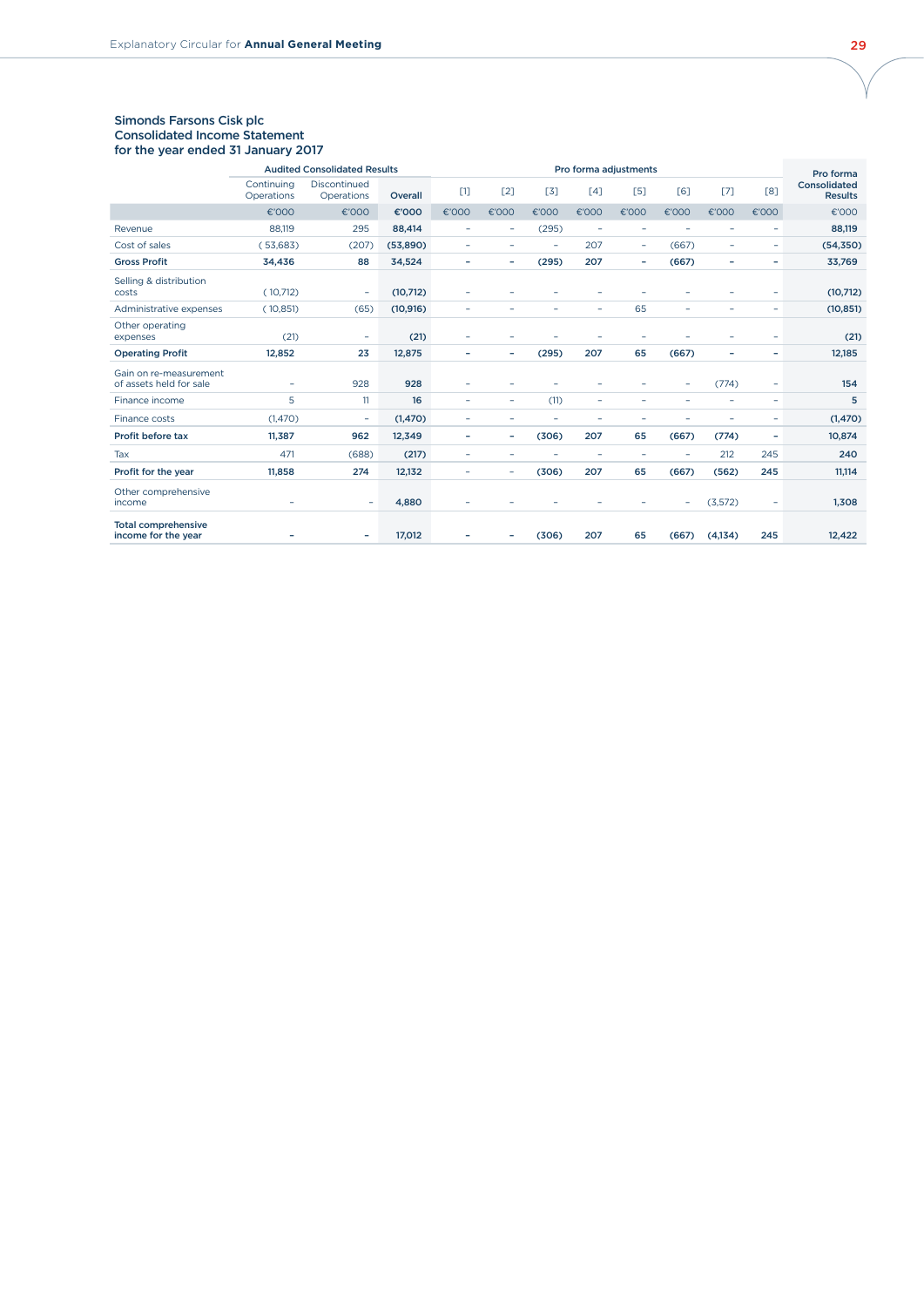**Simonds Farsons Cisk plc**
**Consolidated Income Statement**
**for the year ended 31 January 2017**

| | Audited Consolidated Results | | | Pro forma adjustments | | | | | | | | Pro forma Consolidated Results |
|---|---|---|---|---|---|---|---|---|---|---|---|---|
| | Continuing Operations | Discontinued Operations | Overall | [1] | [2] | [3] | [4] | [5] | [6] | [7] | [8] | |
| | €'000 | €'000 | €'000 | €'000 | €'000 | €'000 | €'000 | €'000 | €'000 | €'000 | €'000 | €'000 |
| Revenue | 88,119 | 295 | **88,414** | – | – | (295) | – | – | – | – | – | **88,119** |
| Cost of sales | ( 53,683) | (207) | **(53,890)** | – | – | – | 207 | – | (667) | – | – | **(54,350)** |
| **Gross Profit** | **34,436** | **88** | **34,524** | **–** | **–** | **(295)** | **207** | **–** | **(667)** | **–** | **–** | **33,769** |
| Selling & distribution costs | ( 10,712) | – | **(10,712)** | – | – | – | – | – | – | – | – | **(10,712)** |
| Administrative expenses | ( 10,851) | (65) | **(10,916)** | – | – | – | – | 65 | – | – | – | **(10,851)** |
| Other operating expenses | (21) | – | **(21)** | – | – | – | – | – | – | – | – | **(21)** |
| **Operating Profit** | **12,852** | **23** | **12,875** | **–** | **–** | **(295)** | **207** | **65** | **(667)** | **–** | **–** | **12,185** |
| Gain on re-measurement of assets held for sale | – | 928 | **928** | – | – | – | – | – | – | (774) | – | **154** |
| Finance income | 5 | 11 | **16** | – | – | (11) | – | – | – | – | – | **5** |
| Finance costs | (1,470) | – | **(1,470)** | – | – | – | – | – | – | – | – | **(1,470)** |
| **Profit before tax** | **11,387** | **962** | **12,349** | **–** | **–** | **(306)** | **207** | **65** | **(667)** | **(774)** | **–** | **10,874** |
| Tax | 471 | (688) | **(217)** | – | – | – | – | – | – | 212 | 245 | **240** |
| **Profit for the year** | **11,858** | **274** | **12,132** | – | – | **(306)** | **207** | **65** | **(667)** | **(562)** | **245** | **11,114** |
| Other comprehensive income | – | – | **4,880** | – | – | – | – | – | – | (3,572) | – | **1,308** |
| **Total comprehensive income for the year** | **–** | **–** | **17,012** | **–** | **–** | **(306)** | **207** | **65** | **(667)** | **(4,134)** | **245** | **12,422** |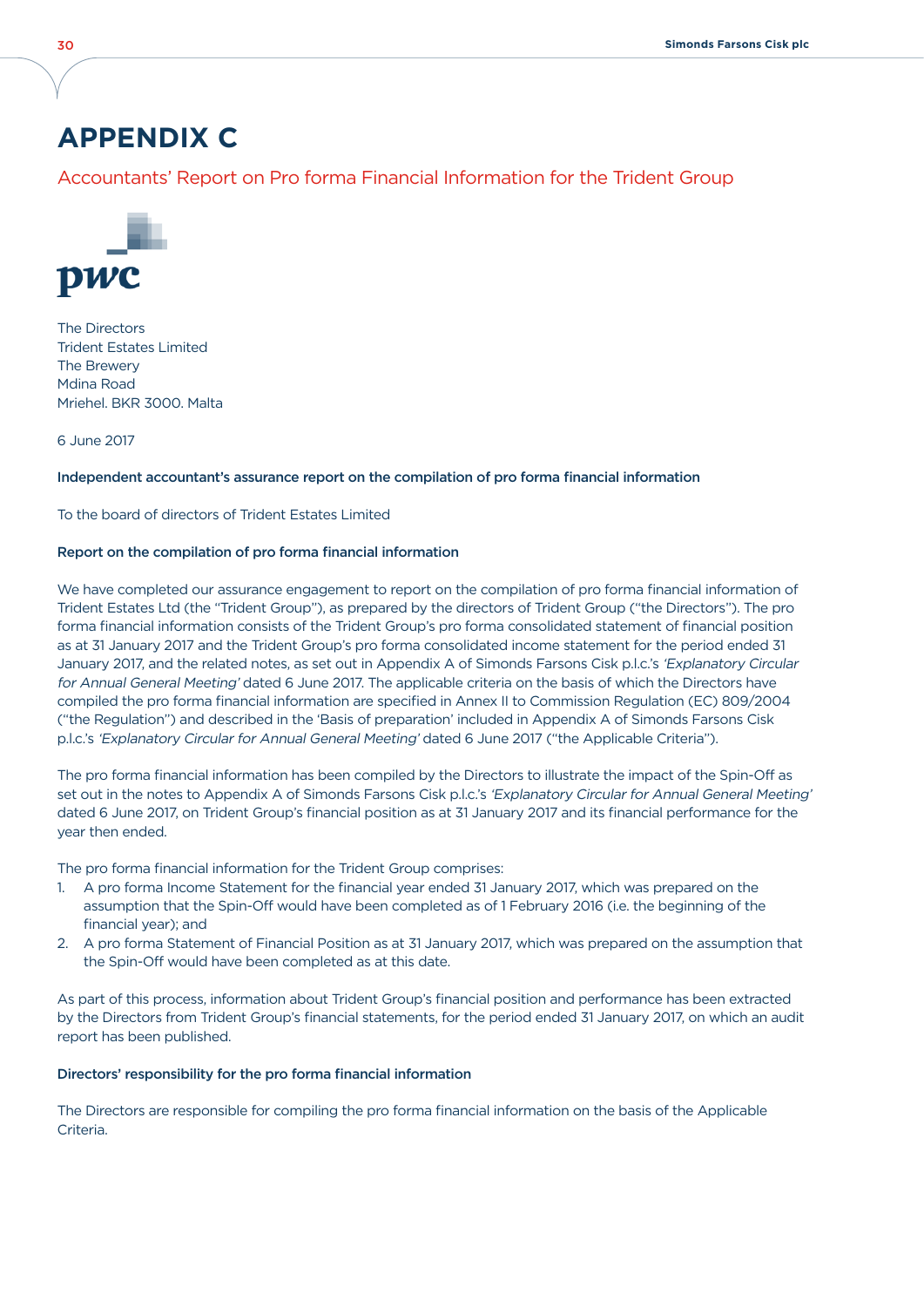# APPENDIX C

## Accountants' Report on Pro forma Financial Information for the Trident Group

pwc

The Directors
Trident Estates Limited
The Brewery
Mdina Road
Mriehel. BKR 3000. Malta

6 June 2017

**Independent accountant's assurance report on the compilation of pro forma financial information**

To the board of directors of Trident Estates Limited

**Report on the compilation of pro forma financial information**

We have completed our assurance engagement to report on the compilation of pro forma financial information of Trident Estates Ltd (the "Trident Group"), as prepared by the directors of Trident Group ("the Directors"). The pro forma financial information consists of the Trident Group's pro forma consolidated statement of financial position as at 31 January 2017 and the Trident Group's pro forma consolidated income statement for the period ended 31 January 2017, and the related notes, as set out in Appendix A of Simonds Farsons Cisk p.l.c.'s *'Explanatory Circular for Annual General Meeting'* dated 6 June 2017. The applicable criteria on the basis of which the Directors have compiled the pro forma financial information are specified in Annex II to Commission Regulation (EC) 809/2004 ("the Regulation") and described in the 'Basis of preparation' included in Appendix A of Simonds Farsons Cisk p.l.c.'s *'Explanatory Circular for Annual General Meeting'* dated 6 June 2017 ("the Applicable Criteria").

The pro forma financial information has been compiled by the Directors to illustrate the impact of the Spin-Off as set out in the notes to Appendix A of Simonds Farsons Cisk p.l.c.'s *'Explanatory Circular for Annual General Meeting'* dated 6 June 2017, on Trident Group's financial position as at 31 January 2017 and its financial performance for the year then ended.

The pro forma financial information for the Trident Group comprises:

1. A pro forma Income Statement for the financial year ended 31 January 2017, which was prepared on the assumption that the Spin-Off would have been completed as of 1 February 2016 (i.e. the beginning of the financial year); and
2. A pro forma Statement of Financial Position as at 31 January 2017, which was prepared on the assumption that the Spin-Off would have been completed as at this date.

As part of this process, information about Trident Group's financial position and performance has been extracted by the Directors from Trident Group's financial statements, for the period ended 31 January 2017, on which an audit report has been published.

**Directors' responsibility for the pro forma financial information**

The Directors are responsible for compiling the pro forma financial information on the basis of the Applicable Criteria.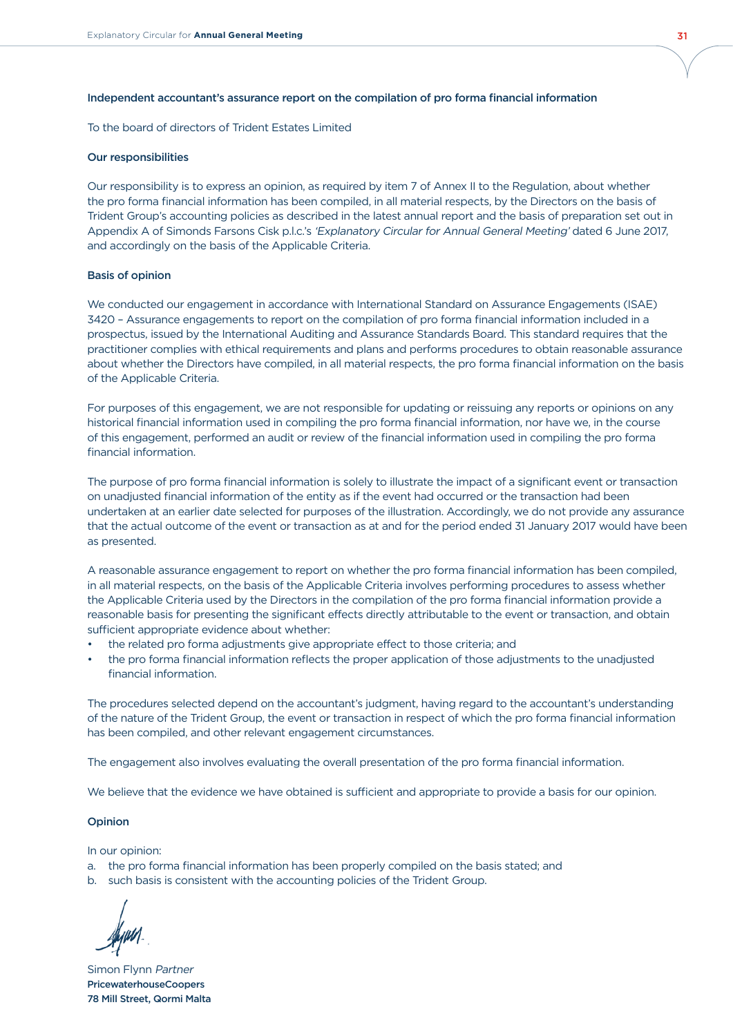### Independent accountant's assurance report on the compilation of pro forma financial information

To the board of directors of Trident Estates Limited

#### Our responsibilities

Our responsibility is to express an opinion, as required by item 7 of Annex II to the Regulation, about whether the pro forma financial information has been compiled, in all material respects, by the Directors on the basis of Trident Group's accounting policies as described in the latest annual report and the basis of preparation set out in Appendix A of Simonds Farsons Cisk p.l.c.'s *'Explanatory Circular for Annual General Meeting'* dated 6 June 2017, and accordingly on the basis of the Applicable Criteria.

#### Basis of opinion

We conducted our engagement in accordance with International Standard on Assurance Engagements (ISAE) 3420 – Assurance engagements to report on the compilation of pro forma financial information included in a prospectus, issued by the International Auditing and Assurance Standards Board. This standard requires that the practitioner complies with ethical requirements and plans and performs procedures to obtain reasonable assurance about whether the Directors have compiled, in all material respects, the pro forma financial information on the basis of the Applicable Criteria.

For purposes of this engagement, we are not responsible for updating or reissuing any reports or opinions on any historical financial information used in compiling the pro forma financial information, nor have we, in the course of this engagement, performed an audit or review of the financial information used in compiling the pro forma financial information.

The purpose of pro forma financial information is solely to illustrate the impact of a significant event or transaction on unadjusted financial information of the entity as if the event had occurred or the transaction had been undertaken at an earlier date selected for purposes of the illustration. Accordingly, we do not provide any assurance that the actual outcome of the event or transaction as at and for the period ended 31 January 2017 would have been as presented.

A reasonable assurance engagement to report on whether the pro forma financial information has been compiled, in all material respects, on the basis of the Applicable Criteria involves performing procedures to assess whether the Applicable Criteria used by the Directors in the compilation of the pro forma financial information provide a reasonable basis for presenting the significant effects directly attributable to the event or transaction, and obtain sufficient appropriate evidence about whether:

- the related pro forma adjustments give appropriate effect to those criteria; and
- the pro forma financial information reflects the proper application of those adjustments to the unadjusted financial information.

The procedures selected depend on the accountant's judgment, having regard to the accountant's understanding of the nature of the Trident Group, the event or transaction in respect of which the pro forma financial information has been compiled, and other relevant engagement circumstances.

The engagement also involves evaluating the overall presentation of the pro forma financial information.

We believe that the evidence we have obtained is sufficient and appropriate to provide a basis for our opinion.

#### Opinion

In our opinion:

a. the pro forma financial information has been properly compiled on the basis stated; and
b. such basis is consistent with the accounting policies of the Trident Group.

Simon Flynn *Partner*
**PricewaterhouseCoopers**
**78 Mill Street, Qormi Malta**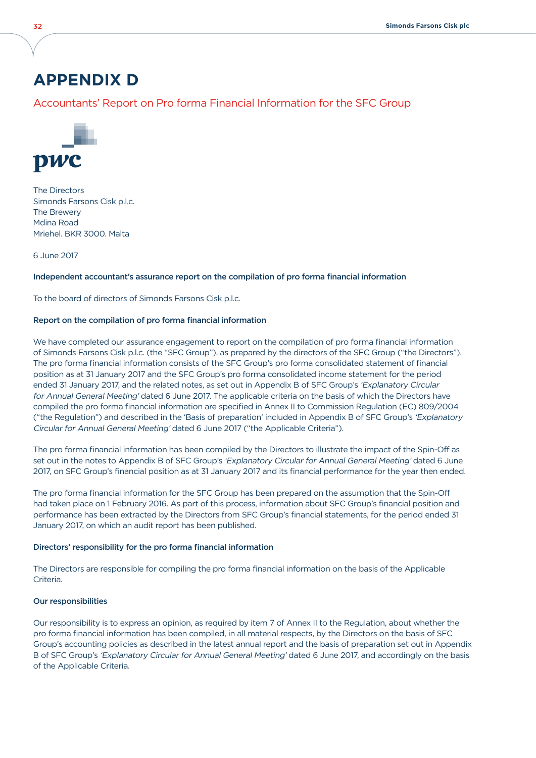# APPENDIX D

## Accountants' Report on Pro forma Financial Information for the SFC Group

pwc

The Directors
Simonds Farsons Cisk p.l.c.
The Brewery
Mdina Road
Mriehel. BKR 3000. Malta

6 June 2017

**Independent accountant's assurance report on the compilation of pro forma financial information**

To the board of directors of Simonds Farsons Cisk p.l.c.

**Report on the compilation of pro forma financial information**

We have completed our assurance engagement to report on the compilation of pro forma financial information of Simonds Farsons Cisk p.l.c. (the "SFC Group"), as prepared by the directors of the SFC Group ("the Directors"). The pro forma financial information consists of the SFC Group's pro forma consolidated statement of financial position as at 31 January 2017 and the SFC Group's pro forma consolidated income statement for the period ended 31 January 2017, and the related notes, as set out in Appendix B of SFC Group's *'Explanatory Circular for Annual General Meeting'* dated 6 June 2017. The applicable criteria on the basis of which the Directors have compiled the pro forma financial information are specified in Annex II to Commission Regulation (EC) 809/2004 ("the Regulation") and described in the 'Basis of preparation' included in Appendix B of SFC Group's *'Explanatory Circular for Annual General Meeting'* dated 6 June 2017 ("the Applicable Criteria").

The pro forma financial information has been compiled by the Directors to illustrate the impact of the Spin-Off as set out in the notes to Appendix B of SFC Group's *'Explanatory Circular for Annual General Meeting'* dated 6 June 2017, on SFC Group's financial position as at 31 January 2017 and its financial performance for the year then ended.

The pro forma financial information for the SFC Group has been prepared on the assumption that the Spin-Off had taken place on 1 February 2016. As part of this process, information about SFC Group's financial position and performance has been extracted by the Directors from SFC Group's financial statements, for the period ended 31 January 2017, on which an audit report has been published.

**Directors' responsibility for the pro forma financial information**

The Directors are responsible for compiling the pro forma financial information on the basis of the Applicable Criteria.

**Our responsibilities**

Our responsibility is to express an opinion, as required by item 7 of Annex II to the Regulation, about whether the pro forma financial information has been compiled, in all material respects, by the Directors on the basis of SFC Group's accounting policies as described in the latest annual report and the basis of preparation set out in Appendix B of SFC Group's *'Explanatory Circular for Annual General Meeting'* dated 6 June 2017, and accordingly on the basis of the Applicable Criteria.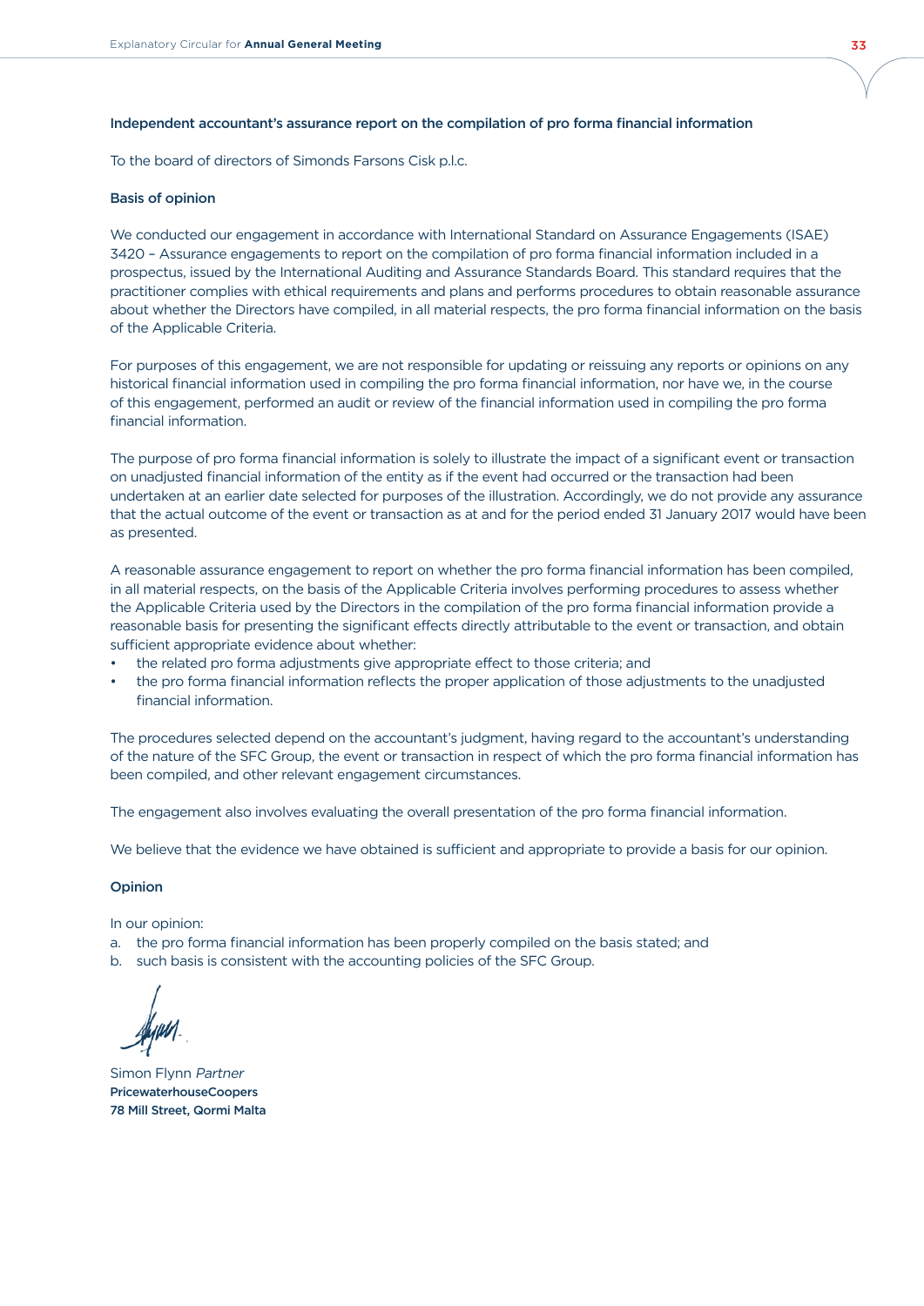### Independent accountant's assurance report on the compilation of pro forma financial information

To the board of directors of Simonds Farsons Cisk p.l.c.

#### Basis of opinion

We conducted our engagement in accordance with International Standard on Assurance Engagements (ISAE) 3420 – Assurance engagements to report on the compilation of pro forma financial information included in a prospectus, issued by the International Auditing and Assurance Standards Board. This standard requires that the practitioner complies with ethical requirements and plans and performs procedures to obtain reasonable assurance about whether the Directors have compiled, in all material respects, the pro forma financial information on the basis of the Applicable Criteria.

For purposes of this engagement, we are not responsible for updating or reissuing any reports or opinions on any historical financial information used in compiling the pro forma financial information, nor have we, in the course of this engagement, performed an audit or review of the financial information used in compiling the pro forma financial information.

The purpose of pro forma financial information is solely to illustrate the impact of a significant event or transaction on unadjusted financial information of the entity as if the event had occurred or the transaction had been undertaken at an earlier date selected for purposes of the illustration. Accordingly, we do not provide any assurance that the actual outcome of the event or transaction as at and for the period ended 31 January 2017 would have been as presented.

A reasonable assurance engagement to report on whether the pro forma financial information has been compiled, in all material respects, on the basis of the Applicable Criteria involves performing procedures to assess whether the Applicable Criteria used by the Directors in the compilation of the pro forma financial information provide a reasonable basis for presenting the significant effects directly attributable to the event or transaction, and obtain sufficient appropriate evidence about whether:

- the related pro forma adjustments give appropriate effect to those criteria; and
- the pro forma financial information reflects the proper application of those adjustments to the unadjusted financial information.

The procedures selected depend on the accountant's judgment, having regard to the accountant's understanding of the nature of the SFC Group, the event or transaction in respect of which the pro forma financial information has been compiled, and other relevant engagement circumstances.

The engagement also involves evaluating the overall presentation of the pro forma financial information.

We believe that the evidence we have obtained is sufficient and appropriate to provide a basis for our opinion.

#### Opinion

In our opinion:

a. the pro forma financial information has been properly compiled on the basis stated; and
b. such basis is consistent with the accounting policies of the SFC Group.

Simon Flynn *Partner*
**PricewaterhouseCoopers**
**78 Mill Street, Qormi Malta**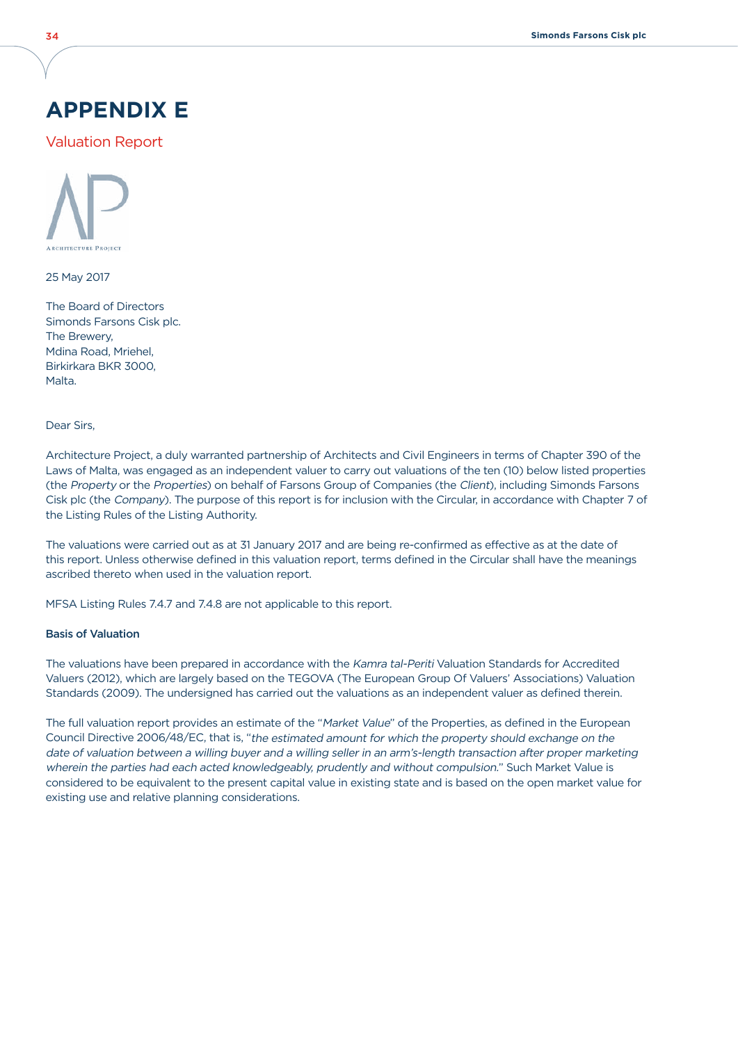# APPENDIX E

## Valuation Report

ARCHITECTURE PROJECT

25 May 2017

The Board of Directors
Simonds Farsons Cisk plc.
The Brewery,
Mdina Road, Mriehel,
Birkirkara BKR 3000,
Malta.

Dear Sirs,

Architecture Project, a duly warranted partnership of Architects and Civil Engineers in terms of Chapter 390 of the Laws of Malta, was engaged as an independent valuer to carry out valuations of the ten (10) below listed properties (the *Property* or the *Properties*) on behalf of Farsons Group of Companies (the *Client*), including Simonds Farsons Cisk plc (the *Company*). The purpose of this report is for inclusion with the Circular, in accordance with Chapter 7 of the Listing Rules of the Listing Authority.

The valuations were carried out as at 31 January 2017 and are being re-confirmed as effective as at the date of this report. Unless otherwise defined in this valuation report, terms defined in the Circular shall have the meanings ascribed thereto when used in the valuation report.

MFSA Listing Rules 7.4.7 and 7.4.8 are not applicable to this report.

**Basis of Valuation**

The valuations have been prepared in accordance with the *Kamra tal-Periti* Valuation Standards for Accredited Valuers (2012), which are largely based on the TEGOVA (The European Group Of Valuers' Associations) Valuation Standards (2009). The undersigned has carried out the valuations as an independent valuer as defined therein.

The full valuation report provides an estimate of the "*Market Value*" of the Properties, as defined in the European Council Directive 2006/48/EC, that is, "*the estimated amount for which the property should exchange on the date of valuation between a willing buyer and a willing seller in an arm's-length transaction after proper marketing wherein the parties had each acted knowledgeably, prudently and without compulsion.*" Such Market Value is considered to be equivalent to the present capital value in existing state and is based on the open market value for existing use and relative planning considerations.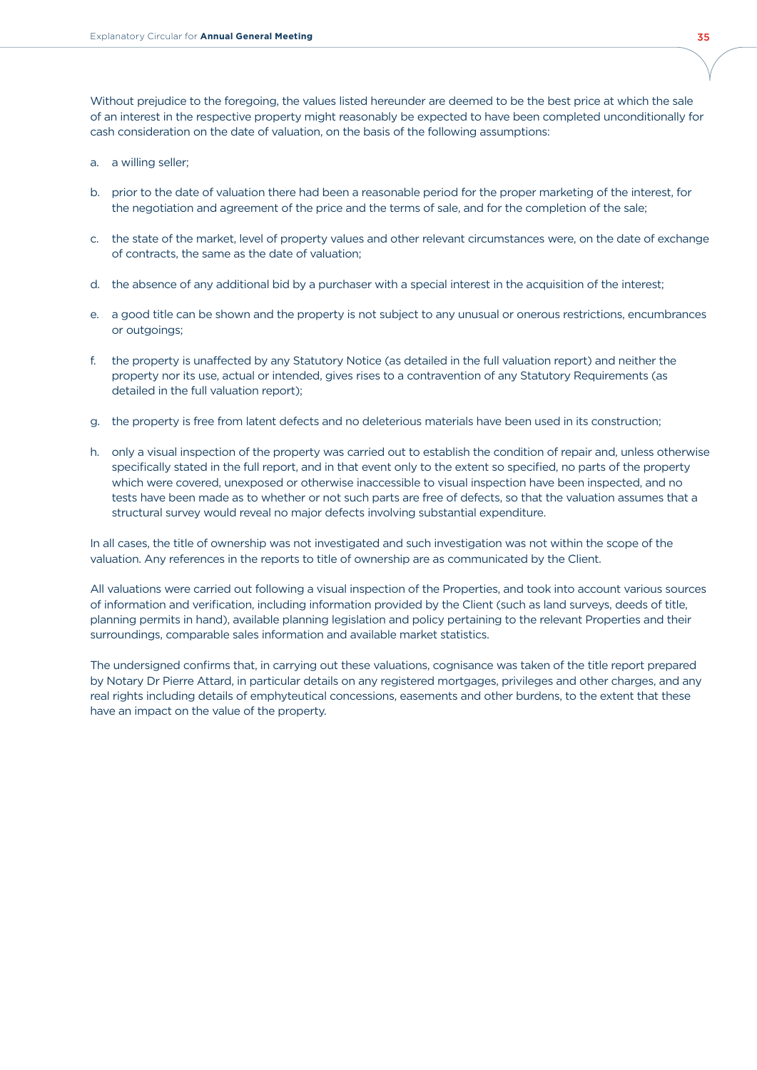Without prejudice to the foregoing, the values listed hereunder are deemed to be the best price at which the sale of an interest in the respective property might reasonably be expected to have been completed unconditionally for cash consideration on the date of valuation, on the basis of the following assumptions:

a. a willing seller;

b. prior to the date of valuation there had been a reasonable period for the proper marketing of the interest, for the negotiation and agreement of the price and the terms of sale, and for the completion of the sale;

c. the state of the market, level of property values and other relevant circumstances were, on the date of exchange of contracts, the same as the date of valuation;

d. the absence of any additional bid by a purchaser with a special interest in the acquisition of the interest;

e. a good title can be shown and the property is not subject to any unusual or onerous restrictions, encumbrances or outgoings;

f. the property is unaffected by any Statutory Notice (as detailed in the full valuation report) and neither the property nor its use, actual or intended, gives rises to a contravention of any Statutory Requirements (as detailed in the full valuation report);

g. the property is free from latent defects and no deleterious materials have been used in its construction;

h. only a visual inspection of the property was carried out to establish the condition of repair and, unless otherwise specifically stated in the full report, and in that event only to the extent so specified, no parts of the property which were covered, unexposed or otherwise inaccessible to visual inspection have been inspected, and no tests have been made as to whether or not such parts are free of defects, so that the valuation assumes that a structural survey would reveal no major defects involving substantial expenditure.

In all cases, the title of ownership was not investigated and such investigation was not within the scope of the valuation. Any references in the reports to title of ownership are as communicated by the Client.

All valuations were carried out following a visual inspection of the Properties, and took into account various sources of information and verification, including information provided by the Client (such as land surveys, deeds of title, planning permits in hand), available planning legislation and policy pertaining to the relevant Properties and their surroundings, comparable sales information and available market statistics.

The undersigned confirms that, in carrying out these valuations, cognisance was taken of the title report prepared by Notary Dr Pierre Attard, in particular details on any registered mortgages, privileges and other charges, and any real rights including details of emphyteutical concessions, easements and other burdens, to the extent that these have an impact on the value of the property.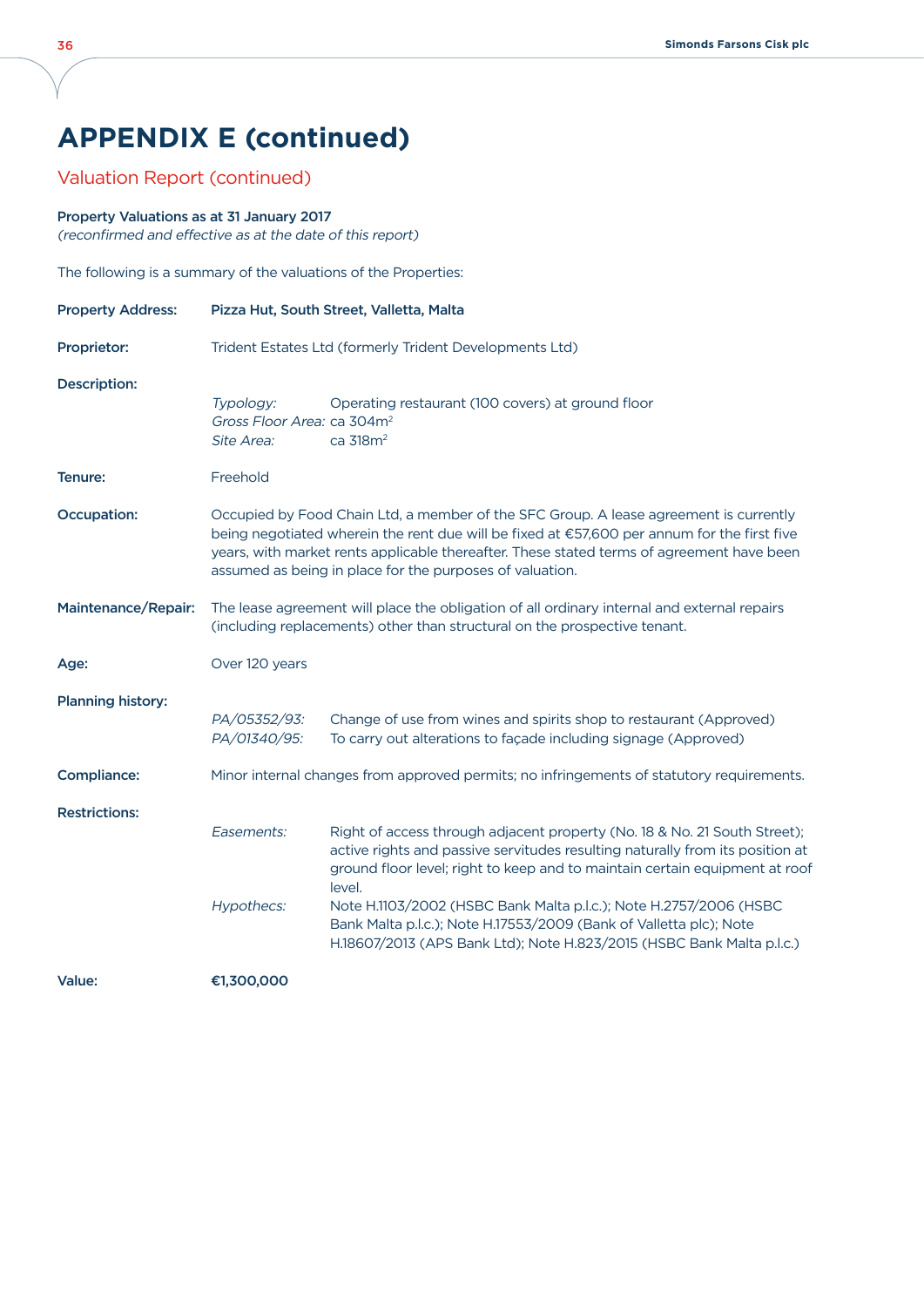# APPENDIX E (continued)

## Valuation Report (continued)

**Property Valuations as at 31 January 2017**
*(reconfirmed and effective as at the date of this report)*

The following is a summary of the valuations of the Properties:

**Property Address:** **Pizza Hut, South Street, Valletta, Malta**

**Proprietor:** Trident Estates Ltd (formerly Trident Developments Ltd)

**Description:**

*Typology:* Operating restaurant (100 covers) at ground floor
*Gross Floor Area:* ca 304m$^2$
*Site Area:* ca 318m$^2$

**Tenure:** Freehold

**Occupation:** Occupied by Food Chain Ltd, a member of the SFC Group. A lease agreement is currently being negotiated wherein the rent due will be fixed at €57,600 per annum for the first five years, with market rents applicable thereafter. These stated terms of agreement have been assumed as being in place for the purposes of valuation.

**Maintenance/Repair:** The lease agreement will place the obligation of all ordinary internal and external repairs (including replacements) other than structural on the prospective tenant.

**Age:** Over 120 years

**Planning history:**

*PA/05352/93:* Change of use from wines and spirits shop to restaurant (Approved)
*PA/01340/95:* To carry out alterations to façade including signage (Approved)

**Compliance:** Minor internal changes from approved permits; no infringements of statutory requirements.

**Restrictions:**

*Easements:* Right of access through adjacent property (No. 18 & No. 21 South Street); active rights and passive servitudes resulting naturally from its position at ground floor level; right to keep and to maintain certain equipment at roof level.

*Hypothecs:* Note H.1103/2002 (HSBC Bank Malta p.l.c.); Note H.2757/2006 (HSBC Bank Malta p.l.c.); Note H.17553/2009 (Bank of Valletta plc); Note H.18607/2013 (APS Bank Ltd); Note H.823/2015 (HSBC Bank Malta p.l.c.)

**Value:** **€1,300,000**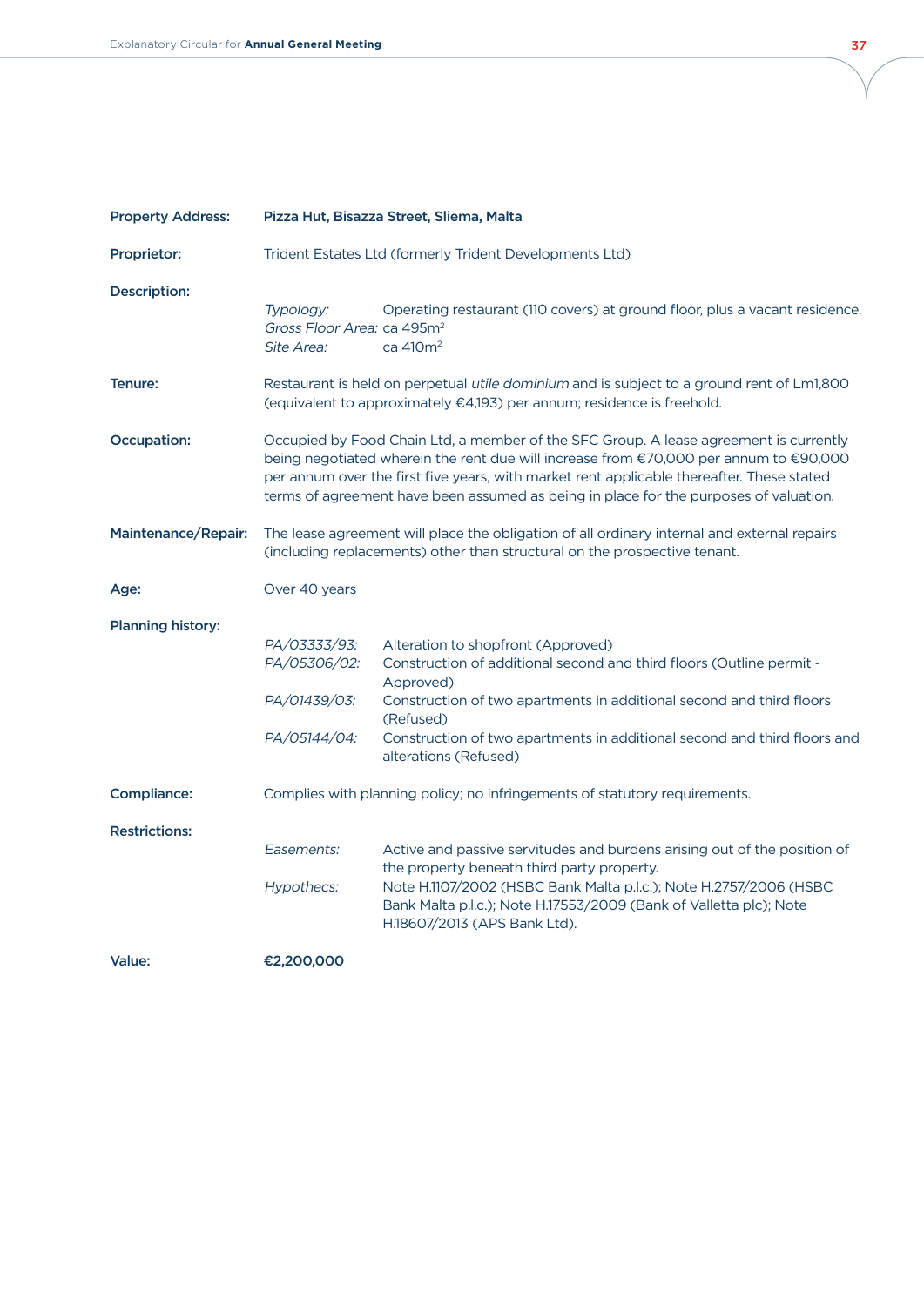| | | |
|---|---|---|
| **Property Address:** | **Pizza Hut, Bisazza Street, Sliema, Malta** | |
| **Proprietor:** | Trident Estates Ltd (formerly Trident Developments Ltd) | |
| **Description:** | *Typology:* | Operating restaurant (110 covers) at ground floor, plus a vacant residence. |
| | *Gross Floor Area:* | ca 495m$^2$ |
| | *Site Area:* | ca 410m$^2$ |
| **Tenure:** | Restaurant is held on perpetual *utile dominium* and is subject to a ground rent of Lm1,800 (equivalent to approximately €4,193) per annum; residence is freehold. | |
| **Occupation:** | Occupied by Food Chain Ltd, a member of the SFC Group. A lease agreement is currently being negotiated wherein the rent due will increase from €70,000 per annum to €90,000 per annum over the first five years, with market rent applicable thereafter. These stated terms of agreement have been assumed as being in place for the purposes of valuation. | |
| **Maintenance/Repair:** | The lease agreement will place the obligation of all ordinary internal and external repairs (including replacements) other than structural on the prospective tenant. | |
| **Age:** | Over 40 years | |
| **Planning history:** | *PA/03333/93:* | Alteration to shopfront (Approved) |
| | *PA/05306/02:* | Construction of additional second and third floors (Outline permit - Approved) |
| | *PA/01439/03:* | Construction of two apartments in additional second and third floors (Refused) |
| | *PA/05144/04:* | Construction of two apartments in additional second and third floors and alterations (Refused) |
| **Compliance:** | Complies with planning policy; no infringements of statutory requirements. | |
| **Restrictions:** | *Easements:* | Active and passive servitudes and burdens arising out of the position of the property beneath third party property. |
| | *Hypothecs:* | Note H.1107/2002 (HSBC Bank Malta p.l.c.); Note H.2757/2006 (HSBC Bank Malta p.l.c.); Note H.17553/2009 (Bank of Valletta plc); Note H.18607/2013 (APS Bank Ltd). |
| **Value:** | **€2,200,000** | |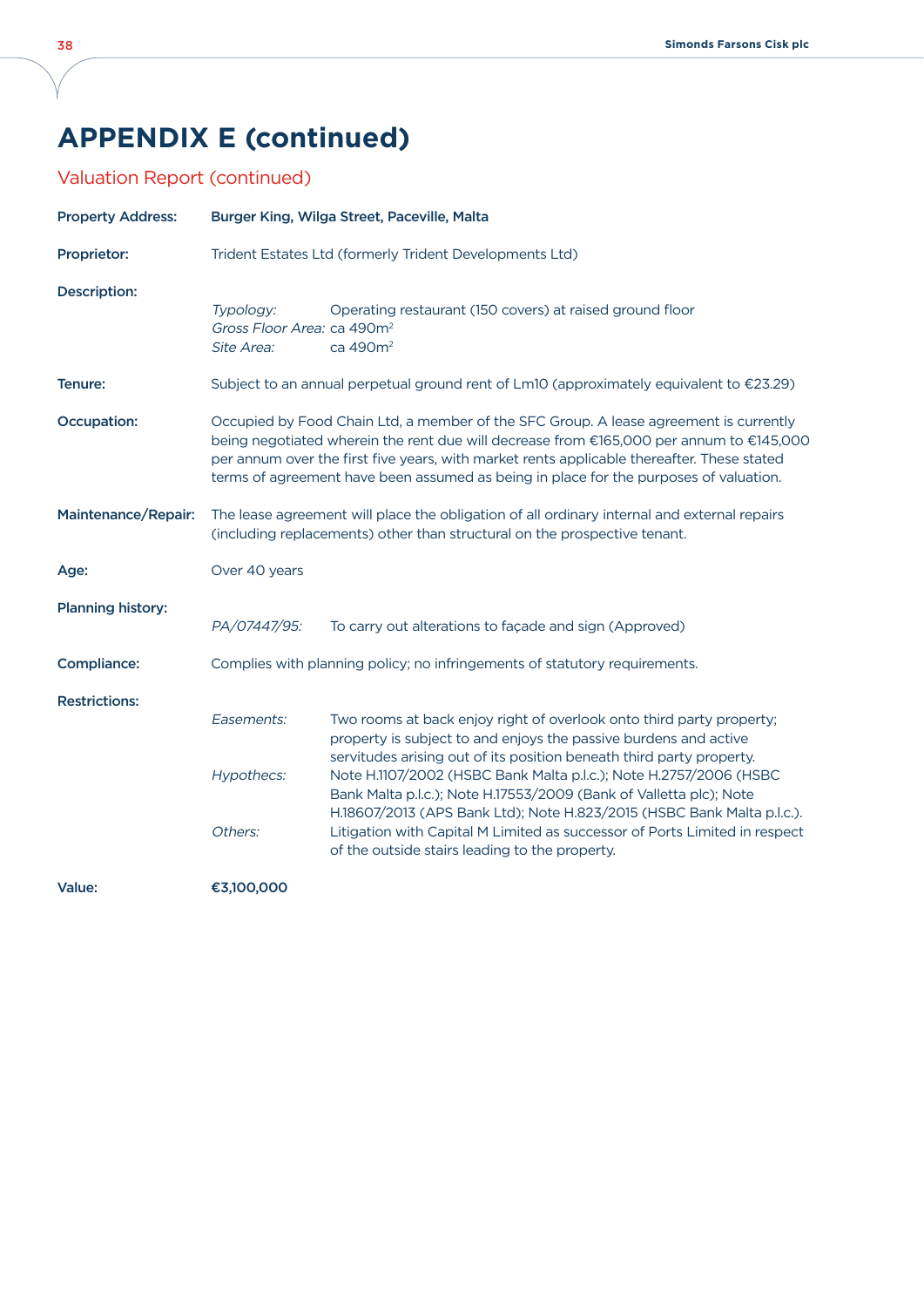# APPENDIX E (continued)

## Valuation Report (continued)

**Property Address:** **Burger King, Wilga Street, Paceville, Malta**

**Proprietor:** Trident Estates Ltd (formerly Trident Developments Ltd)

**Description:**

*Typology:* Operating restaurant (150 covers) at raised ground floor
*Gross Floor Area:* ca 490m$^2$
*Site Area:* ca 490m$^2$

**Tenure:** Subject to an annual perpetual ground rent of Lm10 (approximately equivalent to €23.29)

**Occupation:** Occupied by Food Chain Ltd, a member of the SFC Group. A lease agreement is currently being negotiated wherein the rent due will decrease from €165,000 per annum to €145,000 per annum over the first five years, with market rents applicable thereafter. These stated terms of agreement have been assumed as being in place for the purposes of valuation.

**Maintenance/Repair:** The lease agreement will place the obligation of all ordinary internal and external repairs (including replacements) other than structural on the prospective tenant.

**Age:** Over 40 years

**Planning history:**

*PA/07447/95:* To carry out alterations to façade and sign (Approved)

**Compliance:** Complies with planning policy; no infringements of statutory requirements.

**Restrictions:**

*Easements:* Two rooms at back enjoy right of overlook onto third party property; property is subject to and enjoys the passive burdens and active servitudes arising out of its position beneath third party property.

*Hypothecs:* Note H.1107/2002 (HSBC Bank Malta p.l.c.); Note H.2757/2006 (HSBC Bank Malta p.l.c.); Note H.17553/2009 (Bank of Valletta plc); Note H.18607/2013 (APS Bank Ltd); Note H.823/2015 (HSBC Bank Malta p.l.c.).

*Others:* Litigation with Capital M Limited as successor of Ports Limited in respect of the outside stairs leading to the property.

**Value:** **€3,100,000**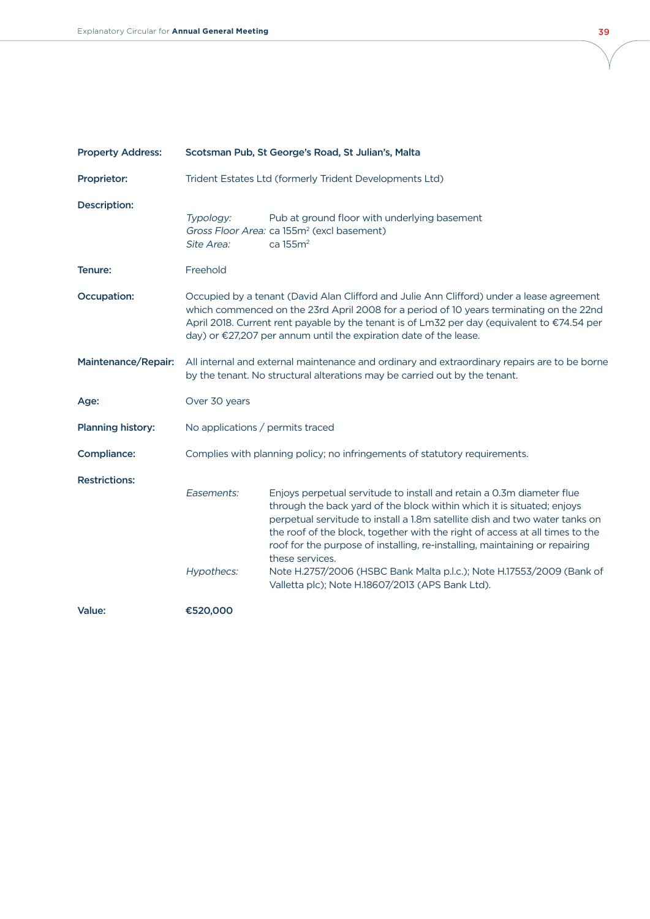**Property Address:** **Scotsman Pub, St George's Road, St Julian's, Malta**

**Proprietor:** Trident Estates Ltd (formerly Trident Developments Ltd)

**Description:**

*Typology:* Pub at ground floor with underlying basement
*Gross Floor Area:* ca 155m$^2$ (excl basement)
*Site Area:* ca 155m$^2$

**Tenure:** Freehold

**Occupation:** Occupied by a tenant (David Alan Clifford and Julie Ann Clifford) under a lease agreement which commenced on the 23rd April 2008 for a period of 10 years terminating on the 22nd April 2018. Current rent payable by the tenant is of Lm32 per day (equivalent to €74.54 per day) or €27,207 per annum until the expiration date of the lease.

**Maintenance/Repair:** All internal and external maintenance and ordinary and extraordinary repairs are to be borne by the tenant. No structural alterations may be carried out by the tenant.

**Age:** Over 30 years

**Planning history:** No applications / permits traced

**Compliance:** Complies with planning policy; no infringements of statutory requirements.

**Restrictions:**

*Easements:* Enjoys perpetual servitude to install and retain a 0.3m diameter flue through the back yard of the block within which it is situated; enjoys perpetual servitude to install a 1.8m satellite dish and two water tanks on the roof of the block, together with the right of access at all times to the roof for the purpose of installing, re-installing, maintaining or repairing these services.

*Hypothecs:* Note H.2757/2006 (HSBC Bank Malta p.l.c.); Note H.17553/2009 (Bank of Valletta plc); Note H.18607/2013 (APS Bank Ltd).

**Value:** **€520,000**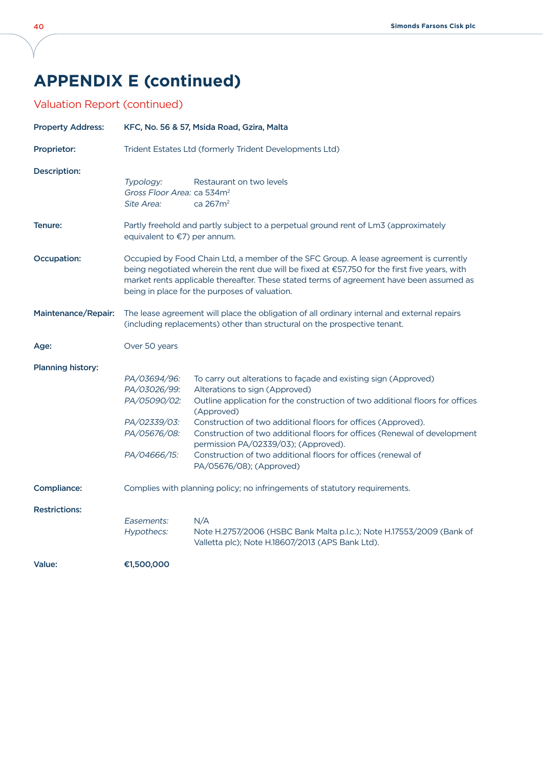# APPENDIX E (continued)

## Valuation Report (continued)

**Property Address:** **KFC, No. 56 & 57, Msida Road, Gzira, Malta**

**Proprietor:** Trident Estates Ltd (formerly Trident Developments Ltd)

**Description:**

*Typology:* Restaurant on two levels
*Gross Floor Area:* ca 534m$^2$
*Site Area:* ca 267m$^2$

**Tenure:** Partly freehold and partly subject to a perpetual ground rent of Lm3 (approximately equivalent to €7) per annum.

**Occupation:** Occupied by Food Chain Ltd, a member of the SFC Group. A lease agreement is currently being negotiated wherein the rent due will be fixed at €57,750 for the first five years, with market rents applicable thereafter. These stated terms of agreement have been assumed as being in place for the purposes of valuation.

**Maintenance/Repair:** The lease agreement will place the obligation of all ordinary internal and external repairs (including replacements) other than structural on the prospective tenant.

**Age:** Over 50 years

**Planning history:**

| | |
|---|---|
| *PA/03694/96:* | To carry out alterations to façade and existing sign (Approved) |
| *PA/03026/99:* | Alterations to sign (Approved) |
| *PA/05090/02:* | Outline application for the construction of two additional floors for offices (Approved) |
| *PA/02339/03:* | Construction of two additional floors for offices (Approved). |
| *PA/05676/08:* | Construction of two additional floors for offices (Renewal of development permission PA/02339/03); (Approved). |
| *PA/04666/15:* | Construction of two additional floors for offices (renewal of PA/05676/08); (Approved) |

**Compliance:** Complies with planning policy; no infringements of statutory requirements.

**Restrictions:**

*Easements:* N/A
*Hypothecs:* Note H.2757/2006 (HSBC Bank Malta p.l.c.); Note H.17553/2009 (Bank of Valletta plc); Note H.18607/2013 (APS Bank Ltd).

**Value:** **€1,500,000**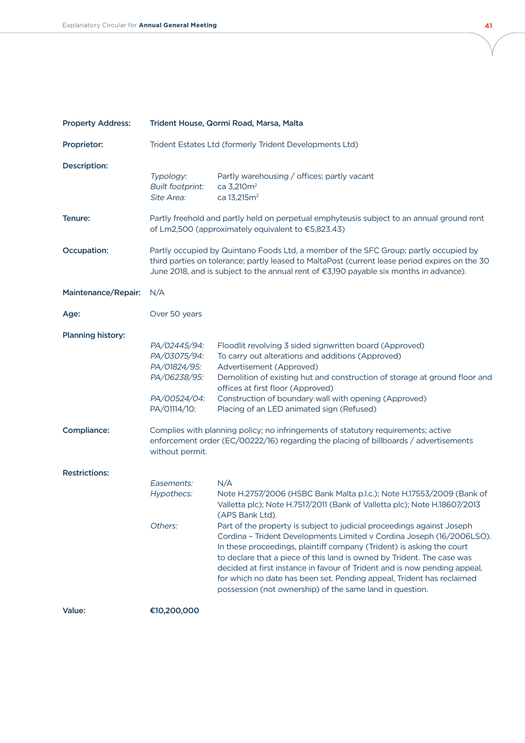| | |
|---|---|
| **Property Address:** | **Trident House, Qormi Road, Marsa, Malta** |
| **Proprietor:** | Trident Estates Ltd (formerly Trident Developments Ltd) |
| **Description:** | *Typology:* Partly warehousing / offices; partly vacant<br>*Built footprint:* ca 3,210m$^2$<br>*Site Area:* ca 13,215m$^2$ |
| **Tenure:** | Partly freehold and partly held on perpetual emphyteusis subject to an annual ground rent of Lm2,500 (approximately equivalent to €5,823.43) |
| **Occupation:** | Partly occupied by Quintano Foods Ltd, a member of the SFC Group; partly occupied by third parties on tolerance; partly leased to MaltaPost (current lease period expires on the 30 June 2018, and is subject to the annual rent of €3,190 payable six months in advance). |
| **Maintenance/Repair:** | N/A |
| **Age:** | Over 50 years |
| **Planning history:** | *PA/02445/94:* Floodlit revolving 3 sided signwritten board (Approved)<br>*PA/03075/94:* To carry out alterations and additions (Approved)<br>*PA/01824/95:* Advertisement (Approved)<br>*PA/06238/95:* Demolition of existing hut and construction of storage at ground floor and offices at first floor (Approved)<br>*PA/00524/04:* Construction of boundary wall with opening (Approved)<br>PA/01114/10: Placing of an LED animated sign (Refused) |
| **Compliance:** | Complies with planning policy; no infringements of statutory requirements; active enforcement order (EC/00222/16) regarding the placing of billboards / advertisements without permit. |
| **Restrictions:** | *Easements:* N/A<br>*Hypothecs:* Note H.2757/2006 (HSBC Bank Malta p.l.c.); Note H.17553/2009 (Bank of Valletta plc); Note H.7517/2011 (Bank of Valletta plc); Note H.18607/2013 (APS Bank Ltd).<br>*Others:* Part of the property is subject to judicial proceedings against Joseph Cordina – Trident Developments Limited v Cordina Joseph (16/2006LSO). In these proceedings, plaintiff company (Trident) is asking the court to declare that a piece of this land is owned by Trident. The case was decided at first instance in favour of Trident and is now pending appeal, for which no date has been set. Pending appeal, Trident has reclaimed possession (not ownership) of the same land in question. |
| **Value:** | **€10,200,000** |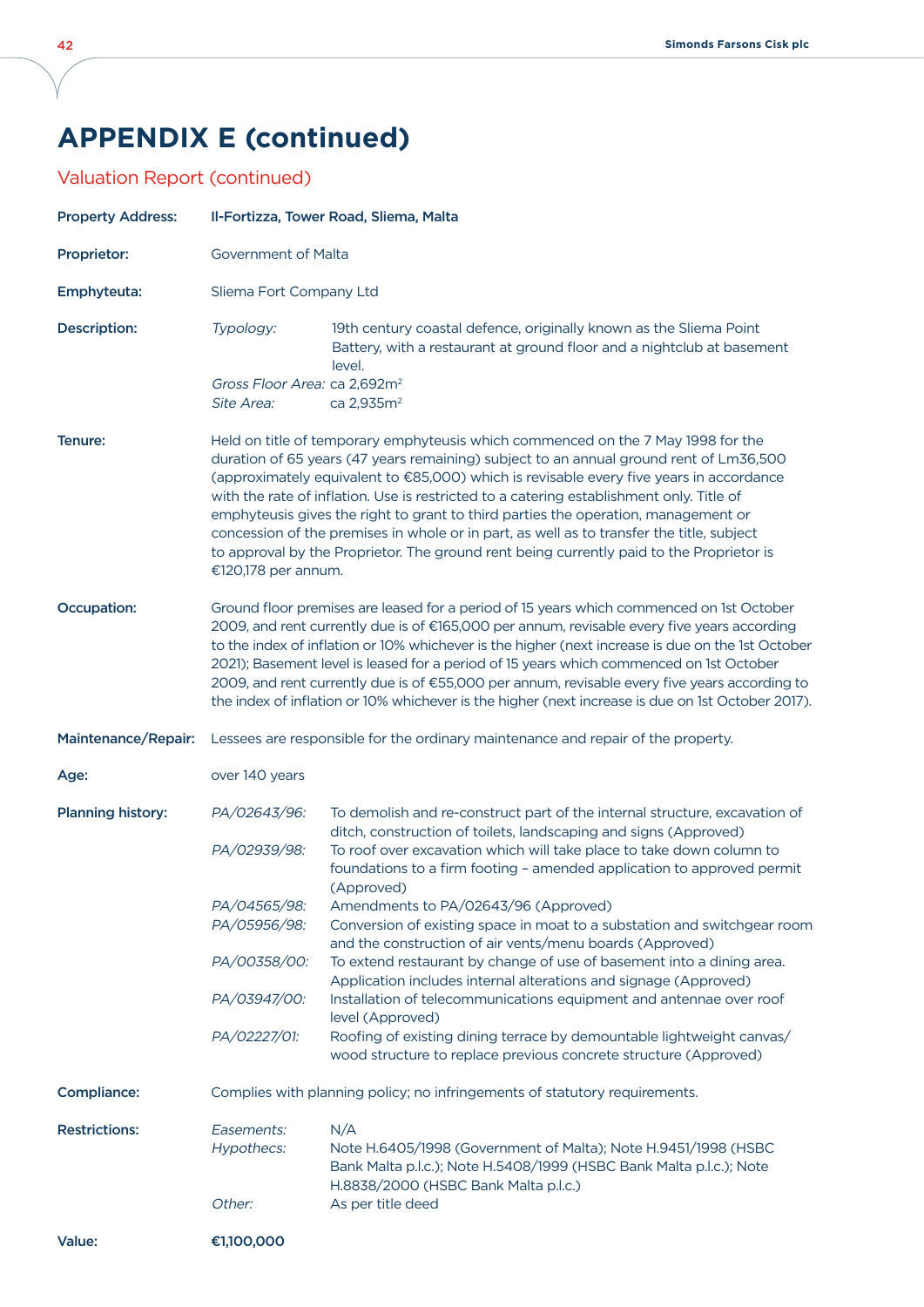# APPENDIX E (continued)

## Valuation Report (continued)

**Property Address:** **Il-Fortizza, Tower Road, Sliema, Malta**

**Proprietor:** Government of Malta

**Emphyteuta:** Sliema Fort Company Ltd

**Description:**

*Typology:* 19th century coastal defence, originally known as the Sliema Point Battery, with a restaurant at ground floor and a nightclub at basement level.

*Gross Floor Area:* ca 2,692m²

*Site Area:* ca 2,935m²

**Tenure:** Held on title of temporary emphyteusis which commenced on the 7 May 1998 for the duration of 65 years (47 years remaining) subject to an annual ground rent of Lm36,500 (approximately equivalent to €85,000) which is revisable every five years in accordance with the rate of inflation. Use is restricted to a catering establishment only. Title of emphyteusis gives the right to grant to third parties the operation, management or concession of the premises in whole or in part, as well as to transfer the title, subject to approval by the Proprietor. The ground rent being currently paid to the Proprietor is €120,178 per annum.

**Occupation:** Ground floor premises are leased for a period of 15 years which commenced on 1st October 2009, and rent currently due is of €165,000 per annum, revisable every five years according to the index of inflation or 10% whichever is the higher (next increase is due on the 1st October 2021); Basement level is leased for a period of 15 years which commenced on 1st October 2009, and rent currently due is of €55,000 per annum, revisable every five years according to the index of inflation or 10% whichever is the higher (next increase is due on 1st October 2017).

**Maintenance/Repair:** Lessees are responsible for the ordinary maintenance and repair of the property.

**Age:** over 140 years

**Planning history:**

| | |
|---|---|
| *PA/02643/96:* | To demolish and re-construct part of the internal structure, excavation of ditch, construction of toilets, landscaping and signs (Approved) |
| *PA/02939/98:* | To roof over excavation which will take place to take down column to foundations to a firm footing – amended application to approved permit (Approved) |
| *PA/04565/98:* | Amendments to PA/02643/96 (Approved) |
| *PA/05956/98:* | Conversion of existing space in moat to a substation and switchgear room and the construction of air vents/menu boards (Approved) |
| *PA/00358/00:* | To extend restaurant by change of use of basement into a dining area. Application includes internal alterations and signage (Approved) |
| *PA/03947/00:* | Installation of telecommunications equipment and antennae over roof level (Approved) |
| *PA/02227/01:* | Roofing of existing dining terrace by demountable lightweight canvas/wood structure to replace previous concrete structure (Approved) |

**Compliance:** Complies with planning policy; no infringements of statutory requirements.

**Restrictions:**

| | |
|---|---|
| *Easements:* | N/A |
| *Hypothecs:* | Note H.6405/1998 (Government of Malta); Note H.9451/1998 (HSBC Bank Malta p.l.c.); Note H.5408/1999 (HSBC Bank Malta p.l.c.); Note H.8838/2000 (HSBC Bank Malta p.l.c.) |
| *Other:* | As per title deed |

**Value:** **€1,100,000**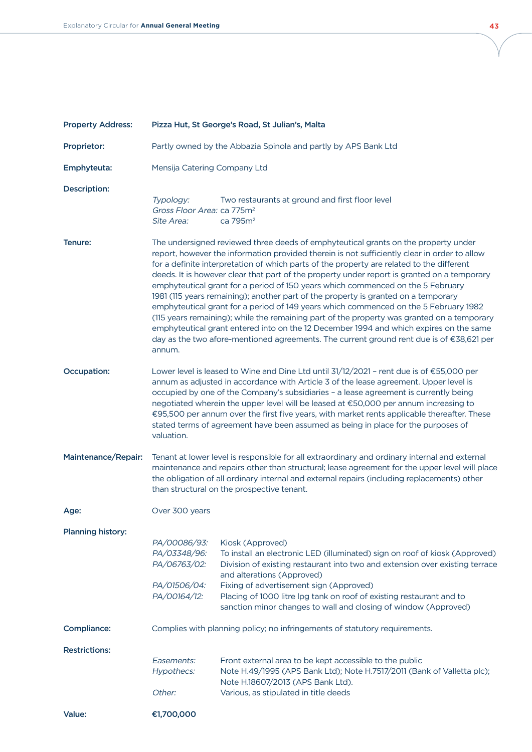**Property Address:** **Pizza Hut, St George's Road, St Julian's, Malta**

**Proprietor:** Partly owned by the Abbazia Spinola and partly by APS Bank Ltd

**Emphyteuta:** Mensija Catering Company Ltd

**Description:**

*Typology:* Two restaurants at ground and first floor level
*Gross Floor Area:* ca 775m²
*Site Area:* ca 795m²

**Tenure:** The undersigned reviewed three deeds of emphyteutical grants on the property under report, however the information provided therein is not sufficiently clear in order to allow for a definite interpretation of which parts of the property are related to the different deeds. It is however clear that part of the property under report is granted on a temporary emphyteutical grant for a period of 150 years which commenced on the 5 February 1981 (115 years remaining); another part of the property is granted on a temporary emphyteutical grant for a period of 149 years which commenced on the 5 February 1982 (115 years remaining); while the remaining part of the property was granted on a temporary emphyteutical grant entered into on the 12 December 1994 and which expires on the same day as the two afore-mentioned agreements. The current ground rent due is of €38,621 per annum.

**Occupation:** Lower level is leased to Wine and Dine Ltd until 31/12/2021 – rent due is of €55,000 per annum as adjusted in accordance with Article 3 of the lease agreement. Upper level is occupied by one of the Company's subsidiaries – a lease agreement is currently being negotiated wherein the upper level will be leased at €50,000 per annum increasing to €95,500 per annum over the first five years, with market rents applicable thereafter. These stated terms of agreement have been assumed as being in place for the purposes of valuation.

**Maintenance/Repair:** Tenant at lower level is responsible for all extraordinary and ordinary internal and external maintenance and repairs other than structural; lease agreement for the upper level will place the obligation of all ordinary internal and external repairs (including replacements) other than structural on the prospective tenant.

**Age:** Over 300 years

**Planning history:**

*PA/00086/93:* Kiosk (Approved)
*PA/03348/96:* To install an electronic LED (illuminated) sign on roof of kiosk (Approved)
*PA/06763/02:* Division of existing restaurant into two and extension over existing terrace and alterations (Approved)
*PA/01506/04:* Fixing of advertisement sign (Approved)
*PA/00164/12:* Placing of 1000 litre lpg tank on roof of existing restaurant and to sanction minor changes to wall and closing of window (Approved)

**Compliance:** Complies with planning policy; no infringements of statutory requirements.

**Restrictions:**

*Easements:* Front external area to be kept accessible to the public
*Hypothecs:* Note H.49/1995 (APS Bank Ltd); Note H.7517/2011 (Bank of Valletta plc); Note H.18607/2013 (APS Bank Ltd).
*Other:* Various, as stipulated in title deeds

**Value:** **€1,700,000**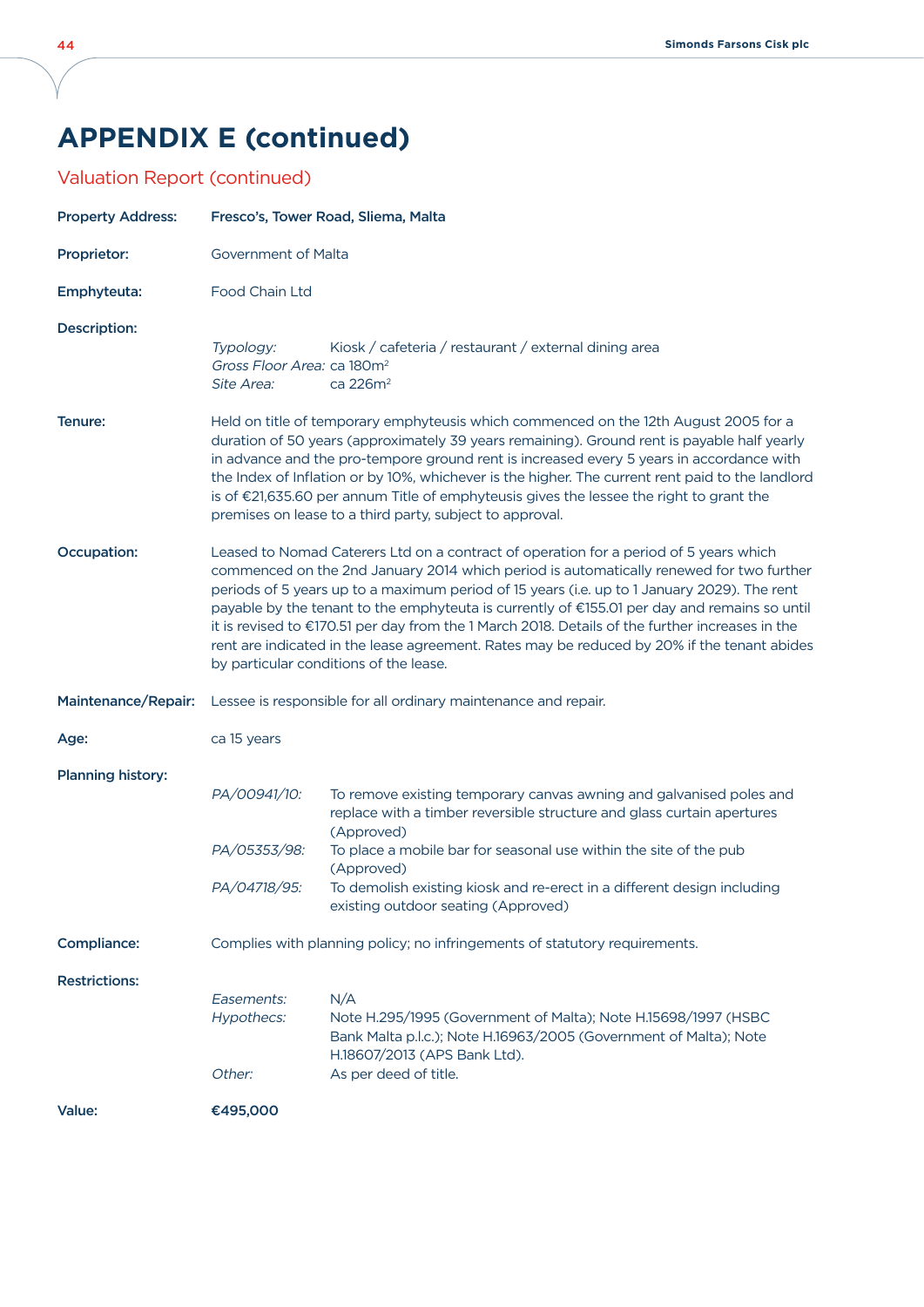# APPENDIX E (continued)

## Valuation Report (continued)

**Property Address:** **Fresco's, Tower Road, Sliema, Malta**

**Proprietor:** Government of Malta

**Emphyteuta:** Food Chain Ltd

**Description:**

*Typology:* Kiosk / cafeteria / restaurant / external dining area
*Gross Floor Area:* ca 180m$^2$
*Site Area:* ca 226m$^2$

**Tenure:** Held on title of temporary emphyteusis which commenced on the 12th August 2005 for a duration of 50 years (approximately 39 years remaining). Ground rent is payable half yearly in advance and the pro-tempore ground rent is increased every 5 years in accordance with the Index of Inflation or by 10%, whichever is the higher. The current rent paid to the landlord is of €21,635.60 per annum Title of emphyteusis gives the lessee the right to grant the premises on lease to a third party, subject to approval.

**Occupation:** Leased to Nomad Caterers Ltd on a contract of operation for a period of 5 years which commenced on the 2nd January 2014 which period is automatically renewed for two further periods of 5 years up to a maximum period of 15 years (i.e. up to 1 January 2029). The rent payable by the tenant to the emphyteuta is currently of €155.01 per day and remains so until it is revised to €170.51 per day from the 1 March 2018. Details of the further increases in the rent are indicated in the lease agreement. Rates may be reduced by 20% if the tenant abides by particular conditions of the lease.

**Maintenance/Repair:** Lessee is responsible for all ordinary maintenance and repair.

**Age:** ca 15 years

**Planning history:**

*PA/00941/10:* To remove existing temporary canvas awning and galvanised poles and replace with a timber reversible structure and glass curtain apertures (Approved)

*PA/05353/98:* To place a mobile bar for seasonal use within the site of the pub (Approved)

*PA/04718/95:* To demolish existing kiosk and re-erect in a different design including existing outdoor seating (Approved)

**Compliance:** Complies with planning policy; no infringements of statutory requirements.

**Restrictions:**

*Easements:* N/A

*Hypothecs:* Note H.295/1995 (Government of Malta); Note H.15698/1997 (HSBC Bank Malta p.l.c.); Note H.16963/2005 (Government of Malta); Note H.18607/2013 (APS Bank Ltd).

*Other:* As per deed of title.

**Value:** **€495,000**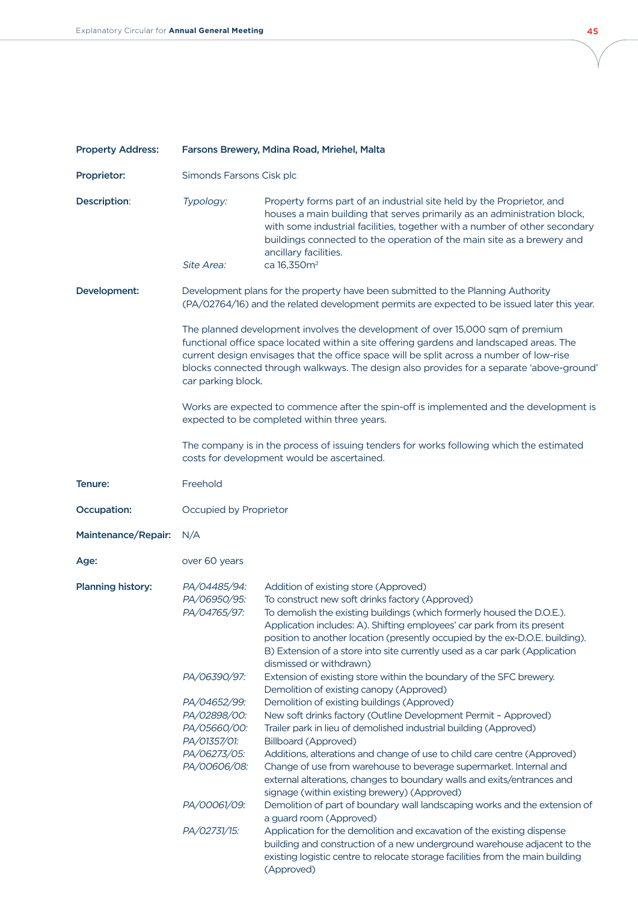| | | |
|---|---|---|
| **Property Address:** | **Farsons Brewery, Mdina Road, Mriehel, Malta** | |
| **Proprietor:** | Simonds Farsons Cisk plc | |
| **Description:** | *Typology:* | Property forms part of an industrial site held by the Proprietor, and houses a main building that serves primarily as an administration block, with some industrial facilities, together with a number of other secondary buildings connected to the operation of the main site as a brewery and ancillary facilities. |
| | *Site Area:* | ca 16,350m² |
| **Development:** | Development plans for the property have been submitted to the Planning Authority (PA/02764/16) and the related development permits are expected to be issued later this year.<br><br>The planned development involves the development of over 15,000 sqm of premium functional office space located within a site offering gardens and landscaped areas. The current design envisages that the office space will be split across a number of low-rise blocks connected through walkways. The design also provides for a separate 'above-ground' car parking block.<br><br>Works are expected to commence after the spin-off is implemented and the development is expected to be completed within three years.<br><br>The company is in the process of issuing tenders for works following which the estimated costs for development would be ascertained. | |
| **Tenure:** | Freehold | |
| **Occupation:** | Occupied by Proprietor | |
| **Maintenance/Repair:** | N/A | |
| **Age:** | over 60 years | |
| **Planning history:** | *PA/04485/94:* | Addition of existing store (Approved) |
| | *PA/06950/95:* | To construct new soft drinks factory (Approved) |
| | *PA/04765/97:* | To demolish the existing buildings (which formerly housed the D.O.E.). Application includes: A). Shifting employees' car park from its present position to another location (presently occupied by the ex-D.O.E. building). B) Extension of a store into site currently used as a car park (Application dismissed or withdrawn) |
| | *PA/06390/97:* | Extension of existing store within the boundary of the SFC brewery. Demolition of existing canopy (Approved) |
| | *PA/04652/99:* | Demolition of existing buildings (Approved) |
| | *PA/02898/00:* | New soft drinks factory (Outline Development Permit – Approved) |
| | *PA/05660/00:* | Trailer park in lieu of demolished industrial building (Approved) |
| | *PA/01357/01:* | Billboard (Approved) |
| | *PA/06273/05:* | Additions, alterations and change of use to child care centre (Approved) |
| | *PA/00606/08:* | Change of use from warehouse to beverage supermarket. Internal and external alterations, changes to boundary walls and exits/entrances and signage (within existing brewery) (Approved) |
| | *PA/00061/09:* | Demolition of part of boundary wall landscaping works and the extension of a guard room (Approved) |
| | *PA/02731/15:* | Application for the demolition and excavation of the existing dispense building and construction of a new underground warehouse adjacent to the existing logistic centre to relocate storage facilities from the main building (Approved) |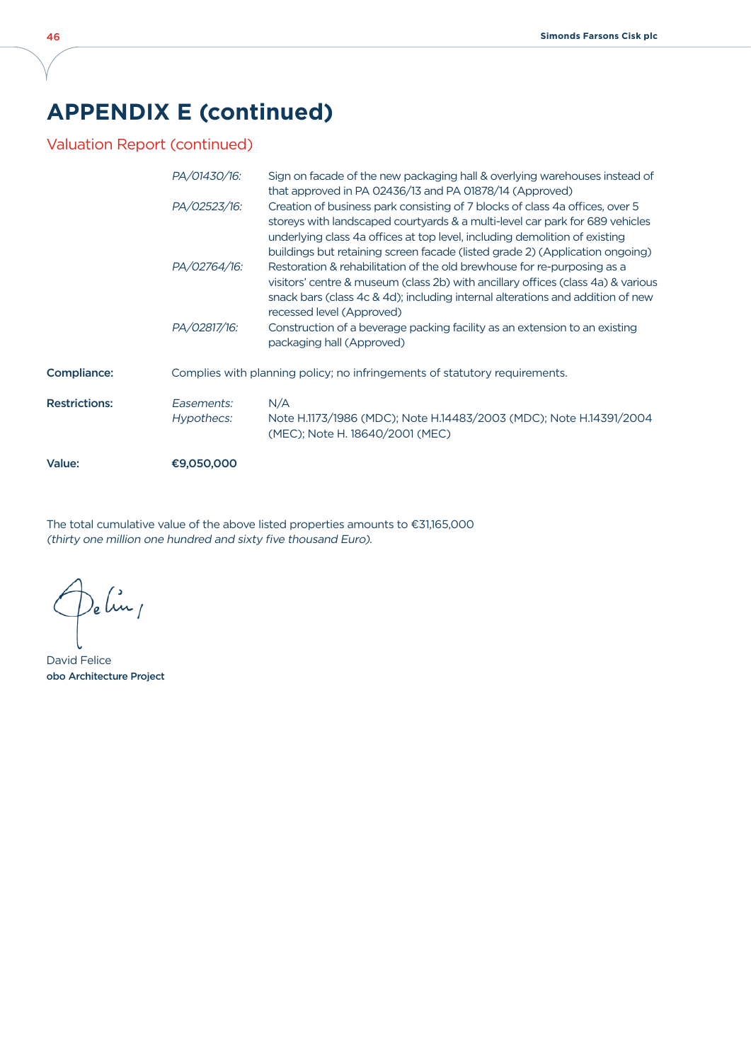# APPENDIX E (continued)

## Valuation Report (continued)

| | | |
|---|---|---|
| | *PA/01430/16:* | Sign on facade of the new packaging hall & overlying warehouses instead of that approved in PA 02436/13 and PA 01878/14 (Approved) |
| | *PA/02523/16:* | Creation of business park consisting of 7 blocks of class 4a offices, over 5 storeys with landscaped courtyards & a multi-level car park for 689 vehicles underlying class 4a offices at top level, including demolition of existing buildings but retaining screen facade (listed grade 2) (Application ongoing) |
| | *PA/02764/16:* | Restoration & rehabilitation of the old brewhouse for re-purposing as a visitors' centre & museum (class 2b) with ancillary offices (class 4a) & various snack bars (class 4c & 4d); including internal alterations and addition of new recessed level (Approved) |
| | *PA/02817/16:* | Construction of a beverage packing facility as an extension to an existing packaging hall (Approved) |
| **Compliance:** | Complies with planning policy; no infringements of statutory requirements. | |
| **Restrictions:** | *Easements:* | N/A |
| | *Hypothecs:* | Note H.1173/1986 (MDC); Note H.14483/2003 (MDC); Note H.14391/2004 (MEC); Note H. 18640/2001 (MEC) |
| **Value:** | **€9,050,000** | |

The total cumulative value of the above listed properties amounts to €31,165,000 *(thirty one million one hundred and sixty five thousand Euro).*

David Felice
**obo Architecture Project**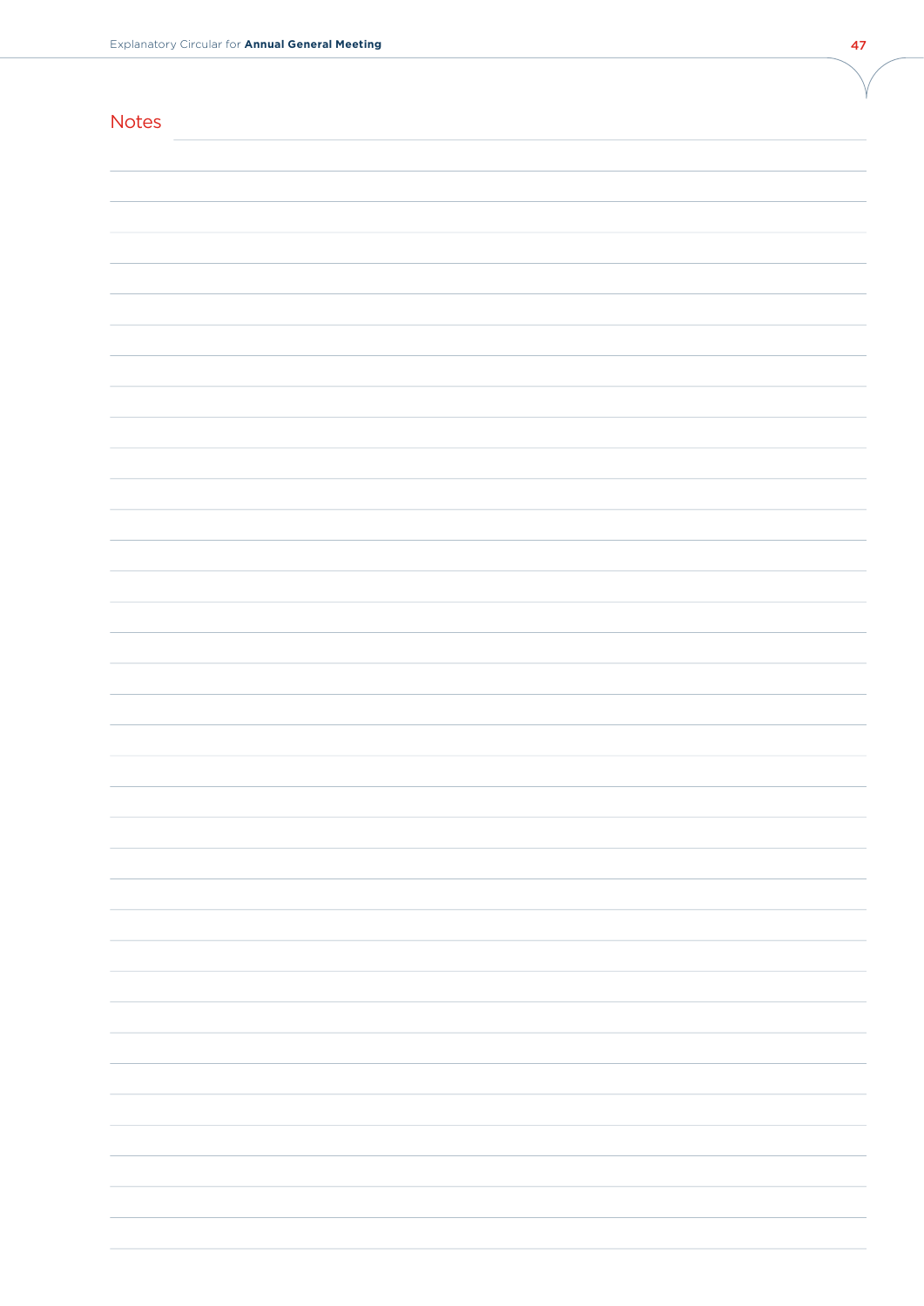# Notes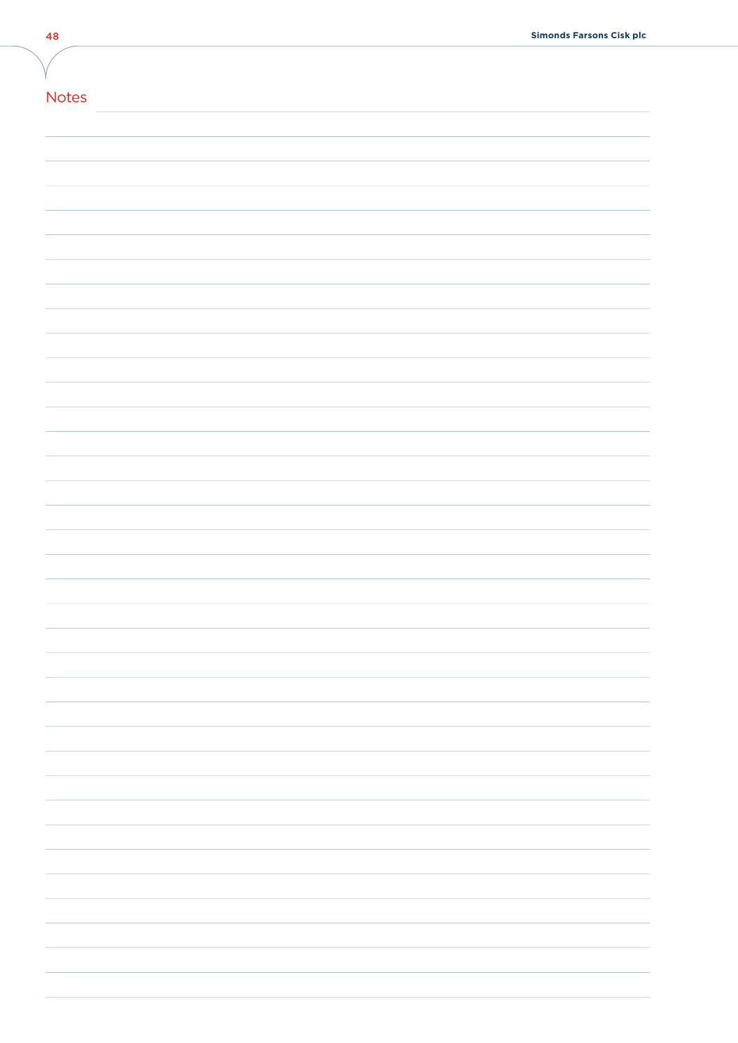# Notes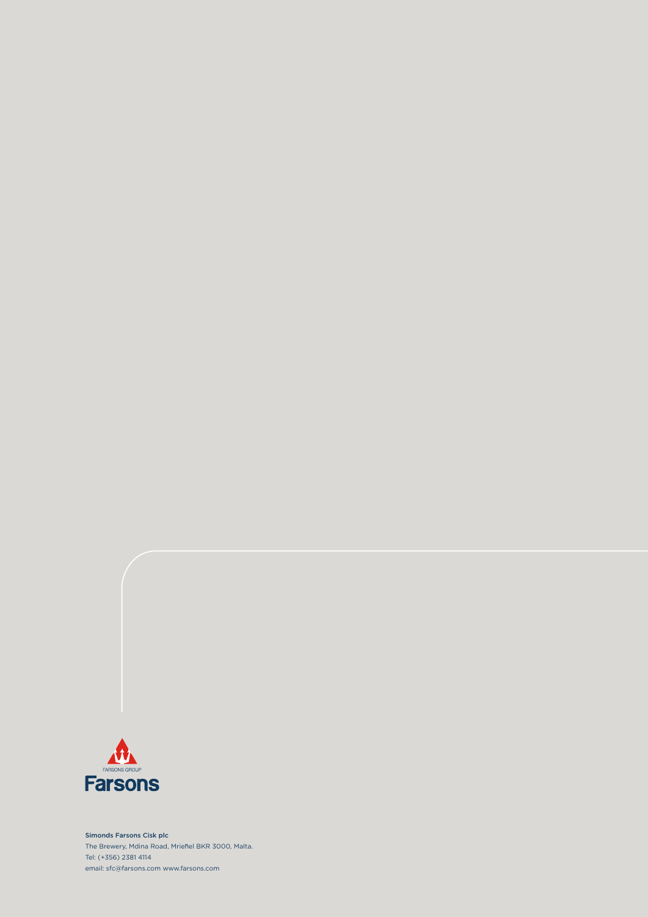FARSONS GROUP

Farsons

**Simonds Farsons Cisk plc**

The Brewery, Mdina Road, Mrieħel BKR 3000, Malta.

Tel: (+356) 2381 4114

email: sfc@farsons.com www.farsons.com